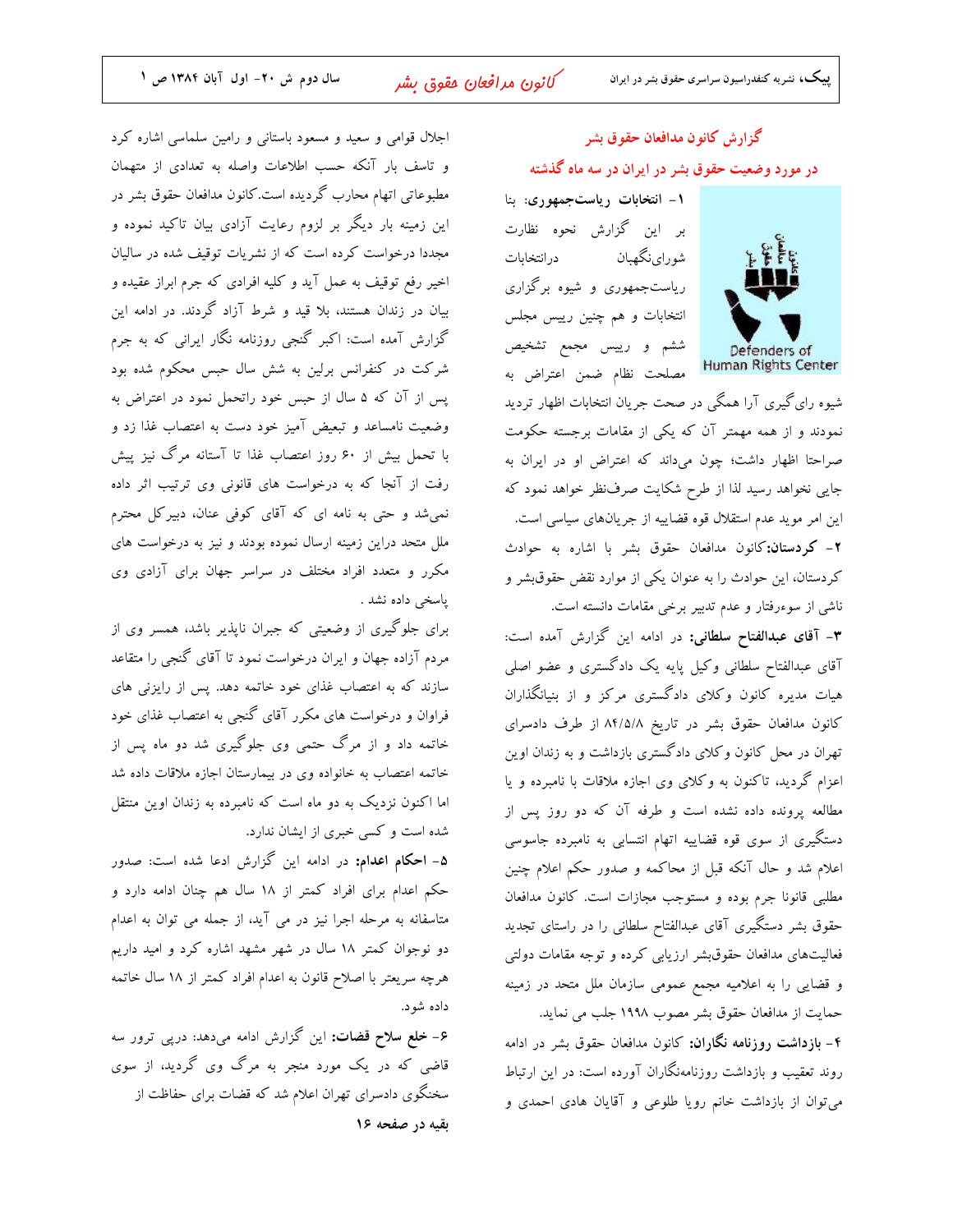## گزارش کانون مدافعان حقوق بشر

## در مورد وضعیت حقوق بشر در ایران در سه ماه گذشته

**۱- انتخابات ریاست‌جمهوری:** بنا بر این گزارش نحوه نظارت شورای‌نگهبان درانتخابات ریاست‌جمهوری و شیوه برگزاری انتخابات و هم چنین رییس مجلس ششم و رییس مجمع تشخیص مصلحت نظام ضمن اعتراض به شیوه رای‌گیری آرا همگی در صحت جریان انتخابات اظهار تردید نمودند و از همه مهمتر آن که یکی از مقامات برجسته حکومت صراحتا اظهار داشت؛ چون می‌داند که اعتراض او در ایران به جایی نخواهد رسید لذا از طرح شکایت صرف‌نظر خواهد نمود که این امر موید عدم استقلال قوه قضاییه از جریان‌های سیاسی است.

**۲- کردستان:** کانون مدافعان حقوق بشر با اشاره به حوادث کردستان، این حوادث را به عنوان یکی از موارد نقض حقوق‌بشر و ناشی از سوءرفتار و عدم تدبیر برخی مقامات دانسته است.

**۳- آقای عبدالفتاح سلطانی:** در ادامه این گزارش آمده است: آقای عبدالفتاح سلطانی وکیل پایه یک دادگستری و عضو اصلی هیات مدیره کانون وکلای دادگستری مرکز و از بنیانگذاران کانون مدافعان حقوق بشر در تاریخ ۸۴/۵/۸ از طرف دادسرای تهران در محل کانون وکلای دادگستری بازداشت و به زندان اوین اعزام گردید، تاکنون به وکلای وی اجازه ملاقات با نامبرده و یا مطالعه پرونده داده نشده است و طرفه آن که دو روز پس از دستگیری از سوی قوه قضاییه اتهام انتسابی به نامبرده جاسوسی اعلام شد و حال آنکه قبل از محاکمه و صدور حکم اعلام چنین مطلبی قانونا جرم بوده و مستوجب مجازات است. کانون مدافعان حقوق بشر دستگیری آقای عبدالفتاح سلطانی را در راستای تجدید فعالیت‌های مدافعان حقوق‌بشر ارزیابی کرده و توجه مقامات دولتی و قضایی را به اعلامیه مجمع عمومی سازمان ملل متحد در زمینه حمایت از مدافعان حقوق بشر مصوب ۱۹۹۸ جلب می نماید.

**۴- بازداشت روزنامه نگاران:** کانون مدافعان حقوق بشر در ادامه روند تعقیب و بازداشت روزنامه‌نگاران آورده است: در این ارتباط می‌توان از بازداشت خانم رویا طلوعی و آقایان هادی احمدی و اجلال قوامی و سعید و مسعود باستانی و رامین سلماسی اشاره کرد و تاسف بار آنکه حسب اطلاعات واصله به تعدادی از متهمان مطبوعاتی اتهام محارب گردیده است.کانون مدافعان حقوق بشر در این زمینه بار دیگر بر لزوم رعایت آزادی بیان تاکید نموده و مجددا درخواست کرده است که از نشریات توقیف شده در سالیان اخیر رفع توقیف به عمل آید و کلیه افرادی که جرم ابراز عقیده و بیان در زندان هستند، بلا قید و شرط آزاد گردند. در ادامه این گزارش آمده است: اکبر گنجی روزنامه نگار ایرانی که به جرم شرکت در کنفرانس برلین به شش سال حبس محکوم شده بود پس از آن که ۵ سال از حبس خود راتحمل نمود در اعتراض به وضعیت نامساعد و تبعیض آمیز خود دست به اعتصاب غذا زد و با تحمل بیش از ۶۰ روز اعتصاب غذا تا آستانه مرگ نیز پیش رفت از آنجا که به درخواست های قانونی وی ترتیب اثر داده نمی‌شد و حتی به نامه ای که آقای کوفی عنان، دبیرکل محترم ملل متحد دراین زمینه ارسال نموده بودند و نیز به درخواست های مکرر و متعدد افراد مختلف در سراسر جهان برای آزادی وی پاسخی داده نشد .

برای جلوگیری از وضعیتی که جبران ناپذیر باشد، همسر وی از مردم آزاده جهان و ایران درخواست نمود تا آقای گنجی را متقاعد سازند که به اعتصاب غذای خود خاتمه دهد. پس از رایزنی های فراوان و درخواست های مکرر آقای گنجی به اعتصاب غذای خود خاتمه داد و از مرگ حتمی وی جلوگیری شد دو ماه پس از خاتمه اعتصاب به خانواده وی در بیمارستان اجازه ملاقات داده شد اما اکنون نزدیک به دو ماه است که نامبرده به زندان اوین منتقل شده است و کسی خبری از ایشان ندارد.

**۵- احکام اعدام:** در ادامه این گزارش ادعا شده است: صدور حکم اعدام برای افراد کمتر از ۱۸ سال هم چنان ادامه دارد و متاسفانه به مرحله اجرا نیز در می آید، از جمله می توان به اعدام دو نوجوان کمتر ۱۸ سال در شهر مشهد اشاره کرد و امید داریم هرچه سریعتر با اصلاح قانون به اعدام افراد کمتر از ۱۸ سال خاتمه داده شود.

**۶- خلع سلاح قضات:** این گزارش ادامه می‌دهد: درپی ترور سه قاضی که در یک مورد منجر به مرگ وی گردید، از سوی سخنگوی دادسرای تهران اعلام شد که قضات برای حفاظت از

**بقیه در صفحه ۱۶**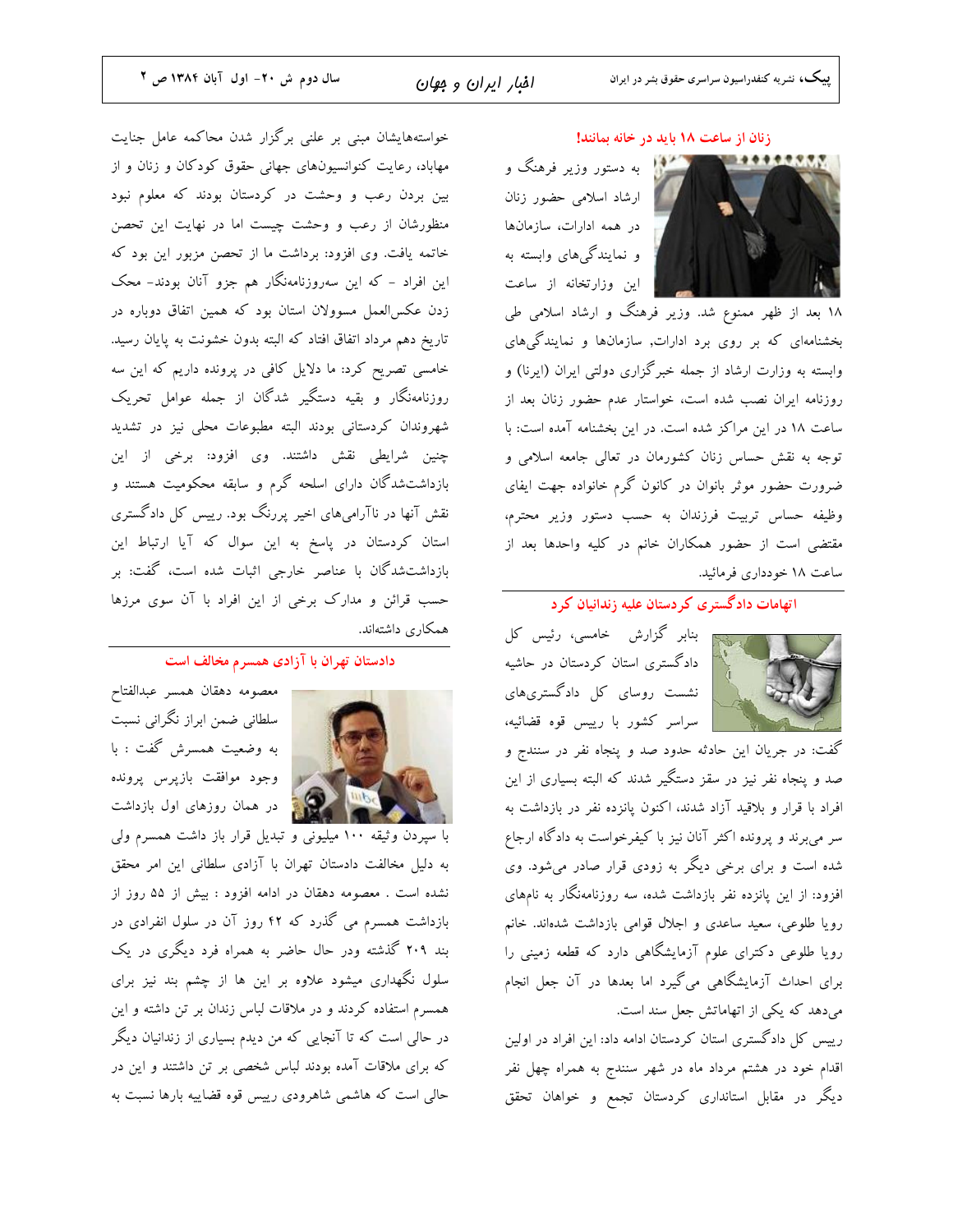## زنان از ساعت ۱۸ باید در خانه بمانند!

به دستور وزیر فرهنگ و ارشاد اسلامی حضور زنان در همه ادارات، سازمانها و نمایندگی‌های وابسته به این وزارتخانه از ساعت ۱۸ بعد از ظهر ممنوع شد. وزیر فرهنگ و ارشاد اسلامی طی بخشنامه‌ای که بر روی برد ادارات, سازمانها و نمایندگی‌های وابسته به وزارت ارشاد از جمله خبرگزاری دولتی ایران (ایرنا) و روزنامه ایران نصب شده است، خواستار عدم حضور زنان بعد از ساعت ۱۸ در این مراکز شده است. در این بخشنامه آمده است: با توجه به نقش حساس زنان کشورمان در تعالی جامعه اسلامی و ضرورت حضور موثر بانوان در کانون گرم خانواده جهت ایفای وظیفه حساس تربیت فرزندان به حسب دستور وزیر محترم، مقتضی است از حضور همکاران خانم در کلیه واحدها بعد از ساعت ۱۸ خودداری فرمائید.

## اتهامات دادگستری کردستان علیه زندانیان کرد

بنابر گزارش خامسی، رییس کل دادگستری استان کردستان در حاشیه نشست روسای کل دادگستری‌های سراسر کشور با رییس قوه قضائیه، گفت: در جریان این حادثه حدود صد و پنجاه نفر در سنندج و صد و پنجاه نفر نیز در سقز دستگیر شدند که البته بسیاری از این افراد با قرار و بلاقید آزاد شدند، اکنون پانزده نفر در بازداشت به سر می‌برند و پرونده اکثر آنان نیز با کیفرخواست به دادگاه ارجاع شده است و برای برخی دیگر به زودی قرار صادر می‌شود. وی افزود: از این پانزده نفر بازداشت شده، سه روزنامه‌نگار به نامهای رویا طلوعی، سعید ساعدی و اجلال قوامی بازداشت شده‌اند. خانم رویا طلوعی دکترای علوم آزمایشگاهی دارد که قطعه زمینی را برای احداث آزمایشگاهی می‌گیرد اما بعدها در آن جعل انجام می‌دهد که یکی از اتهاماتش جعل سند است.

رییس کل دادگستری استان کردستان ادامه داد: این افراد در اولین اقدام خود در هشتم مرداد ماه در شهر سنندج به همراه چهل نفر دیگر در مقابل استانداری کردستان تجمع و خواهان تحقق خواسته‌هایشان مبنی بر علنی برگزار شدن محاکمه عامل جنایت مهاباد، رعایت کنوانسیون‌های جهانی حقوق کودکان و زنان و از بین بردن رعب و وحشت در کردستان بودند که معلوم نبود منظورشان از رعب و وحشت چیست اما در نهایت این تحصن خاتمه یافت. وی افزود: برداشت ما از تحصن مزبور این بود که این افراد - که این سه‌روزنامه‌نگار هم جزو آنان بودند- محک زدن عکس‌العمل مسوولان استان بود که همین اتفاق دوباره در تاریخ دهم مرداد اتفاق افتاد که البته بدون خشونت به پایان رسید. خامسی تصریح کرد: ما دلایل کافی در پرونده داریم که این سه روزنامه‌نگار و بقیه دستگیر شدگان از جمله عوامل تحریک شهروندان کردستانی بودند البته مطبوعات محلی نیز در تشدید چنین شرایطی نقش داشتند. وی افزود: برخی از این بازداشت‌شدگان دارای اسلحه گرم و سابقه محکومیت هستند و نقش آنها در ناآرامی‌های اخیر پررنگ بود. رییس کل دادگستری استان کردستان در پاسخ به این سوال که آیا ارتباط این بازداشت‌شدگان با عناصر خارجی اثبات شده است، گفت: بر حسب قرائن و مدارک برخی از این افراد با آن سوی مرزها همکاری داشته‌اند.

## دادستان تهران با آزادی همسرم مخالف است

معصومه دهقان همسر عبدالفتاح سلطانی ضمن ابراز نگرانی نسبت به وضعیت همسرش گفت : با وجود موافقت بازپرس پرونده در همان روزهای اول بازداشت با سپردن وثیقه ۱۰۰ میلیونی و تبدیل قرار باز داشت همسرم ولی به دلیل مخالفت دادستان تهران با آزادی سلطانی این امر محقق نشده است . معصومه دهقان در ادامه افزود : بیش از ۵۵ روز از بازداشت همسرم می گذرد که ۴۲ روز آن در سلول انفرادی در بند ۲۰۹ گذشته ودر حال حاضر به همراه فرد دیگری در یک سلول نگهداری میشود علاوه بر این ها از چشم بند نیز برای همسرم استفاده کردند و در ملاقات لباس زندان بر تن داشته و این در حالی است که تا آنجایی که من دیدم بسیاری از زندانیان دیگر که برای ملاقات آمده بودند لباس شخصی بر تن داشتند و این در حالی است که هاشمی شاهرودی رییس قوه قضاییه بارها نسبت به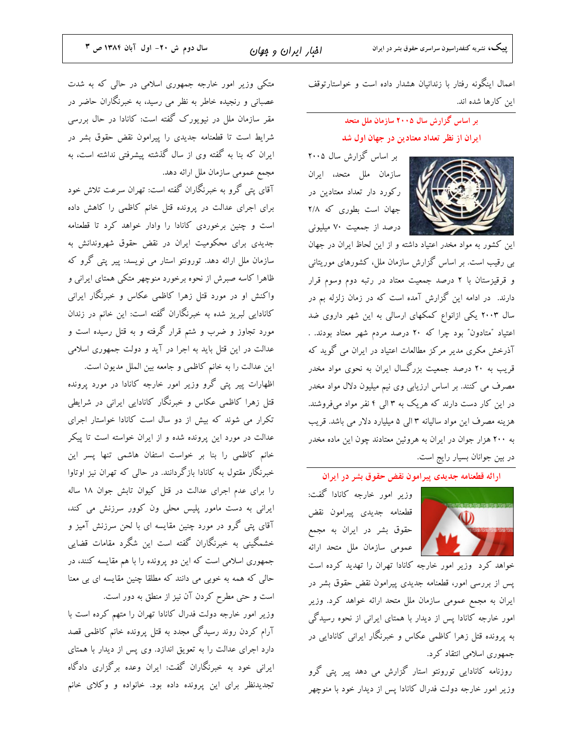اعمال اینگونه رفتار با زندانیان هشدار داده است و خواستارتوقف این کارها شده اند.

## بر اساس گزارش سال ۲۰۰۵ سازمان ملل متحد
## ایران از نظر تعداد معتادین در جهان اول شد

بر اساس گزارش سال ۲۰۰۵ سازمان ملل متحد، ایران رکورد دار تعداد معتادین در جهان است بطوری که ۲/۸ درصد از جمعیت ۷۰ میلیونی این کشور به مواد مخدر اعتیاد داشته و از این لحاظ ایران در جهان بی رقیب است. بر اساس گزارش سازمان ملل، کشورهای موریتانی و قرقیزستان با ۲ درصد جمعیت معتاد در رتبه دوم وسوم قرار دارند. در ادامه این گزارش آمده است که در زمان زلزله بم در سال ۲۰۰۳ یکی ازانواع کمکهای ارسالی به این شهر داروی ضد اعتیاد "متادون" بود چرا که ۲۰ درصد مردم شهر معتاد بودند. . آذرخش مکری مدیر مرکز مطالعات اعتیاد در ایران می گوید که قریب به ۲۰ درصد جمعیت بزرگسال ایران به نحوی مواد مخدر مصرف می کنند. بر اساس ارزیابی وی نیم میلیون دلال مواد مخدر در این کار دست دارند که هریک به ۳ الی ۴ نفر مواد می‌فروشند. هزینه مصرف این مواد سالیانه ۳ الی ۵ میلیارد دلار می باشد. قریب به ۲۰۰ هزار جوان در ایران به هروئین معتادند چون این ماده مخدر در بین جوانان بسیار رایج است.

## ارائه قطعنامه جدیدی پیرامون نقض حقوق بشر در ایران

وزیر امور خارجه کانادا گفت: قطعنامه جدیدی پیرامون نقض حقوق بشر در ایران به مجمع عمومی سازمان ملل متحد ارائه خواهد کرد وزیر امور خارجه کانادا تهران را تهدید کرده است پس از بررسی امور، قطعنامه جدیدی پیرامون نقض حقوق بشر در ایران به مجمع عمومی سازمان ملل متحد ارائه خواهد کرد. وزیر امور خارجه کانادا پس از دیدار با همتای ایرانی از نحوه رسیدگی به پرونده قتل زهرا کاظمی عکاس و خبرنگار ایرانی کانادایی در جمهوری اسلامی انتقاد کرد.

روزنامه کانادایی تورونتو استار گزارش می دهد پیر پتی گرو وزیر امور خارجه دولت فدرال کانادا پس از دیدار خود با منوچهر متکی وزیر امور خارجه جمهوری اسلامی در حالی که به شدت عصبانی و رنجیده خاطر به نظر می رسید، به خبرنگاران حاضر در مقر سازمان ملل در نیویورک گفته است: کانادا در حال بررسی شرایط است تا قطعنامه جدیدی را پیرامون نقض حقوق بشر در ایران که بنا به گفته وی از سال گذشته پیشرفتی نداشته است، به مجمع عمومی سازمان ملل ارائه دهد.

آقای پتی گرو به خبرنگاران گفته است: تهران سرعت تلاش خود برای اجرای عدالت در پرونده قتل خانم کاظمی را کاهش داده است و چنین برخوردی کانادا را وادار خواهد کرد تا قطعنامه جدیدی برای محکومیت ایران در نقض حقوق شهروندانش به سازمان ملل ارائه دهد. تورونتو استار می نویسد: پیر پتی گرو که ظاهرا کاسه صبرش از نحوه برخورد منوچهر متکی همتای ایرانی و واکنش او در مورد قتل زهرا کاظمی عکاس و خبرنگار ایرانی کانادایی لبریز شده به خبرنگاران گفته است: این خانم در زندان مورد تجاوز و ضرب و شتم قرار گرفته و به قتل رسیده است و عدالت در این قتل باید به اجرا در آید و دولت جمهوری اسلامی این عدالت را به خانم کاظمی و جامعه بین الملل مدیون است.

اظهارات پیر پتی گرو وزیر امور خارجه کانادا در مورد پرونده قتل زهرا کاظمی عکاس و خبرنگار کانادایی ایرانی در شرایطی تکرار می شوند که بیش از دو سال است کانادا خواستار اجرای عدالت در مورد این پرونده شده و از ایران خواسته است تا پیکر خانم کاظمی را بنا بر خواست استفان هاشمی تنها پسر این خبرنگار مقتول به کانادا بازگردانند. در حالی که تهران نیز اوتاوا را برای عدم اجرای عدالت در قتل کیوان تابش جوان ۱۸ ساله ایرانی به دست مامور پلیس محلی ون کوور سرزنش می کند، آقای پتی گرو در مورد چنین مقایسه ای با لحن سرزنش آمیز و خشمگینی به خبرنگاران گفته است این شگرد مقامات قضایی جمهوری اسلامی است که این دو پرونده را با هم مقایسه کنند، در حالی که همه به خوبی می دانند که مطلقا چنین مقایسه ای بی معنا است و حتی مطرح کردن آن نیز از منطق به دور است.

وزیر امور خارجه دولت فدرال کانادا تهران را متهم کرده است با آرام کردن روند رسیدگی مجدد به قتل پرونده خانم کاظمی قصد دارد اجرای عدالت را به تعویق اندازد. وی پس از دیدار با همتای ایرانی خود به خبرنگاران گفت: ایران وعده برگزاری دادگاه تجدیدنظر برای این پرونده داده بود. خانواده و وکلای خانم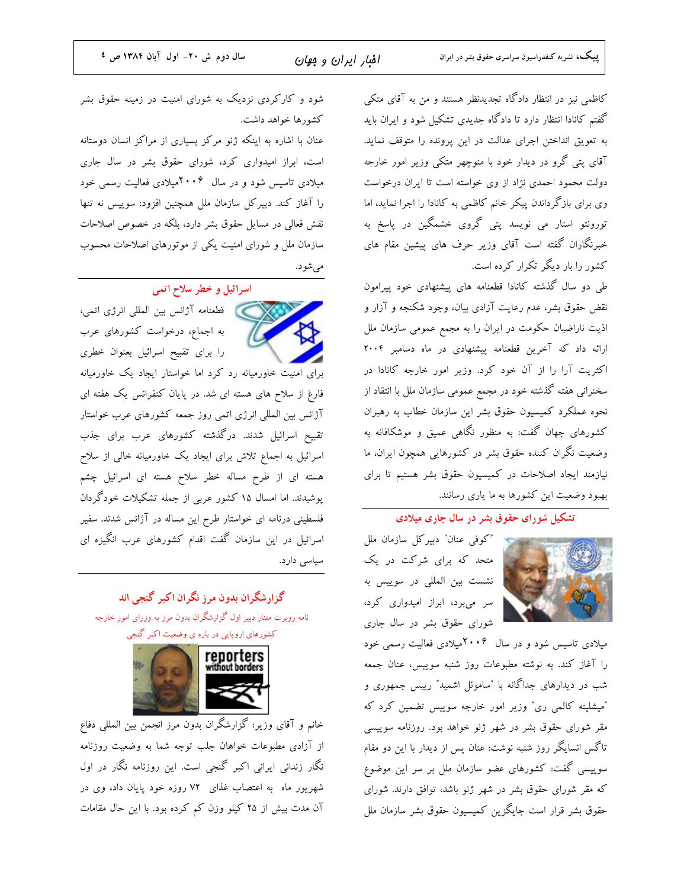کاظمی نیز در انتظار دادگاه تجدیدنظر هستند و من به آقای متکی گفتم کانادا انتظار دارد تا دادگاه جدیدی تشکیل شود و ایران باید به تعویق انداختن اجرای عدالت در این پرونده را متوقف نماید. آقای پتی گرو در دیدار خود با منوچهر متکی وزیر امور خارجه دولت محمود احمدی نژاد از وی خواسته است تا ایران درخواست وی برای بازگرداندن پیکر خانم کاظمی به کانادا را اجرا نماید، اما تورونتو استار می نویسد پتی گروی خشمگین در پاسخ به خبرنگاران گفته است آقای وزیر حرف های پیشین مقام های کشور را بار دیگر تکرار کرده است.

طی دو سال گذشته کانادا قطعنامه های پیشنهادی خود پیرامون نقض حقوق بشر، عدم رعایت آزادی بیان، وجود شکنجه و آزار و اذیت ناراضیان حکومت در ایران را به مجمع عمومی سازمان ملل ارائه داد که آخرین قطعنامه پیشنهادی در ماه دسامبر ۲۰۰۴ اکثریت آرا را از آن خود کرد. وزیر امور خارجه کانادا در سخنرانی هفته گذشته خود در مجمع عمومی سازمان ملل با انتقاد از نحوه عملکرد کمیسیون حقوق بشر این سازمان خطاب به رهبران کشورهای جهان گفت: به منظور نگاهی عمیق و موشکافانه به وضعیت نگران کننده حقوق بشر در کشورهایی همچون ایران، ما نیازمند ایجاد اصلاحات در کمیسیون حقوق بشر هستیم تا برای بهبود وضعیت این کشورها به ما یاری رسانند.

## تشکیل شورای حقوق بشر در سال جاری میلادی

"کوفی عنان" دبیرکل سازمان ملل متحد که برای شرکت در یک نشست بین المللی در سوییس به سر می‌برد، ابراز امیدواری کرد، شورای حقوق بشر در سال جاری میلادی تاسیس شود و در سال ۲۰۰۶میلادی فعالیت رسمی خود را آغاز کند. به نوشته مطبوعات روز شنبه سوییس، عنان جمعه شب در دیدارهای جداگانه با "ساموئل اشمید" رییس جمهوری و "میشلینه کالمی ری" وزیر امور خارجه سوییس تضمین کرد که مقر شورای حقوق بشر در شهر ژنو خواهد بود. روزنامه سوییسی تاگس انسایگر روز شنبه نوشت: عنان پس از دیدار با این دو مقام سوییسی گفت: کشورهای عضو سازمان ملل بر سر این موضوع که مقر شورای حقوق بشر در شهر ژنو باشد، توافق دارند. شورای حقوق بشر قرار است جایگزین کمیسیون حقوق بشر سازمان ملل شود و کارکردی نزدیک به شورای امنیت در زمینه حقوق بشر کشورها خواهد داشت.

عنان با اشاره به اینکه ژنو مرکز بسیاری از مراکز انسان دوستانه است، ابراز امیدواری کرد، شورای حقوق بشر در سال جاری میلادی تاسیس شود و در سال ۲۰۰۶میلادی فعالیت رسمی خود را آغاز کند. دبیرکل سازمان ملل همچنین افزود: سوییس نه تنها نقش فعالی در مسایل حقوق بشر دارد، بلکه در خصوص اصلاحات سازمان ملل و شورای امنیت یکی از موتورهای اصلاحات محسوب می‌شود.

## اسرائیل و خطر سلاح اتمی

قطعنامه آژانس بین المللی انرژی اتمی، به اجماع، درخواست کشورهای عرب را برای تقبیح اسرائیل بعنوان خطری برای امنیت خاورمیانه رد کرد اما خواستار ایجاد یک خاورمیانه فارغ از سلاح های هسته ای شد. در پایان کنفرانس یک هفته ای آژانس بین المللی انرژی اتمی روز جمعه کشورهای عرب خواستار تقبیح اسرائیل شدند. درگذشته کشورهای عرب برای جذب اسرائیل به اجماع تلاش برای ایجاد یک خاورمیانه خالی از سلاح هسته ای از طرح مساله خطر سلاح هسته ای اسرائیل چشم پوشیدند. اما امسال ۱۵ کشور عربی از جمله تشکیلات خودگردان فلسطینی درنامه ای خواستار طرح این مساله در آژانس شدند. سفیر اسرائیل در این سازمان گفت اقدام کشورهای عرب انگیزه ای سیاسی دارد.

## گزارشگران بدون مرز نگران اکبر گنجی اند

نامه روبرت منثار دبیر اول گزارشگران بدون مرز به وزرای امور خارجه کشورهای اروپایی در باره ی وضعیت اکبر گنجی

خانم و آقای وزیر: گزارشگران بدون مرز انجمن بین المللی دفاع از آزادی مطبوعات خواهان جلب توجه شما به وضعیت روزنامه نگار زندانی ایرانی اکبر گنجی است. این روزنامه نگار در اول شهریور ماه به اعتصاب غذای ۷۲ روزه خود پایان داد، وی در آن مدت بیش از ۲۵ کیلو وزن کم کرده بود. با این حال مقامات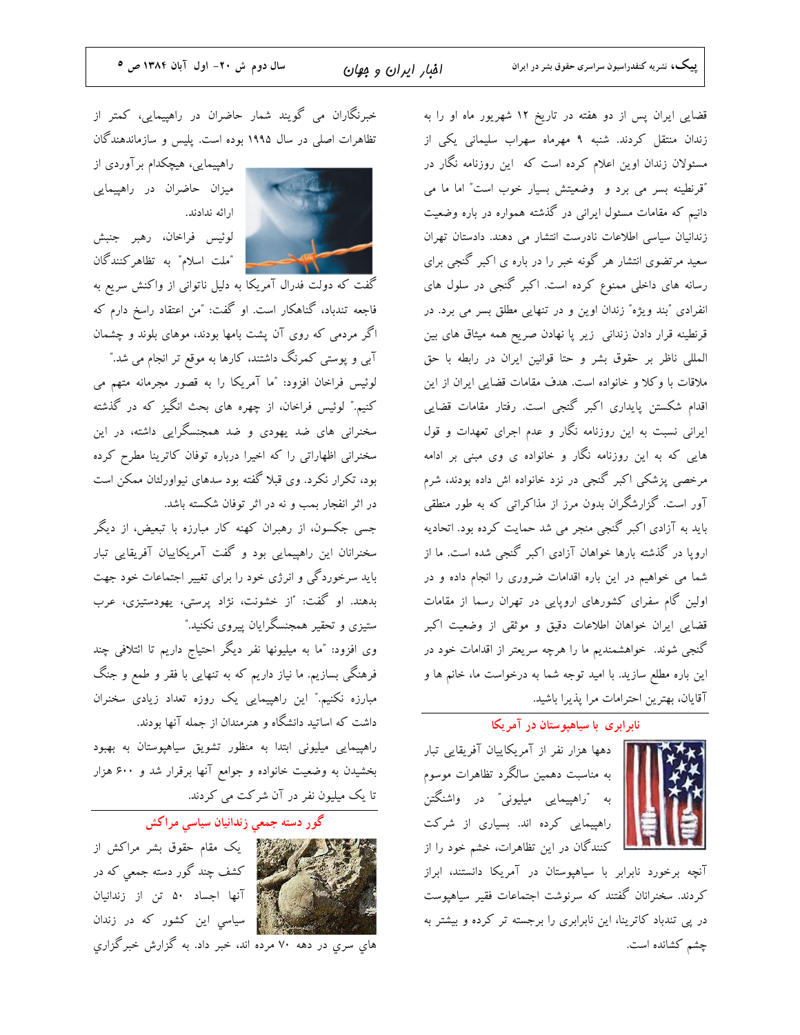قضایی ایران پس از دو هفته در تاریخ ۱۲ شهریور ماه او را به زندان منتقل کردند. شنبه ۹ مهرماه سهراب سلیمانی یکی از مسئولان زندان اوین اعلام کرده است که این روزنامه نگار در "قرنطینه بسر می برد و وضعیتش بسیار خوب است" اما ما می دانیم که مقامات مسئول ایرانی در گذشته همواره در باره وضعیت زندانیان سیاسی اطلاعات نادرست انتشار می دهند. دادستان تهران سعید مرتضوی انتشار هر گونه خبر را در باره ی اکبر گنجی برای رسانه های داخلی ممنوع کرده است. اکبر گنجی در سلول های انفرادی "بند ویژه" زندان اوین و در تنهایی مطلق بسر می برد. در قرنطینه قرار دادن زندانی زیر پا نهادن صریح همه میثاق های بین المللی ناظر بر حقوق بشر و حتا قوانین ایران در رابطه با حق ملاقات با وکلا و خانواده است. هدف مقامات قضایی ایران از این اقدام شکستن پایداری اکبر گنجی است. رفتار مقامات قضایی ایرانی نسبت به این روزنامه نگار و عدم اجرای تعهدات و قول هایی که به این روزنامه نگار و خانواده ی وی مبنی بر ادامه مرخصی پزشکی اکبر گنجی در نزد خانواده اش داده بودند، شرم آور است. گزارشگران بدون مرز از مذاکراتی که به طور منطقی باید به آزادی اکبر گنجی منجر می شد حمایت کرده بود. اتحادیه اروپا در گذشته بارها خواهان آزادی اکبر گنجی شده است. ما از شما می خواهیم در این باره اقدامات ضروری را انجام داده و در اولین گام سفرای کشورهای اروپایی در تهران رسما از مقامات قضایی ایران خواهان اطلاعات دقیق و موثقی از وضعیت اکبر گنجی شوند. خواهشمندیم ما را هرچه سریعتر از اقدامات خود در این باره مطلع سازید. با امید توجه شما به درخواست ما، خانم ها و آقایان، بهترین احترامات مرا پذیرا باشید.

## نابرابری با سیاهپوستان در آمریکا

دهها هزار نفر از آمریکاییان آفریقایی تبار به مناسبت دهمین سالگرد تظاهرات موسوم به "راهپیمایی میلیونی" در واشنگتن راهپیمایی کرده اند. بسیاری از شرکت کنندگان در این تظاهرات، خشم خود را از آنچه برخورد نابرابر با سیاهپوستان در آمریکا دانستند، ابراز کردند. سخنرانان گفتند که سرنوشت اجتماعات فقیر سیاهپوست در پی تندباد کاترینا، این نابرابری را برجسته تر کرده و بیشتر به چشم کشانده است.

خبرنگاران می گویند شمار حاضران در راهپیمایی، کمتر از تظاهرات اصلی در سال ۱۹۹۵ بوده است. پلیس و سازماندهندگان راهپیمایی، هیچکدام برآوردی از میزان حاضران در راهپیمایی ارائه ندادند.

لوئیس فراخان، رهبر جنبش "ملت اسلام" به تظاهرکنندگان گفت که دولت فدرال آمریکا به دلیل ناتوانی از واکنش سریع به فاجعه تندباد، گناهکار است. او گفت: "من اعتقاد راسخ دارم که اگر مردمی که روی آن پشت بامها بودند، موهای بلوند و چشمان آبی و پوستی کمرنگ داشتند، کارها به موقع تر انجام می شد."

لوئیس فراخان افزود: "ما آمریکا را به قصور مجرمانه متهم می کنیم." لوئیس فراخان، از چهره های بحث انگیز که در گذشته سخنرانی های ضد یهودی و ضد همجنسگرایی داشته، در این سخنرانی اظهاراتی را که اخیرا درباره توفان کاترینا مطرح کرده بود، تکرار نکرد. وی قبلا گفته بود سدهای نیواورلئان ممکن است در اثر انفجار بمب و نه در اثر توفان شکسته باشد.

جسی جکسون، از رهبران کهنه کار مبارزه با تبعیض، از دیگر سخنرانان این راهپیمایی بود و گفت آمریکاییان آفریقایی تبار باید سرخوردگی و انرژی خود را برای تغییر اجتماعات خود جهت بدهند. او گفت: "از خشونت، نژاد پرستی، یهودستیزی، عرب ستیزی و تحقیر همجنسگرایان پیروی نکنید."

وی افزود: "ما به میلیونها نفر دیگر احتیاج داریم تا ائتلافی چند فرهنگی بسازیم. ما نیاز داریم که به تنهایی با فقر و طمع و جنگ مبارزه نکنیم." این راهپیمایی یک روزه تعداد زیادی سخنران داشت که اساتید دانشگاه و هنرمندان از جمله آنها بودند.

راهپیمایی میلیونی ابتدا به منظور تشویق سیاهپوستان به بهبود بخشیدن به وضعیت خانواده و جوامع آنها برقرار شد و ۶۰۰ هزار تا یک میلیون نفر در آن شرکت می کردند.

## گور دسته جمعي زندانيان سياسي مراكش

یک مقام حقوق بشر مراکش از کشف چند گور دسته جمعی که در آنها اجساد ۵۰ تن از زندانیان سیاسی این کشور که در زندان هاي سري در دهه ۷۰ مرده اند، خبر داد. به گزارش خبرگزاري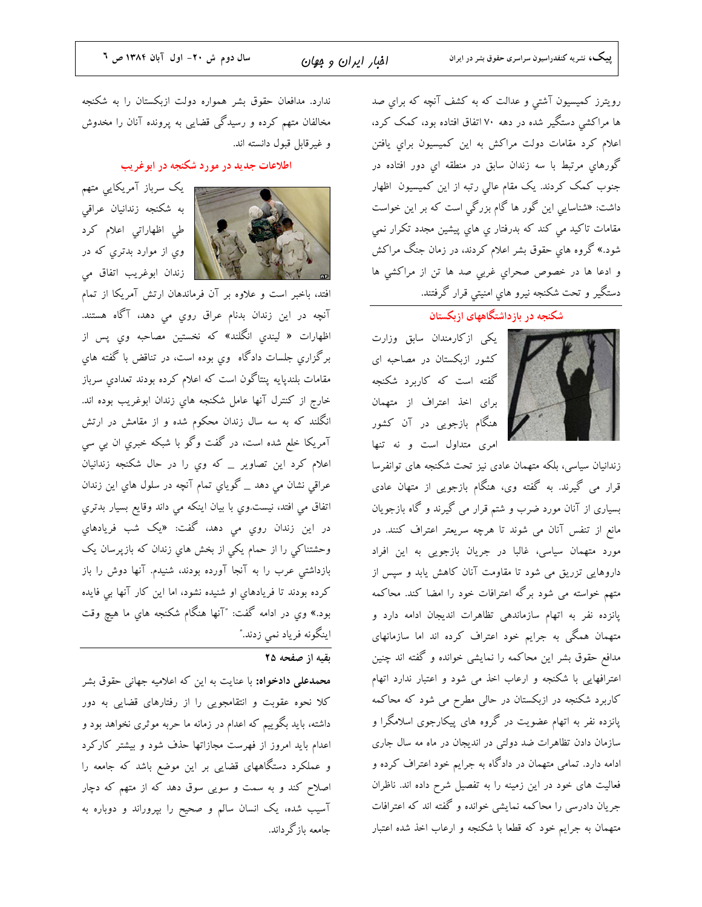رويترز کميسيون آشتي و عدالت که به کشف آنچه که براي صد ها مراکشي دستگير شده در دهه ۷۰ اتفاق افتاده بود، کمک کرد، اعلام کرد مقامات دولت مراکش به اين کميسيون براي يافتن گورهاي مرتبط با سه زندان سابق در منطقه اي دور افتاده در جنوب کمک کردند. يک مقام عالي رتبه از اين کميسيون اظهار داشت: «شناسايي اين گور ها گام بزرگي است که بر اين خواست مقامات تاکيد مي کند که بدرفتار ي هاي پيشين مجدد تکرار نمي شود.» گروه هاي حقوق بشر اعلام کردند، در زمان جنگ مراکش و ادعا ها در خصوص صحراي غربي صد ها تن از مراکشي ها دستگير و تحت شکنجه نيرو هاي امنيتي قرار گرفتند.

## شکنجه در بازداشتگاههای ازبکستان

یکی ازکارمندان سابق وزارت کشور ازبکستان در مصاحبه ای گفته است که کاربرد شکنجه برای اخذ اعتراف از متهمان هنگام بازجویی در آن کشور امری متداول است و نه تنها زندانیان سیاسی، بلکه متهمان عادی نیز تحت شکنجه های توانفرسا قرار می گیرند. به گفته وی، هنگام بازجویی از متهان عادی بسیاری از آنان مورد ضرب و شتم قرار می گیرند و گاه بازجویان مانع از تنفس آنان می شوند تا هرچه سریعتر اعتراف کنند. در مورد متهمان سیاسی، غالبا در جریان بازجویی به این افراد داروهایی تزریق می شود تا مقاومت آنان کاهش یابد و سپس از متهم خواسته می شود برگه اعترافات خود را امضا کنند. محاکمه پانزده نفر به اتهام سازماندهی تظاهرات اندیجان ادامه دارد و متهمان همگی به جرایم خود اعتراف کرده اند اما سازمانهای مدافع حقوق بشر این محاکمه را نمایشی خوانده و گفته اند چنین اعترافهایی با شکنجه و ارعاب اخذ می شود و اعتبار ندارد اتهام کاربرد شکنجه در ازبکستان در حالی مطرح می شود که محاکمه پانزده نفر به اتهام عضویت در گروه های پیکارجوی اسلامگرا و سازمان دادن تظاهرات ضد دولتی در اندیجان در ماه مه سال جاری ادامه دارد. تمامی متهمان در دادگاه به جرایم خود اعتراف کرده و فعالیت های خود در این زمینه را به تفصیل شرح داده اند. ناظران جریان دادرسی را محاکمه نمایشی خوانده و گفته اند که اعترافات متهمان به جرایم خود که قطعا با شکنجه و ارعاب اخذ شده اعتبار ندارد. مدافعان حقوق بشر همواره دولت ازبکستان را به شکنجه مخالفان متهم کرده و رسيدگی قضایی به پرونده آنان را مخدوش و غیرقابل قبول دانسته اند.

## اطلاعات جديد در مورد شكنجه در ابوغريب

يک سرباز آمريکايي متهم به شکنجه زندانيان عراقي طي اظهاراتي اعلام کرد وي از موارد بدتري که در زندان ابوغريب اتفاق مي افتد، باخبر است و علاوه بر آن فرماندهان ارتش آمريکا از تمام آنچه در اين زندان بدنام عراق روي مي دهد، آگاه هستند. اظهارات « ليندي انگلند» که نخستين مصاحبه وي پس از برگزاري جلسات دادگاه وي بوده است، در تناقض با گفته هاي مقامات بلندپايه پنتاگون است که اعلام کرده بودند تعدادي سرباز خارج از کنترل آنها عامل شکنجه هاي زندان ابوغريب بوده اند. انگلند که به سه سال زندان محکوم شده و از مقامش در ارتش آمريکا خلع شده است، در گفت وگو با شبکه خبري ان بي سي اعلام کرد اين تصاوير ـ که وي را در حال شکنجه زندانيان عراقي نشان مي دهد ـ گوياي تمام آنچه در سلول هاي اين زندان اتفاق مي افتد، نيست.وي با بيان اينکه مي داند وقايع بسيار بدتري در اين زندان روي مي دهد، گفت: «يک شب فريادهاي وحشتناکي را از حمام يکي از بخش هاي زندان که بازپرسان يک بازداشتي عرب را به آنجا آورده بودند، شنيدم. آنها دوش را باز کرده بودند تا فريادهاي او شنيده نشود، اما اين کار آنها بي فايده بود.» وي در ادامه گفت: "آنها هنگام شکنجه هاي ما هيچ وقت اينگونه فرياد نمي زدند."

---

### بقيه از صفحه ۲۵

**محمدعلی دادخواه:** با عنایت به این که اعلامیه جهانی حقوق بشر کلا نحوه عقوبت و انتقامجویی را از رفتارهای قضایی به دور داشته، باید بگوییم که اعدام در زمانه ما حربه موثری نخواهد بود و اعدام باید امروز از فهرست مجازاتها حذف شود و بیشتر کارکرد و عملکرد دستگاههای قضایی بر این موضع باشد که جامعه را اصلاح کند و به سمت و سویی سوق دهد که از متهم که دچار آسیب شده، یک انسان سالم و صحیح را بپروراند و دوباره به جامعه بازگرداند.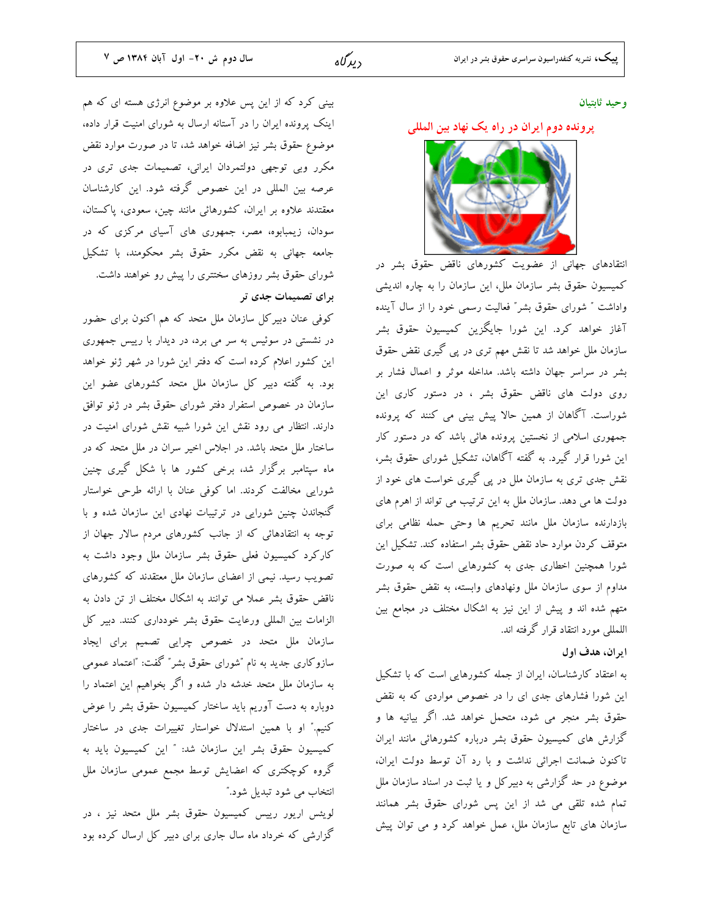وحید ثابتیان

## پرونده دوم ایران در راه یک نهاد بین المللی

انتقادهای جهانی از عضویت کشورهای ناقض حقوق بشر در کمیسیون حقوق بشر سازمان ملل، این سازمان را به چاره اندیشی واداشت " شورای حقوق بشر" فعالیت رسمی خود را از سال آینده آغاز خواهد کرد. این شورا جایگزین کمیسیون حقوق بشر سازمان ملل خواهد شد تا نقش مهم تری در پی گیری نقض حقوق بشر در سراسر جهان داشته باشد. مداخله موثر و اعمال فشار بر روی دولت های ناقض حقوق بشر ، در دستور کاری این شوراست. آگاهان از همین حالا پیش بینی می کنند که پرونده جمهوری اسلامی از نخستین پرونده هائی باشد که در دستور کار این شورا قرار گیرد. به گفته آگاهان، تشکیل شورای حقوق بشر، نقش جدی تری به سازمان ملل در پی گیری خواست های خود از دولت ها می دهد. سازمان ملل به این ترتیب می تواند از اهرم های بازدارنده سازمان ملل مانند تحریم ها وحتی حمله نظامی برای متوقف کردن موارد حاد نقض حقوق بشر استفاده کند. تشکیل این شورا همچنین اخطاری جدی به کشورهایی است که به صورت مداوم از سوی سازمان ملل ونهادهای وابسته، به نقض حقوق بشر متهم شده اند و پیش از این نیز به اشکال مختلف در مجامع بین اللملی مورد انتقاد قرار گرفته اند.

### ایران، هدف اول

به اعتقاد کارشناسان، ایران از جمله کشورهایی است که با تشکیل این شورا فشارهای جدی ای را در خصوص مواردی که به نقض حقوق بشر منجر می شود، متحمل خواهد شد. اگر بیانیه ها و گزارش های کمیسیون حقوق بشر درباره کشورهائی مانند ایران تاکنون ضمانت اجرائی نداشت و با رد آن توسط دولت ایران، موضوع در حد گزارشی به دبیرکل و یا ثبت در اسناد سازمان ملل تمام شده تلقی می شد از این پس شورای حقوق بشر همانند سازمان های تابع سازمان ملل، عمل خواهد کرد و می توان پیش بینی کرد که از این پس علاوه بر موضوع انرژی هسته ای که هم اینک پرونده ایران را در آستانه ارسال به شورای امنیت قرار داده، موضوع حقوق بشر نیز اضافه خواهد شد، تا در صورت موارد نقض مکرر وبی توجهی دولتمردان ایرانی، تصمیمات جدی تری در عرصه بین المللی در این خصوص گرفته شود. این کارشناسان معتقدند علاوه بر ایران، کشورهائی مانند چین، سعودی، پاکستان، سودان، زیمبابوه، مصر، جمهوری های آسیای مرکزی که در جامعه جهانی به نقض مکرر حقوق بشر محکومند، با تشکیل شورای حقوق بشر روزهای سخت‌تری را پیش رو خواهند داشت.

### برای تصمیمات جدی تر

کوفی عنان دبیرکل سازمان ملل متحد که هم اکنون برای حضور در نشستی در سوئیس به سر می برد، در دیدار با رییس جمهوری این کشور اعلام کرده است که دفتر این شورا در شهر ژنو خواهد بود. به گفته دبیر کل سازمان ملل متحد کشورهای عضو این سازمان در خصوص استقرار دفتر شورای حقوق بشر در ژنو توافق دارند. انتظار می رود نقش این شورا شبیه نقش شورای امنیت در ساختار ملل متحد باشد. در اجلاس اخیر سران در ملل متحد که در ماه سپتامبر برگزار شد، برخی کشور ها با شکل گیری چنین شورایی مخالفت کردند. اما کوفی عنان با ارائه طرحی خواستار گنجاندن چنین شورایی در ترتیبات نهادی این سازمان شده و با توجه به انتقادهائی که از جانب کشورهای مردم سالار جهان از کارکرد کمیسیون فعلی حقوق بشر سازمان ملل وجود داشت به تصویب رسید. نیمی از اعضای سازمان ملل معتقدند که کشورهای ناقض حقوق بشر عملا می توانند به اشکال مختلف از تن دادن به الزامات بین المللی ورعایت حقوق بشر خودداری کنند. دبیر کل سازمان ملل متحد در خصوص چرایی تصمیم برای ایجاد سازوکاری جدید به نام "شورای حقوق بشر" گفت: "اعتماد عمومی به سازمان ملل متحد خدشه دار شده و اگر بخواهیم این اعتماد را دوباره به دست آوریم باید ساختار کمیسیون حقوق بشر را عوض کنیم." او با همین استدلال خواستار تغییرات جدی در ساختار کمیسیون حقوق بشر این سازمان شد: " این کمیسیون باید به گروه کوچکتری که اعضایش توسط مجمع عمومی سازمان ملل انتخاب می شود تبدیل شود."

لوئیس اربور رییس کمیسیون حقوق بشر ملل متحد نیز ، در گزارشی که خرداد ماه سال جاری برای دبیر کل ارسال کرده بود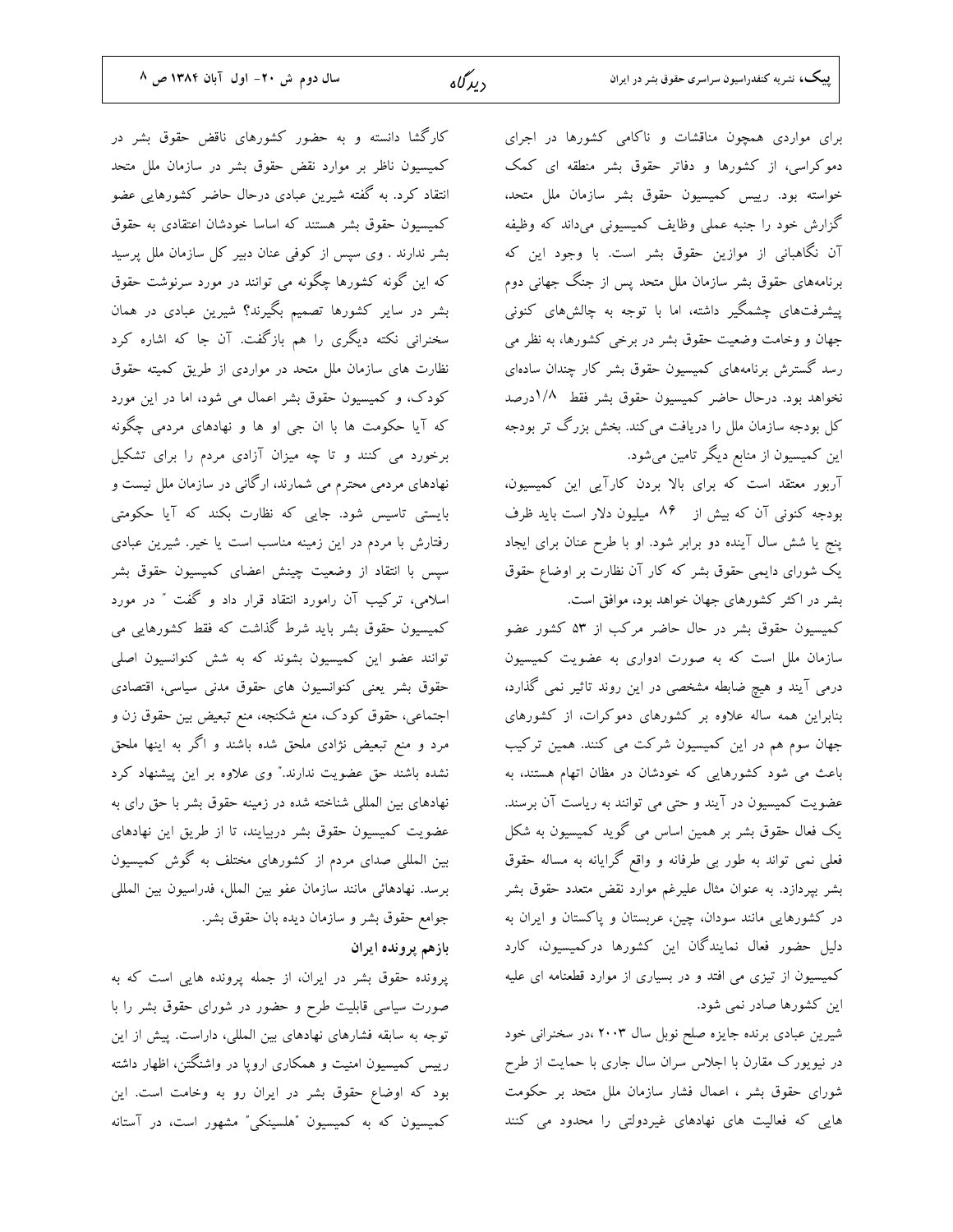برای مواردی همچون مناقشات و ناکامی کشورها در اجرای دموکراسی، از کشورها و دفاتر حقوق بشر منطقه ای کمک خواسته بود. رییس کمیسیون حقوق بشر سازمان ملل متحد، گزارش خود را جنبه عملی وظایف کمیسیونی می‌داند که وظیفه آن نگاهبانی از موازین حقوق بشر است. با وجود این که برنامه‌های حقوق بشر سازمان ملل متحد پس از جنگ جهانی دوم پیشرفت‌های چشمگیر داشته، اما با توجه به چالش‌های کنونی جهان و وخامت وضعیت حقوق بشر در برخی کشورها، به نظر می رسد گسترش برنامه‌های کمیسیون حقوق بشر کار چندان ساده‌ای نخواهد بود. درحال حاضر کمیسیون حقوق بشر فقط ۱/۸درصد کل بودجه سازمان ملل را دریافت می‌کند. بخش بزرگ تر بودجه این کمیسیون از منابع دیگر تامین می‌شود.

آربور معتقد است که برای بالا بردن کارآیی این کمیسیون، بودجه کنونی آن که بیش از ۸۶ میلیون دلار است باید ظرف پنج یا شش سال آینده دو برابر شود. او با طرح عنان برای ایجاد یک شورای دایمی حقوق بشر که کار آن نظارت بر اوضاع حقوق بشر در اکثر کشورهای جهان خواهد بود، موافق است.

کمیسیون حقوق بشر در حال حاضر مرکب از ۵۳ کشور عضو سازمان ملل است که به صورت ادواری به عضویت کمیسیون درمی آیند و هیچ ضابطه مشخصی در این روند تاثیر نمی گذارد، بنابراین همه ساله علاوه بر کشورهای دموکرات، از کشورهای جهان سوم هم در این کمیسیون شرکت می کنند. همین ترکیب باعث می شود کشورهایی که خودشان در مظان اتهام هستند، به عضویت کمیسیون در آیند و حتی می توانند به ریاست آن برسند. یک فعال حقوق بشر بر همین اساس می گوید کمیسیون به شکل فعلی نمی تواند به طور بی طرفانه و واقع گرایانه به مساله حقوق بشر بپردازد. به عنوان مثال علیرغم موارد نقض متعدد حقوق بشر در کشورهایی مانند سودان، چین، عربستان و پاکستان و ایران به دلیل حضور فعال نمایندگان این کشورها درکمیسیون، کارد کمیسیون از تیزی می افتد و در بسیاری از موارد قطعنامه ای علیه این کشورها صادر نمی شود.

شیرین عبادی برنده جایزه صلح نوبل سال ۲۰۰۳ ،در سخنرانی خود در نیویورک مقارن با اجلاس سران سال جاری با حمایت از طرح شورای حقوق بشر ، اعمال فشار سازمان ملل متحد بر حکومت هایی که فعالیت های نهادهای غیردولتی را محدود می کنند کارگشا دانسته و به حضور کشورهای ناقض حقوق بشر در کمیسیون ناظر بر موارد نقض حقوق بشر در سازمان ملل متحد انتقاد کرد. به گفته شیرین عبادی درحال حاضر کشورهایی عضو کمیسیون حقوق بشر هستند که اساسا خودشان اعتقادی به حقوق بشر ندارند . وی سپس از کوفی عنان دبیر کل سازمان ملل پرسید که این گونه کشورها چگونه می توانند در مورد سرنوشت حقوق بشر در سایر کشورها تصمیم بگیرند؟ شیرین عبادی در همان سخنرانی نکته دیگری را هم بازگفت. آن جا که اشاره کرد نظارت های سازمان ملل متحد در مواردی از طریق کمیته حقوق کودک، و کمیسیون حقوق بشر اعمال می شود، اما در این مورد که آیا حکومت ها با ان جی او ها و نهادهای مردمی چگونه برخورد می کنند و تا چه میزان آزادی مردم را برای تشکیل نهادهای مردمی محترم می شمارند، ارگانی در سازمان ملل نیست و بایستی تاسیس شود. جایی که نظارت بکند که آیا حکومتی رفتارش با مردم در این زمینه مناسب است یا خیر. شیرین عبادی سپس با انتقاد از وضعیت چینش اعضای کمیسیون حقوق بشر اسلامی، ترکیب آن رامورد انتقاد قرار داد و گفت " در مورد کمیسیون حقوق بشر باید شرط گذاشت که فقط کشورهایی می توانند عضو این کمیسیون بشوند که به شش کنوانسیون اصلی حقوق بشر یعنی کنوانسیون های حقوق مدنی سیاسی، اقتصادی اجتماعی، حقوق کودک، منع شکنجه، منع تبعیض بین حقوق زن و مرد و منع تبعیض نژادی ملحق شده باشند و اگر به اینها ملحق نشده باشند حق عضویت ندارند." وی علاوه بر این پیشنهاد کرد نهادهای بین المللی شناخته شده در زمینه حقوق بشر با حق رای به عضویت کمیسیون حقوق بشر دربیایند، تا از طریق این نهادهای بین المللی صدای مردم از کشورهای مختلف به گوش کمیسیون برسد. نهادهائی مانند سازمان عفو بین الملل، فدراسیون بین المللی جوامع حقوق بشر و سازمان دیده بان حقوق بشر.

**بازهم پرونده ایران**

پرونده حقوق بشر در ایران، از جمله پرونده هایی است که به صورت سیاسی قابلیت طرح و حضور در شورای حقوق بشر را با توجه به سابقه فشارهای نهادهای بین المللی، داراست. پیش از این رییس کمیسیون امنیت و همکاری اروپا در واشنگتن، اظهار داشته بود که اوضاع حقوق بشر در ایران رو به وخامت است. این کمیسیون که به کمیسیون "هلسینکی" مشهور است، در آستانه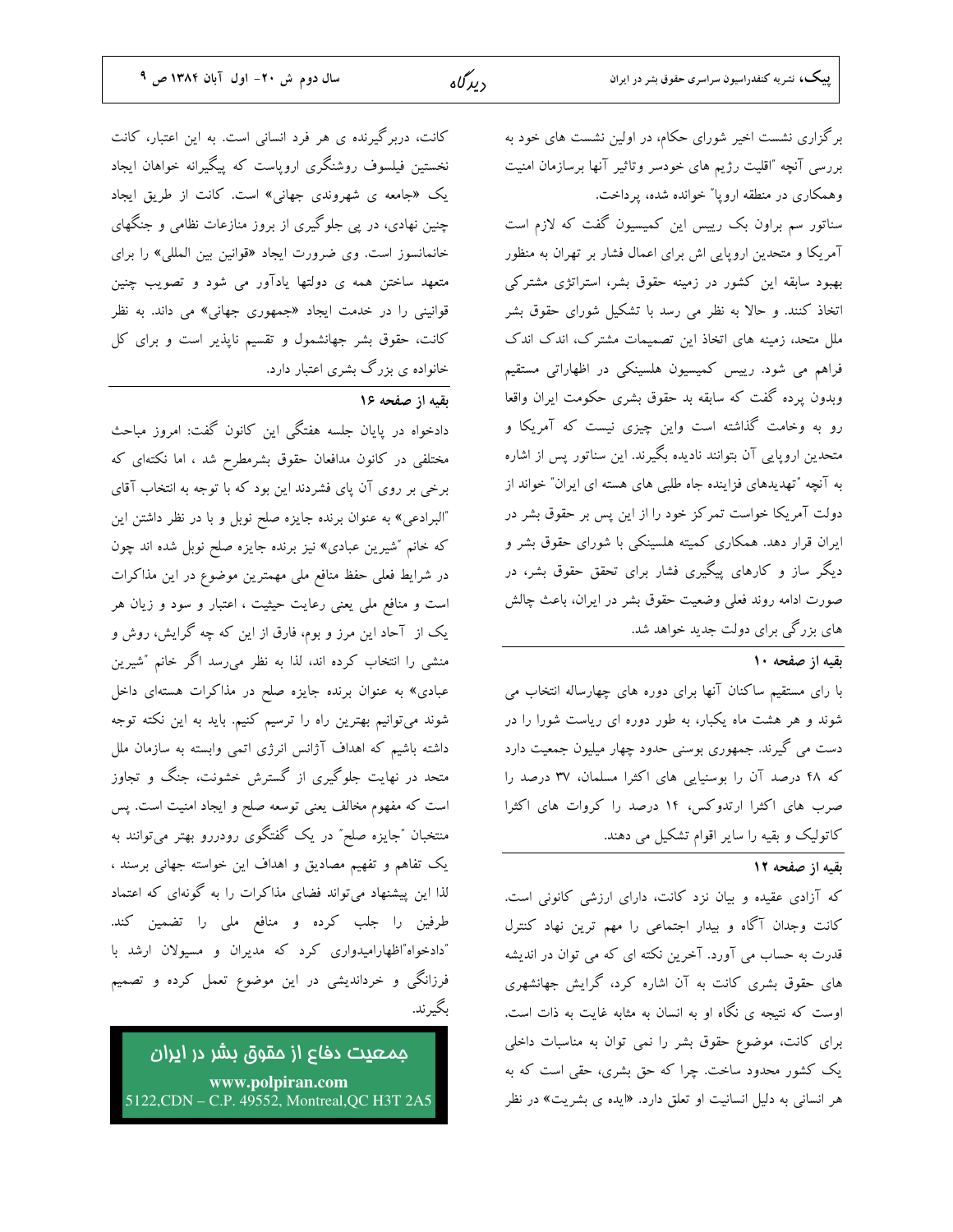برگزاری نشست اخیر شورای حکام، در اولین نشست های خود به بررسی آنچه "اقلیت رژیم های خودسر وتاثیر آنها برسازمان امنیت وهمکاری در منطقه اروپا" خوانده شده، پرداخت.

سناتور سم براون بک رییس این کمیسیون گفت که لازم است آمریکا و متحدین اروپایی اش برای اعمال فشار بر تهران به منظور بهبود سابقه این کشور در زمینه حقوق بشر، استراتژی مشترکی اتخاذ کنند. و حالا به نظر می رسد با تشکیل شورای حقوق بشر ملل متحد، زمینه های اتخاذ این تصمیمات مشترک، اندک اندک فراهم می شود. رییس کمیسیون هلسینکی در اظهاراتی مستقیم وبدون پرده گفت که سابقه بد حقوق بشری حکومت ایران واقعا رو به وخامت گذاشته است واین چیزی نیست که آمریکا و متحدین اروپایی آن بتوانند نادیده بگیرند. این سناتور پس از اشاره به آنچه "تهدیدهای فزاینده جاه طلبی های هسته ای ایران" خواند از دولت آمریکا خواست تمرکز خود را از این پس بر حقوق بشر در ایران قرار دهد. همکاری کمیته هلسینکی با شورای حقوق بشر و دیگر ساز و کارهای پیگیری فشار برای تحقق حقوق بشر، در صورت ادامه روند فعلی وضعیت حقوق بشر در ایران، باعث چالش های بزرگی برای دولت جدید خواهد شد.

**بقیه از صفحه ۱۰**

با رای مستقیم ساکنان آنها برای دوره های چهارساله انتخاب می شوند و هر هشت ماه یکبار، به طور دوره ای ریاست شورا را در دست می گیرند. جمهوری بوسنی حدود چهار میلیون جمعیت دارد که ۴۸ درصد آن را بوسنیایی های اکثرا مسلمان، ۳۷ درصد را صرب های اکثرا ارتدوکس، ۱۴ درصد را کروات های اکثرا کاتولیک و بقیه را سایر اقوام تشکیل می دهند.

**بقیه از صفحه ۱۲**

که آزادی عقیده و بیان نزد کانت، دارای ارزشی کانونی است. کانت وجدان آگاه و بیدار اجتماعی را مهم ترین نهاد کنترل قدرت به حساب می آورد. آخرین نکته ای که می توان در اندیشه های حقوق بشری کانت به آن اشاره کرد، گرایش جهانشهری اوست که نتیجه ی نگاه او به انسان به مثابه غایت به ذات است. برای کانت، موضوع حقوق بشر را نمی توان به مناسبات داخلی یک کشور محدود ساخت. چرا که حق بشری، حقی است که به هر انسانی به دلیل انسانیت او تعلق دارد. «ایده ی بشریت» در نظر کانت، دربرگیرنده ی هر فرد انسانی است. به این اعتبار، کانت نخستین فیلسوف روشنگری اروپاست که پیگیرانه خواهان ایجاد یک «جامعه ی شهروندی جهانی» است. کانت از طریق ایجاد چنین نهادی، در پی جلوگیری از بروز منازعات نظامی و جنگهای خانمانسوز است. وی ضرورت ایجاد «قوانین بین المللی» را برای متعهد ساختن همه ی دولتها یادآور می شود و تصویب چنین قوانینی را در خدمت ایجاد «جمهوری جهانی» می داند. به نظر کانت، حقوق بشر جهانشمول و تقسیم ناپذیر است و برای کل خانواده ی بزرگ بشری اعتبار دارد.

**بقیه از صفحه ۱۶**

دادخواه در پایان جلسه هفتگی این کانون گفت: امروز مباحث مختلفی در کانون مدافعان حقوق بشرمطرح شد ، اما نکته‌ای که برخی بر روی آن پای فشردند این بود که با توجه به انتخاب آقای "البرادعی» به عنوان برنده جایزه صلح نوبل و با در نظر داشتن این که خانم "شیرین عبادی» نیز برنده جایزه صلح نوبل شده اند چون در شرایط فعلی حفظ منافع ملی مهمترین موضوع در این مذاکرات است و منافع ملی یعنی رعایت حیثیت ، اعتبار و سود و زیان هر یک از آحاد این مرز و بوم، فارق از این که چه گرایش، روش و منشی را انتخاب کرده اند، لذا به نظر می‌رسد اگر خانم "شیرین عبادی» به عنوان برنده جایزه صلح در مذاکرات هسته‌ای داخل شوند می‌توانیم بهترین راه را ترسیم کنیم. باید به این نکته توجه داشته باشیم که اهداف آژانس انرژی اتمی وابسته به سازمان ملل متحد در نهایت جلوگیری از گسترش خشونت، جنگ و تجاوز است که مفهوم مخالف یعنی توسعه صلح و ایجاد امنیت است. پس منتخبان "جایزه صلح" در یک گفتگوی رودررو بهتر می‌توانند به یک تفاهم و تفهیم مصادیق و اهداف این خواسته جهانی برسند ، لذا این پیشنهاد می‌تواند فضای مذاکرات را به گونه‌ای که اعتماد طرفین را جلب کرده و منافع ملی را تضمین کند. "دادخواه"اظهارامیدواری کرد که مدیران و مسیولان ارشد با فرزانگی و خردادندیشی در این موضوع تعمل کرده و تصمیم بگیرند.

**جمعیت دفاع از حقوق بشر در ایران**

www.polpiran.com

5122,CDN – C.P. 49552, Montreal,QC H3T 2A5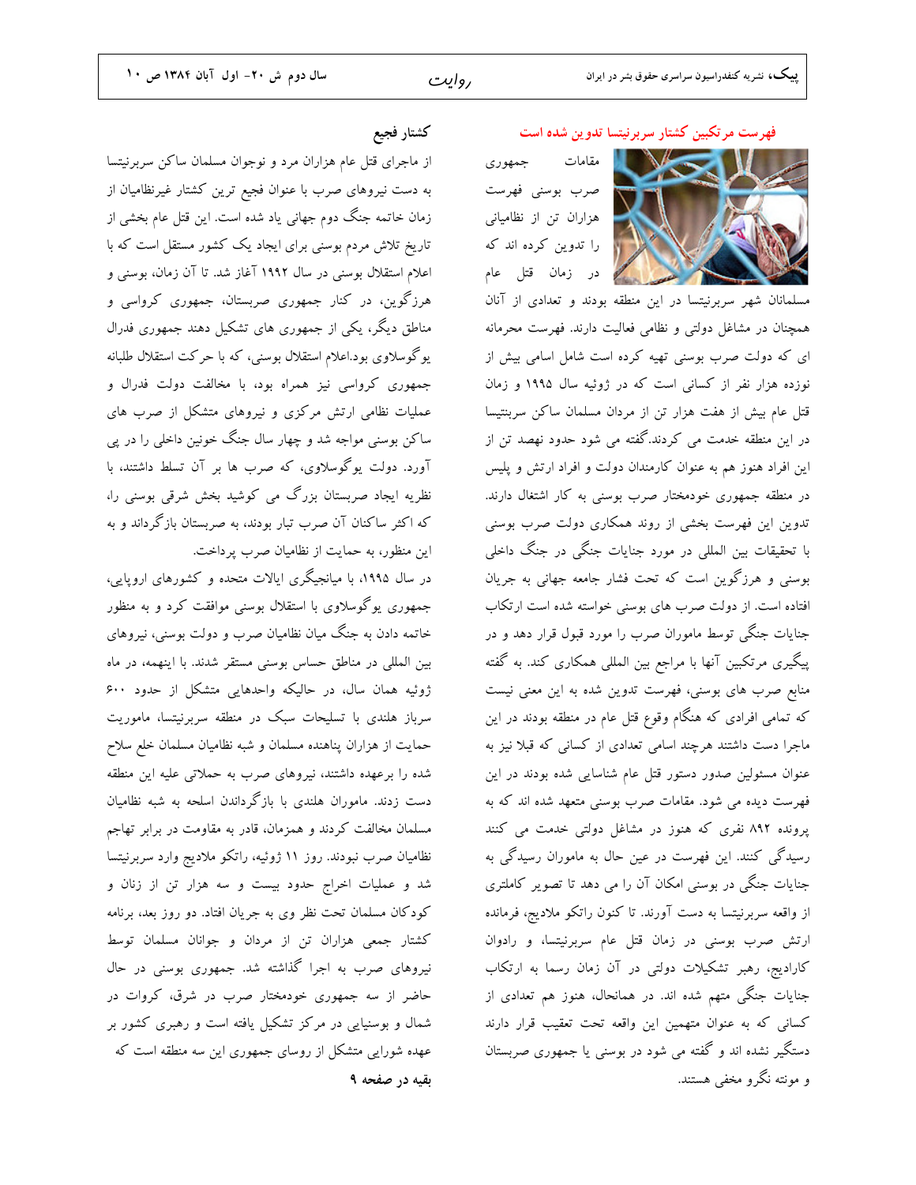## فهرست مرتکبین کشتار سربرنیتسا تدوین شده است

مقامات جمهوری صرب بوسنی فهرست هزاران تن از نظامیانی را تدوین کرده اند که در زمان قتل عام مسلمانان شهر سربرنیتسا در این منطقه بودند و تعدادی از آنان همچنان در مشاغل دولتی و نظامی فعالیت دارند. فهرست محرمانه ای که دولت صرب بوسنی تهیه کرده است شامل اسامی بیش از نوزده هزار نفر از کسانی است که در ژوئیه سال ۱۹۹۵ و زمان قتل عام بیش از هفت هزار تن از مردان مسلمان ساکن سربرنیتسا در این منطقه خدمت می کردند.گفته می شود حدود نهصد تن از این افراد هنوز هم به عنوان کارمندان دولت و افراد ارتش و پلیس در منطقه جمهوری خودمختار صرب بوسنی به کار اشتغال دارند. تدوین این فهرست بخشی از روند همکاری دولت صرب بوسنی با تحقیقات بین المللی در مورد جنایات جنگی در جنگ داخلی بوسنی و هرزگوین است که تحت فشار جامعه جهانی به جریان افتاده است. از دولت صرب های بوسنی خواسته شده است ارتکاب جنایات جنگی توسط ماموران صرب را مورد قبول قرار دهد و در پیگیری مرتکبین آنها با مراجع بین المللی همکاری کند. به گفته منابع صرب های بوسنی، فهرست تدوین شده به این معنی نیست که تمامی افرادی که هنگام وقوع قتل عام در منطقه بودند در این ماجرا دست داشتند هرچند اسامی تعدادی از کسانی که قبلا نیز به عنوان مسئولین صدور دستور قتل عام شناسایی شده بودند در این فهرست دیده می شود. مقامات صرب بوسنی متعهد شده اند که به پرونده ۸۹۲ نفری که هنوز در مشاغل دولتی خدمت می کنند رسیدگی کنند. این فهرست در عین حال به ماموران رسیدگی به جنایات جنگی در بوسنی امکان آن را می دهد تا تصویر کاملتری از واقعه سربرنیتسا به دست آورند. تا کنون راتکو ملادیچ، فرمانده ارتش صرب بوسنی در زمان قتل عام سربرنیتسا، و رادوان کارادیچ، رهبر تشکیلات دولتی در آن زمان رسما به ارتکاب جنایات جنگی متهم شده اند. در همانحال، هنوز هم تعدادی از کسانی که به عنوان متهمین این واقعه تحت تعقیب قرار دارند دستگیر نشده اند و گفته می شود در بوسنی یا جمهوری صربستان و مونته نگرو مخفی هستند.

## کشتار فجیع

از ماجرای قتل عام هزاران مرد و نوجوان مسلمان ساکن سربرنیتسا به دست نیروهای صرب با عنوان فجیع ترین کشتار غیرنظامیان از زمان خاتمه جنگ دوم جهانی یاد شده است. این قتل عام بخشی از تاریخ تلاش مردم بوسنی برای ایجاد یک کشور مستقل است که با اعلام استقلال بوسنی در سال ۱۹۹۲ آغاز شد. تا آن زمان، بوسنی و هرزگوین، در کنار جمهوری صربستان، جمهوری کرواسی و مناطق دیگر، یکی از جمهوری های تشکیل دهند جمهوری فدرال یوگوسلاوی بود.اعلام استقلال بوسنی، که با حرکت استقلال طلبانه جمهوری کرواسی نیز همراه بود، با مخالفت دولت فدرال و عملیات نظامی ارتش مرکزی و نیروهای متشکل از صرب های ساکن بوسنی مواجه شد و چهار سال جنگ خونین داخلی را در پی آورد. دولت یوگوسلاوی، که صرب ها بر آن تسلط داشتند، با نظریه ایجاد صربستان بزرگ می کوشید بخش شرقی بوسنی را، که اکثر ساکنان آن صرب تبار بودند، به صربستان بازگرداند و به این منظور، به حمایت از نظامیان صرب پرداخت.

در سال ۱۹۹۵، با میانجیگری ایالات متحده و کشورهای اروپایی، جمهوری یوگوسلاوی با استقلال بوسنی موافقت کرد و به منظور خاتمه دادن به جنگ میان نظامیان صرب و دولت بوسنی، نیروهای بین المللی در مناطق حساس بوسنی مستقر شدند. با اینهمه، در ماه ژوئیه همان سال، در حالیکه واحدهایی متشکل از حدود ۶۰۰ سرباز هلندی با تسلیحات سبک در منطقه سربرنیتسا، ماموریت حمایت از هزاران پناهنده مسلمان و شبه نظامیان مسلمان خلع سلاح شده را برعهده داشتند، نیروهای صرب به حملاتی علیه این منطقه دست زدند. ماموران هلندی با بازگرداندن اسلحه به شبه نظامیان مسلمان مخالفت کردند و همزمان، قادر به مقاومت در برابر تهاجم نظامیان صرب نبودند. روز ۱۱ ژوئیه، راتکو ملادیچ وارد سربرنیتسا شد و عملیات اخراج حدود بیست و سه هزار تن از زنان و کودکان مسلمان تحت نظر وی به جریان افتاد. دو روز بعد، برنامه کشتار جمعی هزاران تن از مردان و جوانان مسلمان توسط نیروهای صرب به اجرا گذاشته شد. جمهوری بوسنی در حال حاضر از سه جمهوری خودمختار صرب در شرق، کروات در شمال و بوسنیایی در مرکز تشکیل یافته است و رهبری کشور بر عهده شورایی متشکل از روسای جمهوری این سه منطقه است که

**بقیه در صفحه ۹**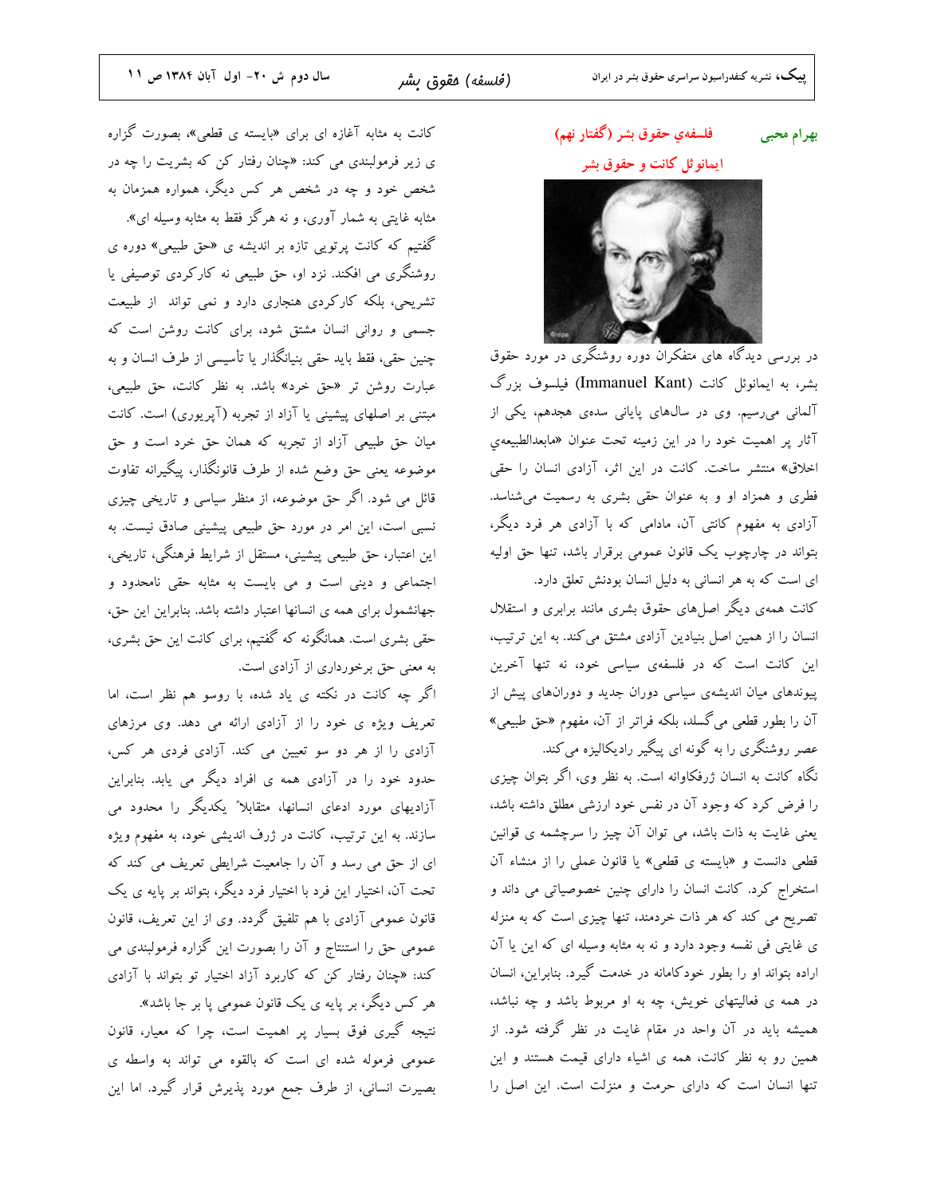بهرام محبی

## فلسفه‌ی حقوق بشر (گفتار نهم)

### ایمانوئل کانت و حقوق بشر

در بررسی دیدگاه های متفکران دوره روشنگری در مورد حقوق بشر، به ایمانوئل کانت (Immanuel Kant) فیلسوف بزرگ آلمانی می‌رسیم. وی در سال‌های پایانی سده‌ی هجدهم، یکی از آثار پر اهمیت خود را در این زمینه تحت عنوان «مابعدالطبیعه‌ی اخلاق» منتشر ساخت. کانت در این اثر، آزادی انسان را حقی فطری و همزاد او و به عنوان حقی بشری به رسمیت می‌شناسد. آزادی به مفهوم کانتی آن، مادامی که با آزادی هر فرد دیگر، بتواند در چارچوب یک قانون عمومی برقرار باشد، تنها حق اولیه ای است که به هر انسانی به دلیل انسان بودنش تعلق دارد.

کانت همه‌ی دیگر اصل‌های حقوق بشری مانند برابری و استقلال انسان را از همین اصل بنیادین آزادی مشتق می‌کند. به این ترتیب، این کانت است که در فلسفه‌ی سیاسی خود، نه تنها آخرین پیوندهای میان اندیشه‌ی سیاسی دوران جدید و دوران‌های پیش از آن را بطور قطعی می‌گسلد، بلکه فراتر از آن، مفهوم «حق طبیعی» عصر روشنگری را به گونه ای پیگیر رادیکالیزه می‌کند.

نگاه کانت به انسان ژرفکاوانه است. به نظر وی، اگر بتوان چیزی را فرض کرد که وجود آن در نفس خود ارزشی مطلق داشته باشد، یعنی غایت به ذات باشد، می توان آن چیز را سرچشمه ی قوانین قطعی دانست و «بایسته ی قطعی» یا قانون عملی را از منشاء آن استخراج کرد. کانت انسان را دارای چنین خصوصیاتی می داند و تصریح می کند که هر ذات خردمند، تنها چیزی است که به منزله ی غایتی فی نفسه وجود دارد و نه به مثابه وسیله ای که این یا آن اراده بتواند او را بطور خودکامانه در خدمت گیرد. بنابراین، انسان در همه ی فعالیتهای خویش، چه به او مربوط باشد و چه نباشد، همیشه باید در آن واحد در مقام غایت در نظر گرفته شود. از همین رو به نظر کانت، همه ی اشیاء دارای قیمت هستند و این تنها انسان است که دارای حرمت و منزلت است. این اصل را کانت به مثابه آغازه ای برای «بایسته ی قطعی»، بصورت گزاره ی زیر فرمولبندی می کند: «چنان رفتار کن که بشریت را چه در شخص خود و چه در شخص هر کس دیگر، همواره همزمان به مثابه غایتی به شمار آوری، و نه هرگز فقط به مثابه وسیله ای».

گفتیم که کانت پرتویی تازه بر اندیشه ی «حق طبیعی» دوره ی روشنگری می افکند. نزد او، حق طبیعی نه کارکردی توصیفی یا تشریحی، بلکه کارکردی هنجاری دارد و نمی تواند از طبیعت جسمی و روانی انسان مشتق شود، برای کانت روشن است که چنین حقی، فقط باید حقی بنیانگذار یا تأسیسی از طرف انسان و به عبارت روشن تر «حق خرد» باشد. به نظر کانت، حق طبیعی، مبتنی بر اصلهای پیشینی یا آزاد از تجربه (آپریوری) است. کانت میان حق طبیعی آزاد از تجربه که همان حق خرد است و حق موضوعه یعنی حق وضع شده از طرف قانونگذار، پیگیرانه تفاوت قائل می شود. اگر حق موضوعه، از منظر سیاسی و تاریخی چیزی نسبی است، این امر در مورد حق طبیعی پیشینی صادق نیست. به این اعتبار، حق طبیعی پیشینی، مستقل از شرایط فرهنگی، تاریخی، اجتماعی و دینی است و می بایست به مثابه حقی نامحدود و جهانشمول برای همه ی انسانها اعتبار داشته باشد. بنابراین این حق، حقی بشری است. همانگونه که گفتیم، برای کانت این حق بشری، به معنی حق برخورداری از آزادی است.

اگر چه کانت در نکته ی یاد شده، با روسو هم نظر است، اما تعریف ویژه ی خود را از آزادی ارائه می دهد. وی مرزهای آزادی را از هر دو سو تعیین می کند. آزادی فردی هر کس، حدود خود را در آزادی همه ی افراد دیگر می یابد. بنابراین آزادیهای مورد ادعای انسانها، متقابلاً یکدیگر را محدود می سازند. به این ترتیب، کانت در ژرف اندیشی خود، به مفهوم ویژه ای از حق می رسد و آن را جامعیت شرایطی تعریف می کند که تحت آن، اختیار این فرد با اختیار فرد دیگر، بتواند بر پایه ی یک قانون عمومی آزادی با هم تلفیق گردد. وی از این تعریف، قانون عمومی حق را استنتاج و آن را بصورت این گزاره فرمولبندی می کند: «چنان رفتار کن که کاربرد آزاد اختیار تو بتواند با آزادی هر کس دیگر، بر پایه ی یک قانون عمومی پا بر جا باشد».

نتیجه گیری فوق بسیار پر اهمیت است، چرا که معیار، قانون عمومی فرموله شده ای است که بالقوه می تواند به واسطه ی بصیرت انسانی، از طرف جمع مورد پذیرش قرار گیرد. اما این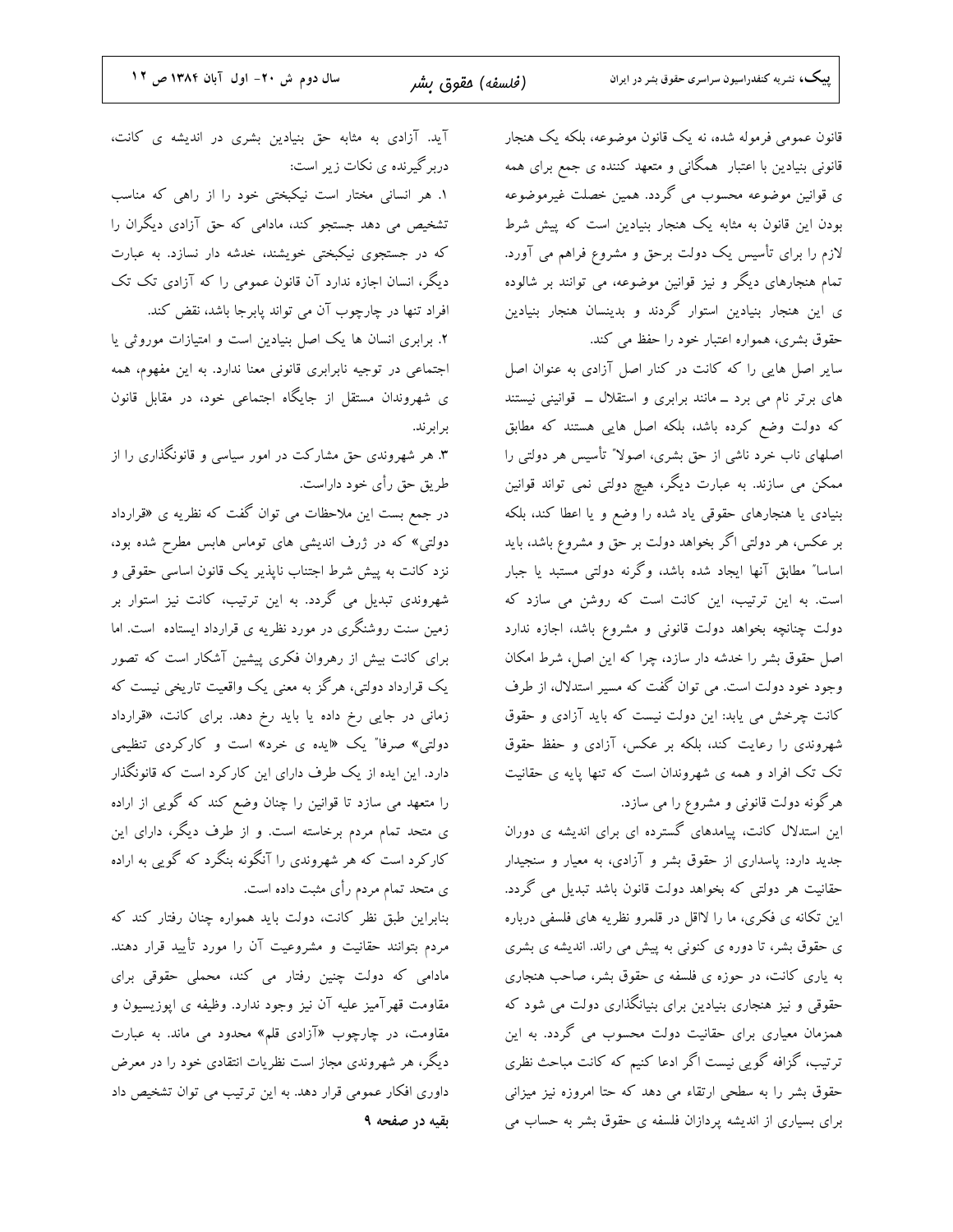قانون عمومی فرموله شده، نه یک قانون موضوعه، بلکه یک هنجار قانونی بنیادین با اعتبار همگانی و متعهد کننده ی جمع برای همه ی قوانین موضوعه محسوب می گردد. همین خصلت غیرموضوعه بودن این قانون به مثابه یک هنجار بنیادین است که پیش شرط لازم را برای تأسیس یک دولت برحق و مشروع فراهم می آورد. تمام هنجارهای دیگر و نیز قوانین موضوعه، می توانند بر شالوده ی این هنجار بنیادین استوار گردند و بدینسان هنجار بنیادین حقوق بشری، همواره اعتبار خود را حفظ می کند.

سایر اصل هایی را که کانت در کنار اصل آزادی به عنوان اصل های برتر نام می برد ــ مانند برابری و استقلال ــ قوانینی نیستند که دولت وضع کرده باشد، بلکه اصل هایی هستند که مطابق اصلهای ناب خرد ناشی از حق بشری، اصولا" تأسیس هر دولتی را ممکن می سازند. به عبارت دیگر، هیچ دولتی نمی تواند قوانین بنیادی یا هنجارهای حقوقی یاد شده را وضع و یا اعطا کند، بلکه بر عکس، هر دولتی اگر بخواهد دولت بر حق و مشروع باشد، باید اساسا" مطابق آنها ایجاد شده باشد، وگرنه دولتی مستبد یا جبار است. به این ترتیب، این کانت است که روشن می سازد که دولت چنانچه بخواهد دولت قانونی و مشروع باشد، اجازه ندارد اصل حقوق بشر را خدشه دار سازد، چرا که این اصل، شرط امکان وجود خود دولت است. می توان گفت که مسیر استدلال، از طرف کانت چرخش می یابد: این دولت نیست که باید آزادی و حقوق شهروندی را رعایت کند، بلکه بر عکس، آزادی و حفظ حقوق تک تک افراد و همه ی شهروندان است که تنها پایه ی حقانیت هرگونه دولت قانونی و مشروع را می سازد.

این استدلال کانت، پیامدهای گسترده ای برای اندیشه ی دوران جدید دارد: پاسداری از حقوق بشر و آزادی، به معیار و سنجیدار حقانیت هر دولتی که بخواهد دولت قانون باشد تبدیل می گردد. این تکانه ی فکری، ما را لااقل در قلمرو نظریه های فلسفی درباره ی حقوق بشر، تا دوره ی کنونی به پیش می راند. اندیشه ی بشری به یاری کانت، در حوزه ی فلسفه ی حقوق بشر، صاحب هنجاری حقوقی و نیز هنجاری بنیادین برای بنیانگذاری دولت می شود که همزمان معیاری برای حقانیت دولت محسوب می گردد. به این ترتیب، گزافه گویی نیست اگر ادعا کنیم که کانت مباحث نظری حقوق بشر را به سطحی ارتقاء می دهد که حتا امروزه نیز میزانی برای بسیاری از اندیشه پردازان فلسفه ی حقوق بشر به حساب می آید. آزادی به مثابه حق بنیادین بشری در اندیشه ی کانت، دربرگیرنده ی نکات زیر است:

۱. هر انسانی مختار است نیکبختی خود را از راهی که مناسب تشخیص می دهد جستجو کند، مادامی که حق آزادی دیگران را که در جستجوی نیکبختی خویشند، خدشه دار نسازد. به عبارت دیگر، انسان اجازه ندارد آن قانون عمومی را که آزادی تک تک افراد تنها در چارچوب آن می تواند پابرجا باشد، نقض کند.

۲. برابری انسان ها یک اصل بنیادین است و امتیازات موروثی یا اجتماعی در توجیه نابرابری قانونی معنا ندارد. به این مفهوم، همه ی شهروندان مستقل از جایگاه اجتماعی خود، در مقابل قانون برابرند.

۳. هر شهروندی حق مشارکت در امور سیاسی و قانونگذاری را از طریق حق رأی خود داراست.

در جمع بست این ملاحظات می توان گفت که نظریه ی «قرارداد دولتی» که در ژرف اندیشی های توماس هابس مطرح شده بود، نزد کانت به پیش شرط اجتناب ناپذیر یک قانون اساسی حقوقی و شهروندی تبدیل می گردد. به این ترتیب، کانت نیز استوار بر زمین سنت روشنگری در مورد نظریه ی قرارداد ایستاده است. اما برای کانت بیش از رهروان فکری پیشین آشکار است که تصور یک قرارداد دولتی، هرگز به معنی یک واقعیت تاریخی نیست که زمانی در جایی رخ داده یا باید رخ دهد. برای کانت، «قرارداد دولتی» صرفا" یک «ایده ی خرد» است و کارکردی تنظیمی دارد. این ایده از یک طرف دارای این کارکرد است که قانونگذار را متعهد می سازد تا قوانین را چنان وضع کند که گویی از اراده ی متحد تمام مردم برخاسته است. و از طرف دیگر، دارای این کارکرد است که هر شهروندی را آنگونه بنگرد که گویی به اراده ی متحد تمام مردم رأی مثبت داده است.

بنابراین طبق نظر کانت، دولت باید همواره چنان رفتار کند که مردم بتوانند حقانیت و مشروعیت آن را مورد تأیید قرار دهند. مادامی که دولت چنین رفتار می کند، محملی حقوقی برای مقاومت قهرآمیز علیه آن نیز وجود ندارد. وظیفه ی اپوزیسیون و مقاومت، در چارچوب «آزادی قلم» محدود می ماند. به عبارت دیگر، هر شهروندی مجاز است نظریات انتقادی خود را در معرض داوری افکار عمومی قرار دهد. به این ترتیب می توان تشخیص داد

**بقیه در صفحه ۹**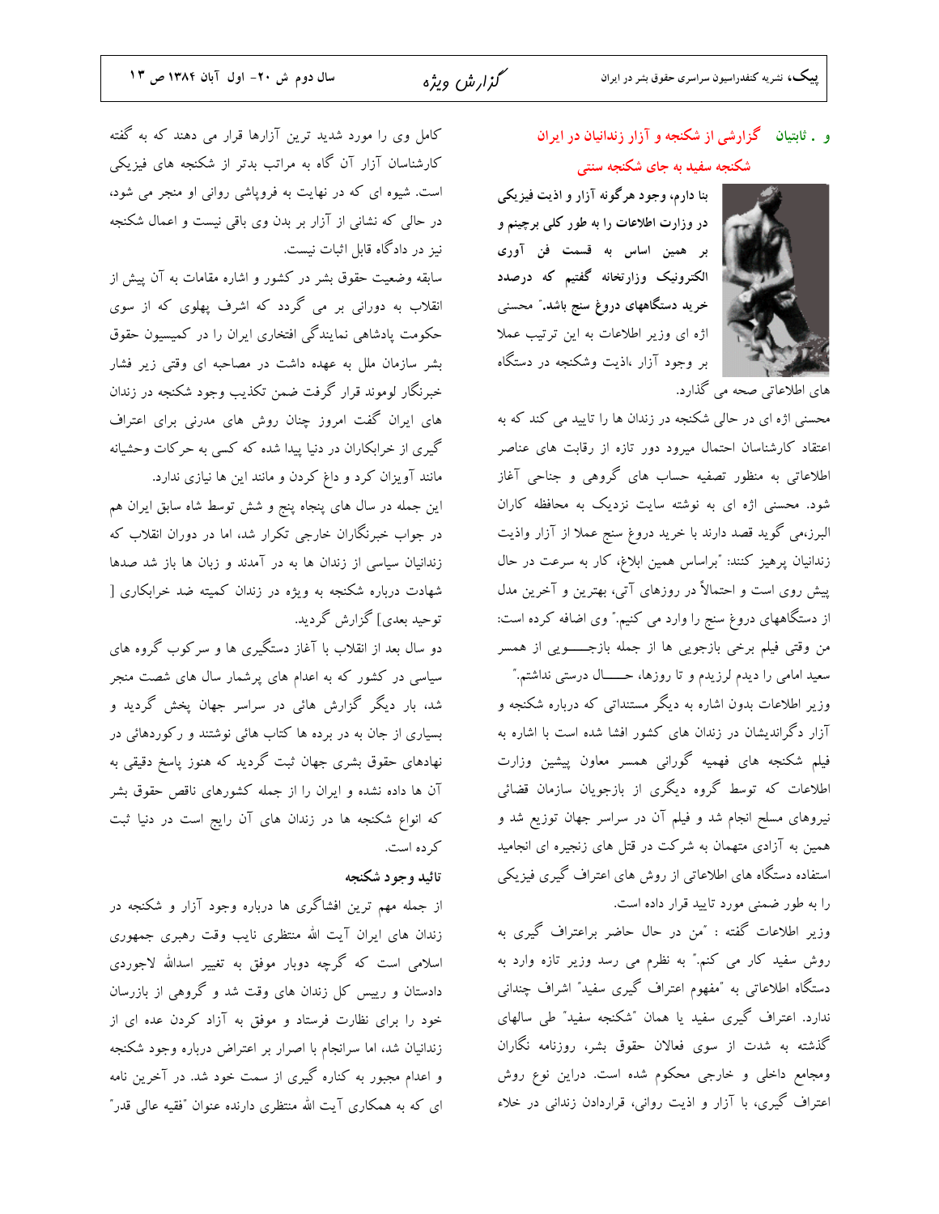و . ثابتیان **گزارشی از شکنجه و آزار زندانیان در ایران**

## شکنجه سفید به جای شکنجه سنتی

**بنا دارم، وجود هرگونه آزار و اذیت فیزیکی در وزارت اطلاعات را به طور کلی برچینم و بر همین اساس به قسمت فن آوری الکترونیک وزارتخانه گفتیم که درصدد خرید دستگاههای دروغ سنج باشد."** محسنی اژه ای وزیر اطلاعات به این ترتیب عملا بر وجود آزار ،اذیت وشکنجه در دستگاه های اطلاعاتی صحه می گذارد.

محسنی اژه ای در حالی شکنجه در زندان ها را تایید می کند که به اعتقاد کارشناسان احتمال میرود دور تازه از رقابت های عناصر اطلاعاتی به منظور تصفیه حساب های گروهی و جناحی آغاز شود. محسنی اژه ای به نوشته سایت نزدیک به محافظه کاران البرز،می گوید قصد دارند با خرید دروغ سنج عملا از آزار واذیت زندانیان پرهیز کنند: "براساس همین ابلاغ، کار به سرعت در حال پیش روی است و احتمالاً در روزهای آتی، بهترین و آخرین مدل از دستگاههای دروغ سنج را وارد می کنیم." وی اضافه کرده است: من وقتی فیلم برخی بازجویی ها از جمله بازجـــــویی از همسر سعید امامی را دیدم لرزیدم و تا روزها، حـــــال درستی نداشتم."

وزیر اطلاعات بدون اشاره به دیگر مستنداتی که درباره شکنجه و آزار دگراندیشان در زندان های کشور افشا شده است با اشاره به فیلم شکنجه های فهمیه گورانی همسر معاون پیشین وزارت اطلاعات که توسط گروه دیگری از بازجویان سازمان قضائی نیروهای مسلح انجام شد و فیلم آن در سراسر جهان توزیع شد و همین به آزادی متهمان به شرکت در قتل های زنجیره ای انجامید استفاده دستگاه های اطلاعاتی از روش های اعتراف گیری فیزیکی را به طور ضمنی مورد تایید قرار داده است.

وزیر اطلاعات گفته : "من در حال حاضر براعتراف گیری به روش سفید کار می کنم." به نظر می رسد وزیر تازه وارد به دستگاه اطلاعاتی به "مفهوم اعتراف گیری سفید" اشراف چندانی ندارد. اعتراف گیری سفید یا همان "شکنجه سفید" طی سالهای گذشته به شدت از سوی فعالان حقوق بشر، روزنامه نگاران ومجامع داخلی و خارجی محکوم شده است. دراین نوع روش اعتراف گیری، با آزار و اذیت روانی، قراردادن زندانی در خلاء کامل وی را مورد شدید ترین آزارها قرار می دهند که به گفته کارشناسان آزار آن گاه به مراتب بدتر از شکنجه های فیزیکی است. شیوه ای که در نهایت به فروپاشی روانی او منجر می شود، در حالی که نشانی از آزار بر بدن وی باقی نیست و اعمال شکنجه نیز در دادگاه قابل اثبات نیست.

سابقه وضعیت حقوق بشر در کشور و اشاره مقامات به آن پیش از انقلاب به دورانی بر می گردد که اشرف پهلوی که از سوی حکومت پادشاهی نمایندگی افتخاری ایران را در کمیسیون حقوق بشر سازمان ملل به عهده داشت در مصاحبه ای وقتی زیر فشار خبرنگار لوموند قرار گرفت ضمن تکذیب وجود شکنجه در زندان های ایران گفت امروز چنان روش های مدرنی برای اعتراف گیری از خرابکاران در دنیا پیدا شده که کسی به حرکات وحشیانه مانند آویزان کرد و داغ کردن و مانند این ها نیازی ندارد.

این جمله در سال های پنجاه پنج و شش توسط شاه سابق ایران هم در جواب خبرنگاران خارجی تکرار شد، اما در دوران انقلاب که زندانیان سیاسی از زندان ها به در آمدند و زبان ها باز شد صدها شهادت درباره شکنجه به ویژه در زندان کمیته ضد خرابکاری [ توحید بعدی] گزارش گردید.

دو سال بعد از انقلاب با آغاز دستگیری ها و سرکوب گروه های سیاسی در کشور که به اعدام های پرشمار سال های شصت منجر شد، بار دیگر گزارش هائی در سراسر جهان پخش گردید و بسیاری از جان به در برده ها کتاب هائی نوشتند و رکوردهائی در نهادهای حقوق بشری جهان ثبت گردید که هنوز پاسخ دقیقی به آن ها داده نشده و ایران را از جمله کشورهای ناقص حقوق بشر که انواع شکنجه ها در زندان های آن رایج است در دنیا ثبت کرده است.

### تائید وجود شکنجه

از جمله مهم ترین افشاگری ها درباره وجود آزار و شکنجه در زندان های ایران آیت الله منتظری نایب وقت رهبری جمهوری اسلامی است که گرچه دوبار موفق به تغییر اسدالله لاجوردی دادستان و رییس کل زندان های وقت شد و گروهی از بازرسان خود را برای نظارت فرستاد و موفق به آزاد کردن عده ای از زندانیان شد، اما سرانجام با اصرار بر اعتراض درباره وجود شکنجه و اعدام مجبور به کناره گیری از سمت خود شد. در آخرین نامه ای که به همکاری آیت الله منتظری دارنده عنوان "فقیه عالی قدر"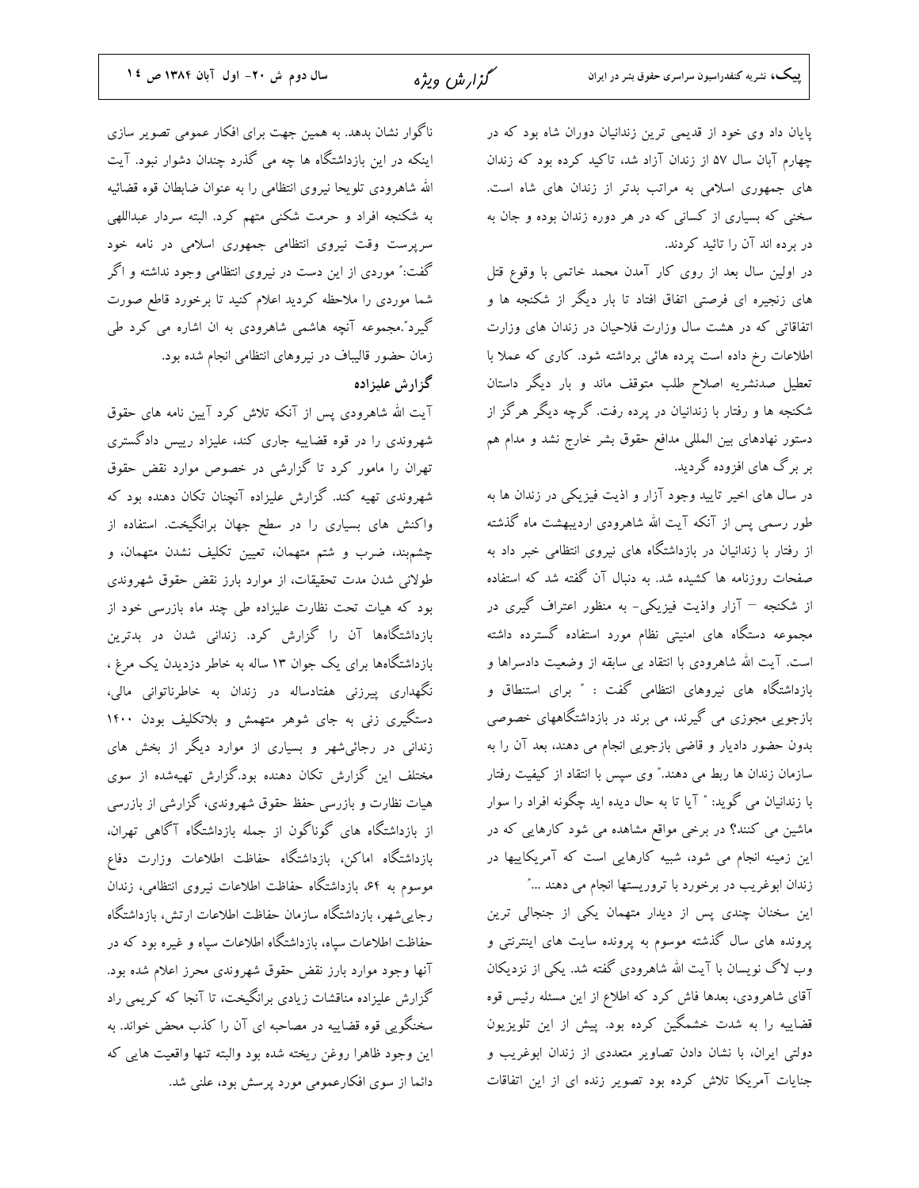پایان داد وی خود از قدیمی ترین زندانیان دوران شاه بود که در چهارم آبان سال ۵۷ از زندان آزاد شد، تاکید کرده بود که زندان های جمهوری اسلامی به مراتب بدتر از زندان های شاه است. سخنی که بسیاری از کسانی که در هر دوره زندان بوده و جان به در برده اند آن را تائید کردند.

در اولین سال بعد از روی کار آمدن محمد خاتمی با وقوع قتل های زنجیره ای فرصتی اتفاق افتاد تا بار دیگر از شکنجه ها و اتفاقاتی که در هشت سال وزارت فلاحیان در زندان های وزارت اطلاعات رخ داده است پرده هائی برداشته شود. کاری که عملا با تعطیل صدنشریه اصلاح طلب متوقف ماند و بار دیگر داستان شکنجه ها و رفتار با زندانیان در پرده رفت. گرچه دیگر هرگز از دستور نهادهای بین المللی مدافع حقوق بشر خارج نشد و مدام هم بر برگ های افزوده گردید.

در سال های اخیر تایید وجود آزار و اذیت فیزیکی در زندان ها به طور رسمی پس از آنکه آیت الله شاهرودی اردیبهشت ماه گذشته از رفتار با زندانیان در بازداشتگاه های نیروی انتظامی خبر داد به صفحات روزنامه ها کشیده شد. به دنبال آن گفته شد که استفاده از شکنجه – آزار واذیت فیزیکی- به منظور اعتراف گیری در مجموعه دستگاه های امنیتی نظام مورد استفاده گسترده داشته است. آیت الله شاهرودی با انتقاد بی سابقه از وضعیت دادسراها و بازداشتگاه های نیروهای انتظامی گفت : " برای استنطاق و بازجویی مجوزی می گیرند، می برند در بازداشتگاههای خصوصی بدون حضور دادیار و قاضی بازجویی انجام می دهند، بعد آن را به سازمان زندان ها ربط می دهند." وی سپس با انتقاد از کیفیت رفتار با زندانیان می گوید: " آیا تا به حال دیده اید چگونه افراد را سوار ماشین می کنند؟ در برخی مواقع مشاهده می شود کارهایی که در این زمینه انجام می شود، شبیه کارهایی است که آمریکاییها در زندان ابوغریب در برخورد با تروریستها انجام می دهند ..."

این سخنان چندی پس از دیدار متهمان یکی از جنجالی ترین پرونده های سال گذشته موسوم به پرونده سایت های اینترنتی و وب لاگ نویسان با آیت الله شاهرودی گفته شد. یکی از نزدیکان آقای شاهرودی، بعدها فاش کرد که اطلاع از این مسئله رئیس قوه قضاییه را به شدت خشمگین کرده بود. پیش از این تلویزیون دولتی ایران، با نشان دادن تصاویر متعددی از زندان ابوغریب و جنایات آمریکا تلاش کرده بود تصویر زنده ای از این اتفاقات ناگوار نشان بدهد. به همین جهت برای افکار عمومی تصویر سازی اینکه در این بازداشتگاه ها چه می گذرد چندان دشوار نبود. آیت الله شاهرودی تلویحا نیروی انتظامی را به عنوان ضابطان قوه قضائیه به شکنجه افراد و حرمت شکنی متهم کرد. البته سردار عبداللهی سرپرست وقت نیروی انتظامی جمهوری اسلامی در نامه خود گفت:" موردی از این دست در نیروی انتظامی وجود نداشته و اگر شما موردی را ملاحظه کردید اعلام کنید تا برخورد قاطع صورت گیرد".مجموعه آنچه هاشمی شاهرودی به ان اشاره می کرد طی زمان حضور قالیباف در نیروهای انتظامی انجام شده بود.

**گزارش علیزاده**

آیت الله شاهرودی پس از آنکه تلاش کرد آیین نامه های حقوق شهروندی را در قوه قضاییه جاری کند، علیزاد رییس دادگستری تهران را مامور کرد تا گزارشی در خصوص موارد نقض حقوق شهروندی تهیه کند. گزارش علیزاده آنچنان تکان دهنده بود که واکنش های بسیاری را در سطح جهان برانگیخت. استفاده از چشم‌بند، ضرب و شتم متهمان، تعیین تکلیف نشدن متهمان، و طولانی شدن مدت تحقیقات، از موارد بارز نقض حقوق شهروندی بود که هیات تحت نظارت علیزاده طی چند ماه بازرسی خود از بازداشتگاهها آن را گزارش کرد. زندانی شدن در بدترین بازداشتگاهها برای یک جوان ۱۳ ساله به خاطر دزدیدن یک مرغ ، نگهداری پیرزنی هفتادساله در زندان به خاطرناتوانی مالی، دستگیری زنی به جای شوهر متهمش و بلاتکلیف بودن ۱۴۰۰ زندانی در رجائی‌شهر و بسیاری از موارد دیگر از بخش های مختلف این گزارش تکان دهنده بود.گزارش تهیه‌شده از سوی هیات نظارت و بازرسی حفظ حقوق شهروندی، گزارشی از بازرسی از بازداشتگاه های گوناگون از جمله بازداشتگاه آگاهی تهران، بازداشتگاه اماکن، بازداشتگاه حفاظت اطلاعات وزارت دفاع موسوم به ۶۴، بازداشتگاه حفاظت اطلاعات نیروی انتظامی، زندان رجایی‌شهر، بازداشتگاه سازمان حفاظت اطلاعات ارتش، بازداشتگاه حفاظت اطلاعات سپاه، بازداشتگاه اطلاعات سپاه و غیره بود که در آنها وجود موارد بارز نقض حقوق شهروندی محرز اعلام شده بود. گزارش علیزاده مناقشات زیادی برانگیخت، تا آنجا که کریمی راد سخنگویی قوه قضاییه در مصاحبه ای آن را کذب محض خواند. به این وجود ظاهرا روغن ریخته شده بود والبته تنها واقعیت هایی که دائما از سوی افکارعمومی مورد پرسش بود، علنی شد.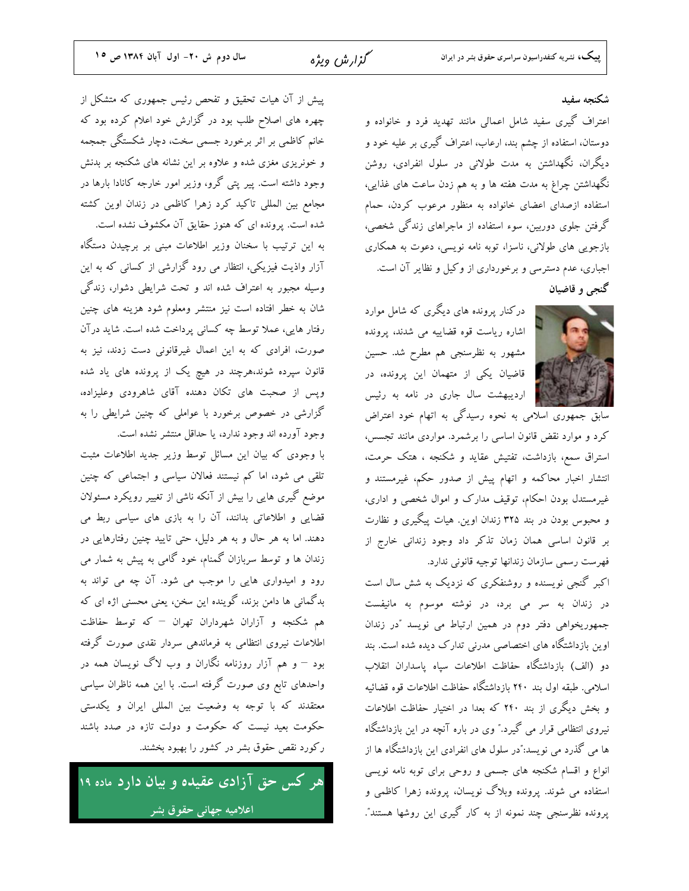### شکنجه سفید

اعتراف گیری سفید شامل اعمالی مانند تهدید فرد و خانواده و دوستان، استفاده از چشم بند، ارعاب، اعتراف گیری بر علیه خود و دیگران، نگهداشتن به مدت طولانی در سلول انفرادی، روشن نگهداشتن چراغ به مدت هفته ها و به هم زدن ساعت های غذایی، استفاده ازصدای اعضای خانواده به منظور مرعوب کردن، حمام گرفتن جلوی دوربین، سوء استفاده از ماجراهای زندگی شخصی، بازجویی های طولانی، ناسزا، توبه نامه نویسی، دعوت به همکاری اجباری، عدم دسترسی و برخورداری از وکیل و نظایر آن است.

### گنجی و قاضیان

درکنار پرونده های دیگری که شامل موارد اشاره ریاست قوه قضاییه می شدند، پرونده مشهور به نظرسنجی هم مطرح شد. حسین قاضیان یکی از متهمان این پرونده، در اردیبهشت سال جاری در نامه به رئیس سابق جمهوری اسلامی به نحوه رسیدگی به اتهام خود اعتراض کرد و موارد نقض قانون اساسی را برشمرد. مواردی مانند تجسس، استراق سمع، بازداشت، تفتیش عقاید و شکنجه ، هتک حرمت، انتشار اخبار محاکمه و اتهام پیش از صدور حکم، غیرمستند و غیرمستدل بودن احکام، توقیف مدارک و اموال شخصی و اداری، و محبوس بودن در بند ۳۲۵ زندان اوین. هیات پیگیری و نظارت بر قانون اساسی همان زمان تذکر داد وجود زندانی خارج از فهرست رسمی سازمان زندانها توجیه قانونی ندارد.

اکبر گنجی نویسنده و روشنفکری که نزدیک به شش سال است در زندان به سر می برد، در نوشته موسوم به مانیفست جمهوریخواهی دفتر دوم در همین ارتباط می نویسد "در زندان اوین بازداشتگاه های اختصاصی مدرنی تدارک دیده شده است. بند دو (الف) بازداشتگاه حفاظت اطلاعات سپاه پاسداران انقلاب اسلامی. طبقه اول بند ۲۴۰ بازداشتگاه حفاظت اطلاعات قوه قضائیه و بخش دیگری از بند ۲۴۰ که بعدا در اختیار حفاظت اطلاعات نیروی انتظامی قرار می گیرد." وی در باره آنچه در این بازداشتگاه ها می گذرد می نویسد:"در سلول های انفرادی این بازداشتگاه ها از انواع و اقسام شکنجه های جسمی و روحی برای توبه نامه نویسی استفاده می شوند. پرونده وبلاگ نویسان، پرونده زهرا کاظمی و پرونده نظرسنجی چند نمونه از به کار گیری این روشها هستند".

پیش از آن هیات تحقیق و تفحص رئیس جمهوری که متشکل از چهره های اصلاح طلب بود در گزارش خود اعلام کرده بود که خانم کاظمی بر اثر برخورد جسمی سخت، دچار شکستگی جمجمه و خونریزی مغزی شده و علاوه بر این نشانه های شکنجه بر بدنش وجود داشته است. پیر پتی گرو، وزیر امور خارجه کانادا بارها در مجامع بین المللی تاکید کرد زهرا کاظمی در زندان اوین کشته شده است. پرونده ای که هنوز حقایق آن مکشوف نشده است.

به این ترتیب با سخنان وزیر اطلاعات مبنی بر برچیدن دستگاه آزار واذیت فیزیکی، انتظار می رود گزارشی از کسانی که به این وسیله مجبور به اعتراف شده اند و تحت شرایطی دشوار، زندگی شان به خطر افتاده است نیز منتشر ومعلوم شود هزینه های چنین رفتار هایی، عملا توسط چه کسانی پرداخت شده است. شاید درآن صورت، افرادی که به این اعمال غیرقانونی دست زدند، نیز به قانون سپرده شوند،هرچند در هیچ یک از پرونده های یاد شده وپس از صحبت های تکان دهنده آقای شاهرودی وعلیزاده، گزارشی در خصوص برخورد با عواملی که چنین شرایطی را به وجود آورده اند وجود ندارد، یا حداقل منتشر نشده است.

با وجودی که بیان این مسائل توسط وزیر جدید اطلاعات مثبت تلقی می شود، اما کم نیستند فعالان سیاسی و اجتماعی که چنین موضع گیری هایی را بیش از آنکه ناشی از تغییر رویکرد مسئولان قضایی و اطلاعاتی بدانند، آن را به بازی های سیاسی ربط می دهند. اما به هر حال و به هر دلیل، حتی تایید چنین رفتارهایی در زندان ها و توسط سربازان گمنام، خود گامی به پیش به شمار می رود و امیدواری هایی را موجب می شود. آن چه می تواند به بدگمانی ها دامن بزند، گوینده این سخن، یعنی محسنی اژه ای که هم شکنجه و آزاران شهرداران تهران – که توسط حفاظت اطلاعات نیروی انتظامی به فرماندهی سردار نقدی صورت گرفته بود – و هم آزار روزنامه نگاران و وب لاگ نویسان همه در واحدهای تابع وی صورت گرفته است. با این همه ناظران سیاسی معتقدند که با توجه به وضعیت بین المللی ایران و یکدستی حکومت بعید نیست که حکومت و دولت تازه در صدد باشند رکورد نقص حقوق بشر در کشور را بهبود بخشند.

**هر کس حق آزادی عقیده و بیان دارد** ماده ۱۹

**اعلامیه جهانی حقوق بشر**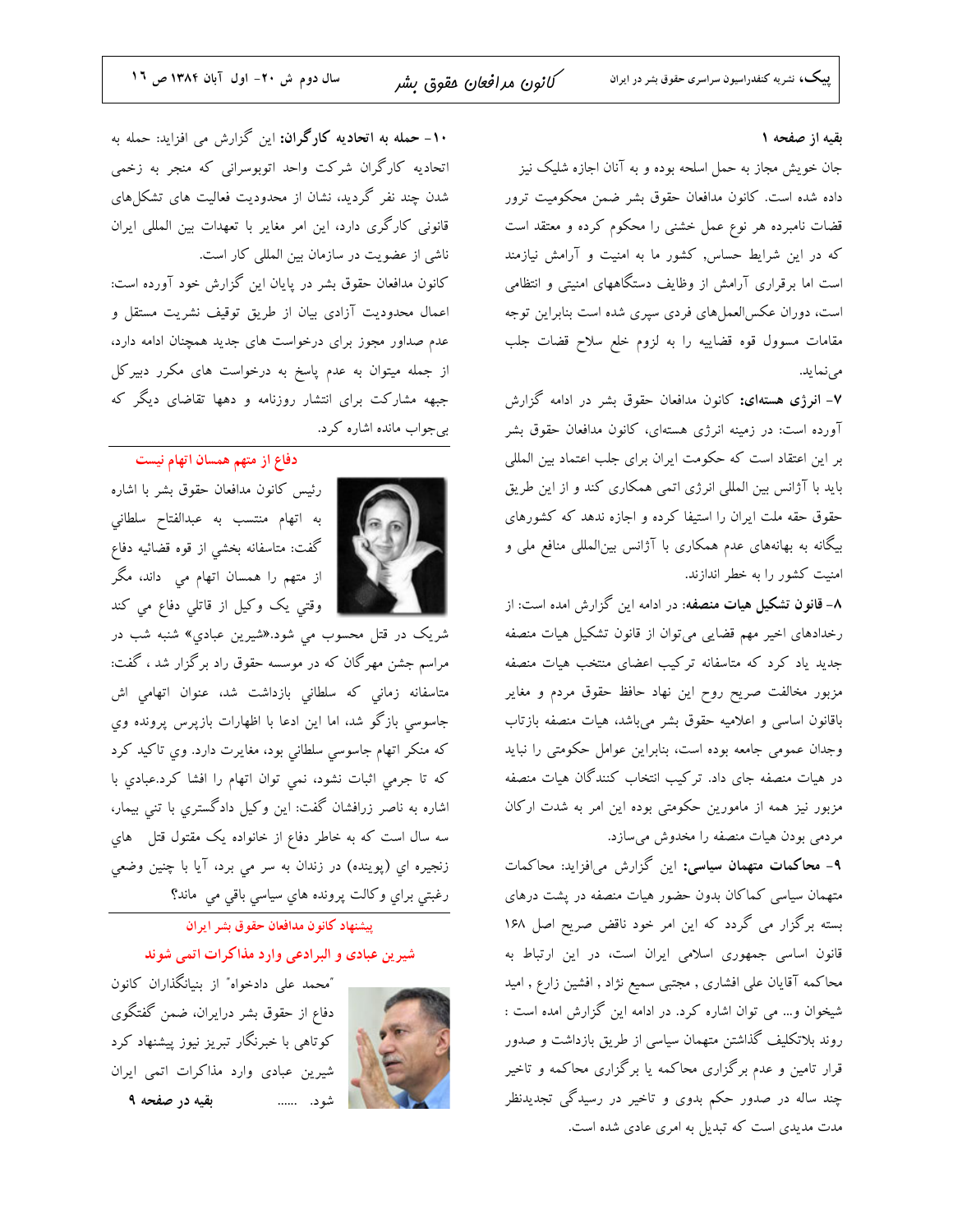بقیه از صفحه ۱

جان خویش مجاز به حمل اسلحه بوده و به آنان اجازه شلیک نیز داده شده است. کانون مدافعان حقوق بشر ضمن محکومیت ترور قضات نامبرده هر نوع عمل خشنی را محکوم کرده و معتقد است که در این شرایط حساس, کشور ما به امنیت و آرامش نیازمند است اما برقراری آرامش از وظایف دستگاههای امنیتی و انتظامی است، دوران عکس‌العمل‌های فردی سپری شده است بنابراین توجه مقامات مسوول قوه قضاییه را به لزوم خلع سلاح قضات جلب می‌نماید.

**۷- انرژی هسته‌ای:** کانون مدافعان حقوق بشر در ادامه گزارش آورده است: در زمینه انرژی هسته‌ای، کانون مدافعان حقوق بشر بر این اعتقاد است که حکومت ایران برای جلب اعتماد بین المللی باید با آژانس بین المللی انرژی اتمی همکاری کند و از این طریق حقوق حقه ملت ایران را استیفا کرده و اجازه ندهد که کشورهای بیگانه به بهانه‌های عدم همکاری با آژانس بین‌المللی منافع ملی و امنیت کشور را به خطر اندازند.

**۸- قانون تشکیل هیات منصفه:** در ادامه این گزارش امده است: از رخدادهای اخیر مهم قضایی می‌توان از قانون تشکیل هیات منصفه جدید یاد کرد که متاسفانه ترکیب اعضای منتخب هیات منصفه مزبور مخالفت صریح روح این نهاد حافظ حقوق مردم و مغایر باقانون اساسی و اعلامیه حقوق بشر می‌باشد، هیات منصفه بازتاب وجدان عمومی جامعه بوده است، بنابراین عوامل حکومتی را نباید در هیات منصفه جای داد. ترکیب انتخاب کنندگان هیات منصفه مزبور نیز همه از مامورین حکومتی بوده این امر به شدت ارکان مردمی بودن هیات منصفه را مخدوش می‌سازد.

**۹- محاکمات متهمان سیاسی:** این گزارش می‌افزاید: محاکمات متهمان سیاسی کماکان بدون حضور هیات منصفه در پشت درهای بسته برگزار می گردد که این امر خود ناقض صریح اصل ۱۶۸ قانون اساسی جمهوری اسلامی ایران است، در این ارتباط به محاکمه آقایان علی افشاری , مجتبی سمیع نژاد , افشین زارع , امید شیخوان و... می توان اشاره کرد. در ادامه این گزارش امده است : روند بلاتکلیف گذاشتن متهمان سیاسی از طریق بازداشت و صدور قرار تامین و عدم برگزاری محاکمه یا برگزاری محاکمه و تاخیر چند ساله در صدور حکم بدوی و تاخیر در رسیدگی تجدیدنظر مدت مدیدی است که تبدیل به امری عادی شده است.

**۱۰- حمله به اتحادیه کارگران:** این گزارش می افزاید: حمله به اتحادیه کارگران شرکت واحد اتوبوسرانی که منجر به زخمی شدن چند نفر گردید، نشان از محدودیت فعالیت های تشکل‌های قانونی کارگری دارد، این امر مغایر با تعهدات بین المللی ایران ناشی از عضویت در سازمان بین المللی کار است.

کانون مدافعان حقوق بشر در پایان این گزارش خود آورده است: اعمال محدودیت آزادی بیان از طریق توقیف نشریت مستقل و عدم صداور مجوز برای درخواست های جدید همچنان ادامه دارد، از جمله میتوان به عدم پاسخ به درخواست های مکرر دبیرکل جبهه مشارکت برای انتشار روزنامه و دهها تقاضای دیگر که بی‌جواب مانده اشاره کرد.

## دفاع از متهم همسان اتهام نیست

رئیس کانون مدافعان حقوق بشر با اشاره به اتهام منتسب به عبدالفتاح سلطاني گفت: متاسفانه بخشي از قوه قضائيه دفاع از متهم را همسان اتهام مي داند، مگر وقتي يک وکيل از قاتلي دفاع مي کند شريک در قتل محسوب مي شود.«شيرين عبادي» شنبه شب در مراسم جشن مهرگان که در موسسه حقوق راد برگزار شد ، گفت: متاسفانه زماني که سلطاني بازداشت شد، عنوان اتهامي اش جاسوسي بازگو شد، اما اين ادعا با اظهارات بازپرس پرونده وي که منکر اتهام جاسوسي سلطاني بود، مغايرت دارد. وي تاکيد کرد که تا جرمي اثبات نشود، نمي توان اتهام را افشا کرد.عبادي با اشاره به ناصر زرافشان گفت: اين وکيل دادگستري با تني بيمار، سه سال است که به خاطر دفاع از خانواده يک مقتول قتل هاي زنجيره اي (پوينده) در زندان به سر مي برد، آيا با چنين وضعي رغبتي براي وکالت پرونده هاي سياسي باقي مي ماند؟

## پیشنهاد کانون مدافعان حقوق بشر ایران
## شیرین عبادی و البرادعی وارد مذاکرات اتمی شوند

"محمد علی دادخواه" از بنیانگذاران کانون دفاع از حقوق بشر درایران، ضمن گفتگوی کوتاهی با خبرنگار تبریز نیوز پیشنهاد کرد شیرین عبادی وارد مذاکرات اتمی ایران شود. ......

**بقیه در صفحه ۹**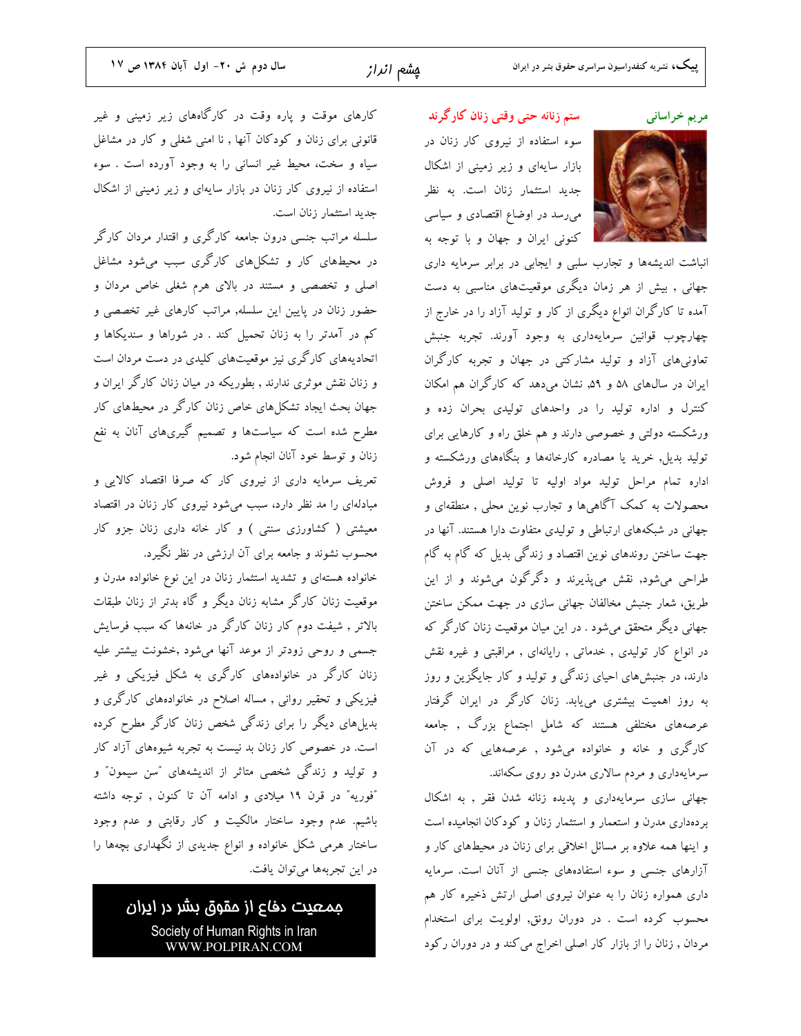مریم خراسانی

## ستم زنانه حتی وقتی زنان کارگرند

سوء استفاده از نیروی کار زنان در بازار سایه‌ای و زیر زمینی از اشکال جدید استثمار زنان است. به نظر می‌رسد در اوضاع اقتصادی و سیاسی کنونی ایران و جهان و با توجه به انباشت اندیشه‌ها و تجارب سلبی و ایجابی در برابر سرمایه داری جهانی , بیش از هر زمان دیگری موقعیت‌های مناسبی به دست آمده تا کارگران انواع دیگری از کار و تولید آزاد را در خارج از چهارچوب قوانین سرمایه‌داری به وجود آورند. تجربه جنبش تعاونی‌های آزاد و تولید مشارکتی در جهان و تجربه کارگران ایران در سال‌های ۵۸ و ۵۹, نشان می‌دهد که کارگران هم امکان کنترل و اداره تولید را در واحدهای تولیدی بحران زده و ورشکسته دولتی و خصوصی دارند و هم خلق راه و کارهایی برای تولید بدیل, خرید یا مصادره کارخانه‌ها و بنگاه‌های ورشکسته و اداره تمام مراحل تولید مواد اولیه تا تولید اصلی و فروش محصولات به کمک آگاهی‌ها و تجارب نوین محلی , منطقه‌ای و جهانی در شبکه‌های ارتباطی و تولیدی متفاوت دارا هستند. آنها در جهت ساختن روندهای نوین اقتصاد و زندگی بدیل که گام به گام طراحی می‌شود, نقش می‌پذیرند و دگرگون می‌شوند و از این طریق، شعار جنبش مخالفان جهانی سازی در جهت ممکن ساختن جهانی دیگر متحقق می‌شود . در این میان موقعیت زنان کارگر که در انواع کار تولیدی , خدماتی , رایانه‌ای , مراقبتی و غیره نقش دارند، در جنبش‌های احیای زندگی و تولید و کار جایگزین و روز به روز اهمیت بیشتری می‌یابد. زنان کارگر در ایران گرفتار عرصه‌های مختلفی هستند که شامل اجتماع بزرگ , جامعه کارگری و خانه و خانواده می‌شود , عرصه‌هایی که در آن سرمایه‌داری و مردم سالاری مدرن دو روی سکه‌اند.

جهانی سازی سرمایه‌داری و پدیده زنانه شدن فقر , به اشکال برده‌داری مدرن و استعمار و استثمار زنان و کودکان انجامیده است و اینها همه علاوه بر مسائل اخلاقی برای زنان در محیطهای کار و آزارهای جنسی و سوء استفاده‌های جنسی از آنان است. سرمایه داری همواره زنان را به عنوان نیروی اصلی ارتش ذخیره کار هم محسوب کرده است . در دوران رونق, اولویت برای استخدام مردان , زنان را از بازار کار اصلی اخراج می‌کند و در دوران رکود کارهای موقت و پاره وقت در کارگاه‌های زیر زمینی و غیر قانونی برای زنان و کودکان آنها , نا امنی شغلی و کار در مشاغل سیاه و سخت، محیط غیر انسانی را به وجود آورده است . سوء استفاده از نیروی کار زنان در بازار سایه‌ای و زیر زمینی از اشکال جدید استثمار زنان است.

سلسله مراتب جنسی درون جامعه کارگری و اقتدار مردان کارگر در محیطهای کار و تشکل‌های کارگری سبب می‌شود مشاغل اصلی و تخصصی و مستند در بالای هرم شغلی خاص مردان و حضور زنان در پایین این سلسله, مراتب کارهای غیر تخصصی و کم در آمدتر را به زنان تحمیل کند . در شوراها و سندیکاها و اتحادیه‌های کارگری نیز موقعیت‌های کلیدی در دست مردان است و زنان نقش موثری ندارند , بطوریکه در میان زنان کارگر ایران و جهان بحث ایجاد تشکل‌های خاص زنان کارگر در محیطهای کار مطرح شده است که سیاستها و تصمیم گیری‌های آنان به نفع زنان و توسط خود آنان انجام شود.

تعریف سرمایه داری از نیروی کار که صرفا اقتصاد کالایی و مبادله‌ای را مد نظر دارد، سبب می‌شود نیروی کار زنان در اقتصاد معیشتی ( کشاورزی سنتی ) و کار خانه داری زنان جزو کار محسوب نشوند و جامعه برای آن ارزشی در نظر نگیرد.

خانواده هسته‌ای و تشدید استثمار زنان در این نوع خانواده مدرن و موقعیت زنان کارگر مشابه زنان دیگر و گاه بدتر از زنان طبقات بالاتر , شیفت دوم کار زنان کارگر در خانه‌ها که سبب فرسایش جسمی و روحی زودتر از موعد آنها می‌شود ,خشونت بیشتر علیه زنان کارگر در خانواده‌های کارگری به شکل فیزیکی و غیر فیزیکی و تحقیر روانی , مساله اصلاح در خانواده‌های کارگری و بدیل‌های دیگر را برای زندگی شخص زنان کارگر مطرح کرده است. در خصوص کار زنان بد نیست به تجربه شیوه‌های آزاد کار و تولید و زندگی شخصی متاثر از اندیشه‌های "سن سیمون" و "فوریه" در قرن ۱۹ میلادی و ادامه آن تا کنون , توجه داشته باشیم. عدم وجود ساختار مالکیت و کار رقابتی و عدم وجود ساختار هرمی شکل خانواده و انواع جدیدی از نگهداری بچه‌ها را در این تجربه‌ها می‌توان یافت.

**جمعیت دفاع از حقوق بشر در ایران**

Society of Human Rights in Iran
WWW.POLPIRAN.COM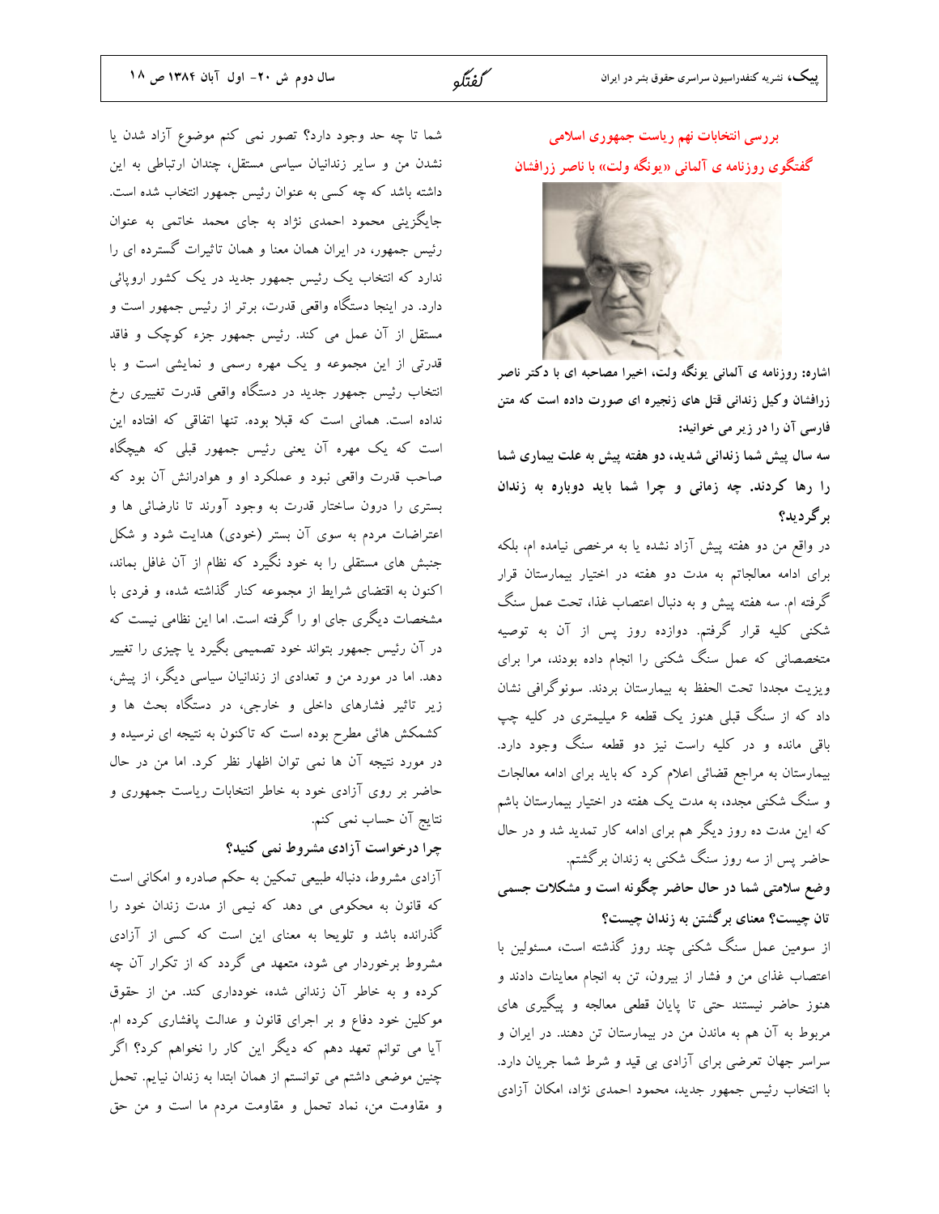## بررسی انتخابات نهم ریاست جمهوری اسلامی

### گفتگوی روزنامه ی آلمانی «یونگه ولت» با ناصر زرافشان

**اشاره: روزنامه ی آلمانی یونگه ولت، اخیرا مصاحبه ای با دکتر ناصر زرافشان وکیل زندانی قتل های زنجیره ای صورت داده است که متن فارسی آن را در زیر می خوانید:**

**سه سال پیش شما زندانی شدید، دو هفته پیش به علت بیماری شما را رها کردند. چه زمانی و چرا شما باید دوباره به زندان برگردید؟**

در واقع من دو هفته پیش آزاد نشده یا به مرخصی نیامده ام، بلکه برای ادامه معالجاتم به مدت دو هفته در اختیار بیمارستان قرار گرفته ام. سه هفته پیش و به دنبال اعتصاب غذا، تحت عمل سنگ شکنی کلیه قرار گرفتم. دوازده روز پس از آن به توصیه متخصصانی که عمل سنگ شکنی را انجام داده بودند، مرا برای ویزیت مجددا تحت الحفظ به بیمارستان بردند. سونوگرافی نشان داد که از سنگ قبلی هنوز یک قطعه ۶ میلیمتری در کلیه چپ باقی مانده و در کلیه راست نیز دو قطعه سنگ وجود دارد. بیمارستان به مراجع قضائی اعلام کرد که باید برای ادامه معالجات و سنگ شکنی مجدد، به مدت یک هفته در اختیار بیمارستان باشم که این مدت ده روز دیگر هم برای ادامه کار تمدید شد و در حال حاضر پس از سه روز سنگ شکنی به زندان برگشتم.

**وضع سلامتی شما در حال حاضر چگونه است و مشکلات جسمی تان چیست؟ معنای برگشتن به زندان چیست؟**

از سومین عمل سنگ شکنی چند روز گذشته است، مسئولین با اعتصاب غذای من و فشار از بیرون، تن به انجام معاینات دادند و هنوز حاضر نیستند حتی تا پایان قطعی معالجه و پیگیری های مربوط به آن هم به ماندن من در بیمارستان تن دهند. در ایران و سراسر جهان تعرضی برای آزادی بی قید و شرط شما جریان دارد. با انتخاب رئیس جمهور جدید، محمود احمدی نژاد، امکان آزادی شما تا چه حد وجود دارد؟ تصور نمی کنم موضوع آزاد شدن یا نشدن من و سایر زندانیان سیاسی مستقل، چندان ارتباطی به این داشته باشد که چه کسی به عنوان رئیس جمهور انتخاب شده است. جایگزینی محمود احمدی نژاد به جای محمد خاتمی به عنوان رئیس جمهور، در ایران همان معنا و همان تاثیرات گسترده ای را ندارد که انتخاب یک رئیس جمهور جدید در یک کشور اروپائی دارد. در اینجا دستگاه واقعی قدرت، برتر از رئیس جمهور است و مستقل از آن عمل می کند. رئیس جمهور جزء کوچک و فاقد قدرتی از این مجموعه و یک مهره رسمی و نمایشی است و با انتخاب رئیس جمهور جدید در دستگاه واقعی قدرت تغییری رخ نداده است. همانی است که قبلا بوده. تنها اتفاقی که افتاده این است که یک مهره آن یعنی رئیس جمهور قبلی که هیچگاه صاحب قدرت واقعی نبود و عملکرد او و هوادارانش آن بود که بستری را درون ساختار قدرت به وجود آورند تا نارضائی ها و اعتراضات مردم به سوی آن بستر (خودی) هدایت شود و شکل جنبش های مستقلی را به خود نگیرد که نظام از آن غافل بماند، اکنون به اقتضای شرایط از مجموعه کنار گذاشته شده، و فردی با مشخصات دیگری جای او را گرفته است. اما این نظامی نیست که در آن رئیس جمهور بتواند خود تصمیمی بگیرد یا چیزی را تغییر دهد. اما در مورد من و تعدادی از زندانیان سیاسی دیگر، از پیش، زیر تاثیر فشارهای داخلی و خارجی، در دستگاه بحث ها و کشمکش هائی مطرح بوده است که تاکنون به نتیجه ای نرسیده و در مورد نتیجه آن ها نمی توان اظهار نظر کرد. اما من در حال حاضر بر روی آزادی خود به خاطر انتخابات ریاست جمهوری و نتایج آن حساب نمی کنم.

**چرا درخواست آزادی مشروط نمی کنید؟**

آزادی مشروط، دنباله طبیعی تمکین به حکم صادره و امکانی است که قانون به محکومی می دهد که نیمی از مدت زندان خود را گذرانده باشد و تلویحا به معنای این است که کسی که از آزادی مشروط برخوردار می شود، متعهد می گردد که از تکرار آن چه کرده و به خاطر آن زندانی شده، خودداری کند. من از حقوق موکلین خود دفاع و بر اجرای قانون و عدالت پافشاری کرده ام. آیا می توانم تعهد دهم که دیگر این کار را نخواهم کرد؟ اگر چنین موضعی داشتم می توانستم از همان ابتدا به زندان نیایم. تحمل و مقاومت من، نماد تحمل و مقاومت مردم ما است و من حق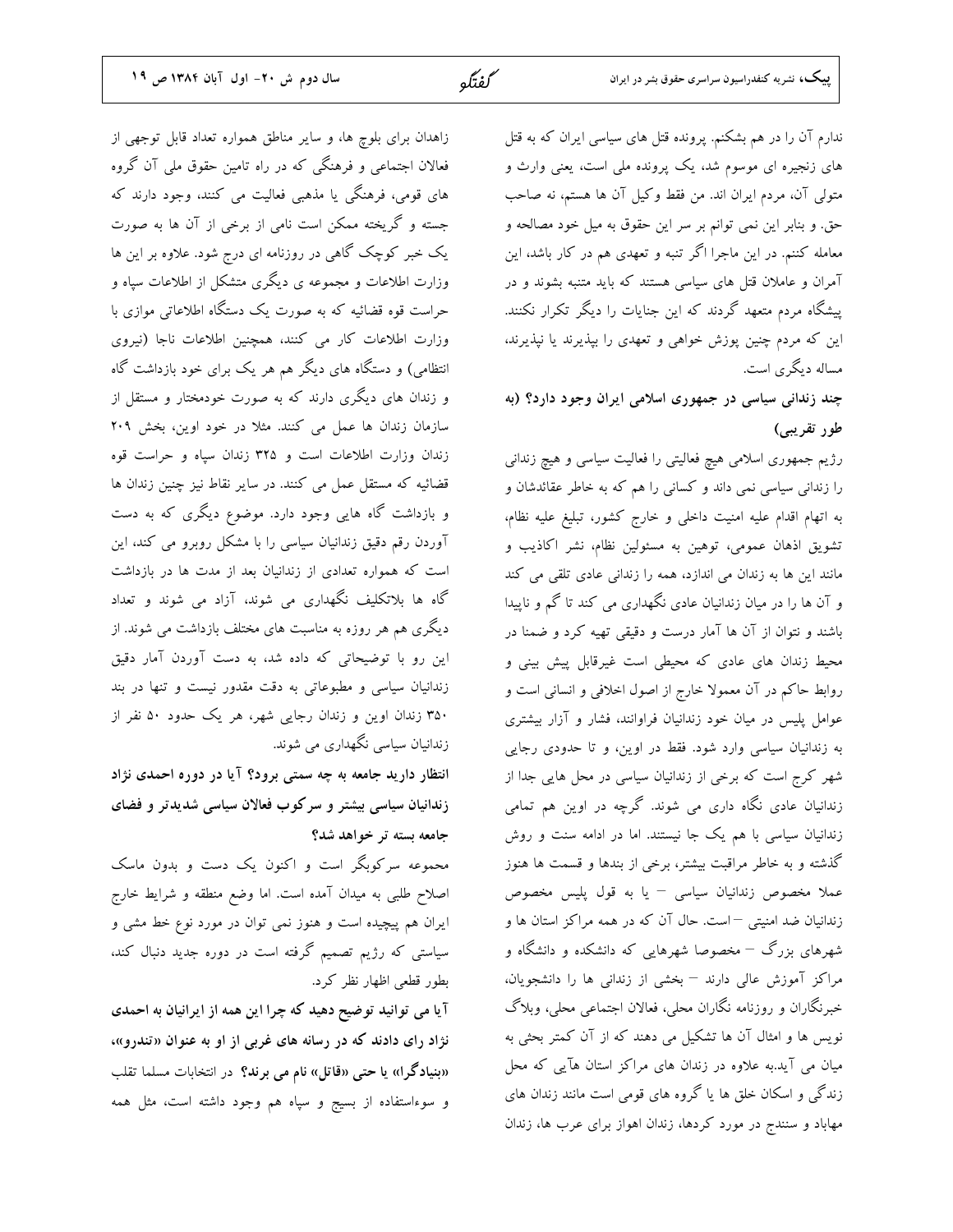ندارم آن را در هم بشکنم. پرونده قتل های سیاسی ایران که به قتل های زنجیره ای موسوم شد، یک پرونده ملی است، یعنی وارث و متولی آن، مردم ایران اند. من فقط وکیل آن ها هستم، نه صاحب حق. و بنابر این نمی توانم بر سر این حقوق به میل خود مصالحه و معامله کنم. در این ماجرا اگر تنبه و تعهدی هم در کار باشد، این آمران و عاملان قتل های سیاسی هستند که باید متنبه بشوند و در پیشگاه مردم متعهد گردند که این جنایات را دیگر تکرار نکنند. این که مردم چنین پوزش خواهی و تعهدی را بپذیرند یا نپذیرند، مساله دیگری است.

**چند زندانی سیاسی در جمهوری اسلامی ایران وجود دارد؟ (به طور تقریبی)**

رژیم جمهوری اسلامی هیچ فعالیتی را فعالیت سیاسی و هیچ زندانی را زندانی سیاسی نمی داند و کسانی را هم که به خاطر عقائدشان و به اتهام اقدام علیه امنیت داخلی و خارج کشور، تبلیغ علیه نظام، تشویق اذهان عمومی، توهین به مسئولین نظام، نشر اکاذیب و مانند این ها به زندان می اندازد، همه را زندانی عادی تلقی می کند و آن ها را در میان زندانیان عادی نگهداری می کند تا گم و ناپیدا باشند و نتوان از آن ها آمار درست و دقیقی تهیه کرد و ضمنا در محیط زندان های عادی که محیطی است غیرقابل پیش بینی و روابط حاکم در آن معمولا خارج از اصول اخلاقی و انسانی است و عوامل پلیس در میان خود زندانیان فراوانند، فشار و آزار بیشتری به زندانیان سیاسی وارد شود. فقط در اوین، و تا حدودی رجایی شهر کرج است که برخی از زندانیان سیاسی در محل هایی جدا از زندانیان عادی نگاه داری می شوند. گرچه در اوین هم تمامی زندانیان سیاسی با هم یک جا نیستند. اما در ادامه سنت و روش گذشته و به خاطر مراقبت بیشتر، برخی از بندها و قسمت ها هنوز عملا مخصوص زندانیان سیاسی – یا به قول پلیس مخصوص زندانیان ضد امنیتی – است. حال آن که در همه مراکز استان ها و شهرهای بزرگ – مخصوصا شهرهایی که دانشکده و دانشگاه و مراکز آموزش عالی دارند – بخشی از زندانی ها را دانشجویان، خبرنگاران و روزنامه نگاران محلی، فعالان اجتماعی محلی، وبلاگ نویس ها و امثال آن ها تشکیل می دهند که از آن کمتر بحثی به میان می آید.به علاوه در زندان های مراکز استان هآیی که محل زندگی و اسکان خلق ها یا گروه های قومی است مانند زندان های مهاباد و سنندج در مورد کردها، زندان اهواز برای عرب ها، زندان زاهدان برای بلوچ ها، و سایر مناطق همواره تعداد قابل توجهی از فعالان اجتماعی و فرهنگی که در راه تامین حقوق ملی آن گروه های قومی، فرهنگی یا مذهبی فعالیت می کنند، وجود دارند که جسته و گریخته ممکن است نامی از برخی از آن ها به صورت یک خبر کوچک گاهی در روزنامه ای درج شود. علاوه بر این ها وزارت اطلاعات و مجموعه ی دیگری متشکل از اطلاعات سپاه و حراست قوه قضائیه که به صورت یک دستگاه اطلاعاتی موازی با وزارت اطلاعات کار می کنند، همچنین اطلاعات ناجا (نیروی انتظامی) و دستگاه های دیگر هم هر یک برای خود بازداشت گاه و زندان های دیگری دارند که به صورت خودمختار و مستقل از سازمان زندان ها عمل می کنند. مثلا در خود اوین، بخش ۲۰۹ زندان وزارت اطلاعات است و ۳۲۵ زندان سپاه و حراست قوه قضائیه که مستقل عمل می کنند. در سایر نقاط نیز چنین زندان ها و بازداشت گاه هایی وجود دارد. موضوع دیگری که به دست آوردن رقم دقیق زندانیان سیاسی را با مشکل روبرو می کند، این است که همواره تعدادی از زندانیان بعد از مدت ها در بازداشت گاه ها بلاتکلیف نگهداری می شوند، آزاد می شوند و تعداد دیگری هم هر روزه به مناسبت های مختلف بازداشت می شوند. از این رو با توضیحاتی که داده شد، به دست آوردن آمار دقیق زندانیان سیاسی و مطبوعاتی به دقت مقدور نیست و تنها در بند ۳۵۰ زندان اوین و زندان رجایی شهر، هر یک حدود ۵۰ نفر از زندانیان سیاسی نگهداری می شوند.

**انتظار دارید جامعه به چه سمتی برود؟ آیا در دوره احمدی نژاد زندانیان سیاسی بیشتر و سرکوب فعالان سیاسی شدیدتر و فضای جامعه بسته تر خواهد شد؟**

مجموعه سرکوبگر است و اکنون یک دست و بدون ماسک اصلاح طلبی به میدان آمده است. اما وضع منطقه و شرایط خارج ایران هم پیچیده است و هنوز نمی توان در مورد نوع خط مشی و سیاستی که رژیم تصمیم گرفته است در دوره جدید دنبال کند، بطور قطعی اظهار نظر کرد.

**آیا می توانید توضیح دهید که چرا این همه از ایرانیان به احمدی نژاد رای دادند که در رسانه های غربی از او به عنوان «تندرو»، «بنیادگرا» یا حتی «قاتل» نام می برند؟** در انتخابات مسلما تقلب و سوءاستفاده از بسیج و سپاه هم وجود داشته است، مثل همه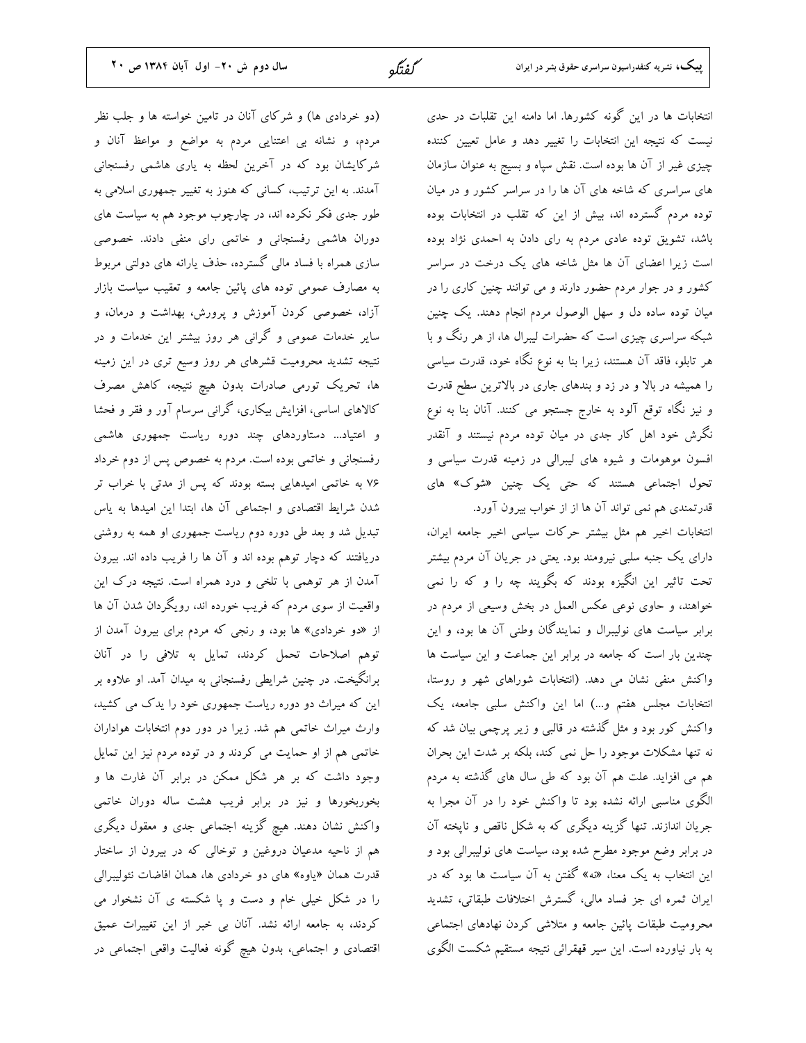انتخابات ها در این گونه کشورها. اما دامنه این تقلبات در حدی نیست که نتیجه این انتخابات را تغییر دهد و عامل تعیین کننده چیزی غیر از آن ها بوده است. نقش سپاه و بسیج به عنوان سازمان های سراسری که شاخه های آن ها را در سراسر کشور و در میان توده مردم گسترده اند، بیش از این که تقلب در انتخابات بوده باشد، تشویق توده عادی مردم به رای دادن به احمدی نژاد بوده است زیرا اعضای آن ها مثل شاخه های یک درخت در سراسر کشور و در جوار مردم حضور دارند و می توانند چنین کاری را در میان توده ساده دل و سهل الوصول مردم انجام دهند. یک چنین شبکه سراسری چیزی است که حضرات لیبرال ها، از هر رنگ و با هر تابلو، فاقد آن هستند، زیرا بنا به نوع نگاه خود، قدرت سیاسی را همیشه در بالا و در زد و بندهای جاری در بالاترین سطح قدرت و نیز نگاه توقع آلود به خارج جستجو می کنند. آنان بنا به نوع نگرش خود اهل کار جدی در میان توده مردم نیستند و آنقدر افسون موهومات و شیوه های لیبرالی در زمینه قدرت سیاسی و تحول اجتماعی هستند که حتی یک چنین «شوک» های قدرتمندی هم نمی تواند آن ها را از خواب بیرون آورد.

انتخابات اخیر هم مثل بیشتر حرکات سیاسی اخیر جامعه ایران، دارای یک جنبه سلبی نیرومند بود. یعنی در جریان آن مردم بیشتر تحت تاثیر این انگیزه بودند که بگویند چه را و که را نمی خواهند، و حاوی نوعی عکس العمل در بخش وسیعی از مردم در برابر سیاست های نولیبرال و نمایندگان وطنی آن ها بود، و این چندین بار است که جامعه در برابر این جماعت و این سیاست ها واکنش منفی نشان می دهد. (انتخابات شوراهای شهر و روستا، انتخابات مجلس هفتم و...) اما این واکنش سلبی جامعه، یک واکنش کور بود و مثل گذشته در قالبی و زیر پرچمی بیان شد که نه تنها مشکلات موجود را حل نمی کند، بلکه بر شدت این بحران هم می افزاید. علت هم آن بود که طی سال های گذشته به مردم الگوی مناسبی ارائه نشده بود تا واکنش خود را در آن مجرا به جریان اندازند. تنها گزینه دیگری که به شکل ناقص و ناپخته آن در برابر وضع موجود مطرح شده بود، سیاست های نولیبرالی بود و این انتخاب به یک معنا، «نه» گفتن به آن سیاست ها بود که در ایران ثمره ای جز فساد مالی، گسترش اختلافات طبقاتی، تشدید محرومیت طبقات پائین جامعه و متلاشی کردن نهادهای اجتماعی به بار نیاورده است. این سیر قهقرائی نتیجه مستقیم شکست الگوی (دو خردادی ها) و شرکای آنان در تامین خواسته ها و جلب نظر مردم، و نشانه بی اعتنایی مردم به مواضع و مواعظ آنان و شرکایشان بود که در آخرین لحظه به یاری هاشمی رفسنجانی آمدند. به این ترتیب، کسانی که هنوز به تغییر جمهوری اسلامی به طور جدی فکر نکرده اند، در چارچوب موجود هم به سیاست های دوران هاشمی رفسنجانی و خاتمی رای منفی دادند. خصوصی سازی همراه با فساد مالی گسترده، حذف یارانه های دولتی مربوط به مصارف عمومی توده های پائین جامعه و تعقیب سیاست بازار آزاد، خصوصی کردن آموزش و پرورش، بهداشت و درمان، و سایر خدمات عمومی و گرانی هر روز بیشتر این خدمات و در نتیجه تشدید محرومیت قشرهای هر روز وسیع تری در این زمینه ها، تحریک تورمی صادرات بدون هیچ نتیجه، کاهش مصرف کالاهای اساسی، افزایش بیکاری، گرانی سرسام آور و فقر و فحشا و اعتیاد... دستاوردهای چند دوره ریاست جمهوری هاشمی رفسنجانی و خاتمی بوده است. مردم به خصوص پس از دوم خرداد ۷۶ به خاتمی امیدهایی بسته بودند که پس از مدتی با خراب تر شدن شرایط اقتصادی و اجتماعی آن ها، ابتدا این امیدها به یاس تبدیل شد و بعد طی دوره دوم ریاست جمهوری او همه به روشنی دریافتند که دچار توهم بوده اند و آن ها را فریب داده اند. بیرون آمدن از هر توهمی با تلخی و درد همراه است. نتیجه درک این واقعیت از سوی مردم که فریب خورده اند، رویگردان شدن آن ها از «دو خردادی» ها بود، و رنجی که مردم برای بیرون آمدن از توهم اصلاحات تحمل کردند، تمایل به تلافی را در آنان برانگیخت. در چنین شرایطی رفسنجانی به میدان آمد. او علاوه بر این که میراث دو دوره ریاست جمهوری خود را یدک می کشید، وارث میراث خاتمی هم شد. زیرا در دور دوم انتخابات هواداران خاتمی هم از او حمایت می کردند و در توده مردم نیز این تمایل وجود داشت که بر هر شکل ممکن در برابر آن غارت ها و بخوربخورها و نیز در برابر فریب هشت ساله دوران خاتمی واکنش نشان دهند. هیچ گزینه اجتماعی جدی و معقول دیگری هم از ناحیه مدعیان دروغین و توخالی که در بیرون از ساختار قدرت همان «یاوه» های دو خردادی ها، همان افاضات نئولیبرالی را در شکل خیلی خام و دست و پا شکسته ی آن نشخوار می کردند، به جامعه ارائه نشد. آنان بی خبر از این تغییرات عمیق اقتصادی و اجتماعی، بدون هیچ گونه فعالیت واقعی اجتماعی در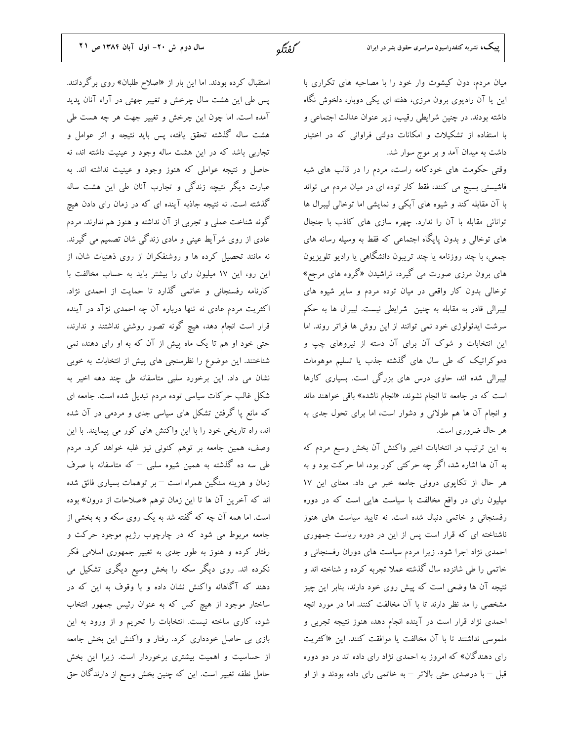میان مردم، دون کیشوت وار خود را با مصاحبه های تکراری با این یا آن رادیوی برون مرزی، هفته ای یکی دوبار، دلخوش نگاه داشته بودند. در چنین شرایطی رقیب، زیر عنوان عدالت اجتماعی و با استفاده از تشکیلات و امکانات دولتی فراوانی که در اختیار داشت به میدان آمد و بر موج سوار شد.

وقتی حکومت های خودکامه راست، مردم را در قالب های شبه فاشیستی بسیج می کنند، فقط کار توده ای در میان مردم می تواند با آن مقابله کند و شیوه های آبکی و نمایشی اما توخالی لیبرال ها توانائی مقابله با آن را ندارد. چهره سازی های کاذب با جنجال های توخالی و بدون پایگاه اجتماعی که فقط به وسیله رسانه های جمعی، با چند روزنامه یا چند تریبون دانشگاهی یا رادیو تلویزیون های برون مرزی صورت می گیرد، تراشیدن «گروه های مرجع» توخالی بدون کار واقعی در میان توده مردم و سایر شیوه های لیبرالی قادر به مقابله به چنین شرایطی نیست. لیبرال ها به حکم سرشت ایدئولوژی خود نمی توانند از این روش ها فراتر روند. اما این انتخابات و شوک آن برای آن دسته از نیروهای چپ و دموکراتیک که طی سال های گذشته جذب یا تسلیم موهومات لیبرالی شده اند، حاوی درس های بزرگی است. بسیاری کارها است که در جامعه تا انجام نشوند، «انجام ناشده» باقی خواهند ماند و انجام آن ها هم طولانی و دشوار است، اما برای تحول جدی به هر حال ضروری است.

به این ترتیب در انتخابات اخیر واکنش آن بخش وسیع مردم که به آن ها اشاره شد، اگر چه حرکتی کور بود، اما حرکت بود و به هر حال از تکاپوی درونی جامعه خبر می داد. معنای این ۱۷ میلیون رای در واقع مخالفت با سیاست هایی است که در دوره رفسنجانی و خاتمی دنبال شده است. نه تایید سیاست های هنوز ناشناخته ای که قرار است پس از این در دوره ریاست جمهوری احمدی نژاد اجرا شود. زیرا مردم سیاست های دوران رفسنجانی و خاتمی را طی شانزده سال گذشته عملا تجربه کرده و شناخته اند و نتیجه آن ها وضعی است که پیش روی خود دارند، بنابر این چیز مشخصی را مد نظر دارند تا با آن مخالفت کنند. اما در مورد انچه احمدی نژاد قرار است در آینده انجام دهد، هنوز نتیجه تجربی و ملموسی نداشتند تا با آن مخالفت یا موافقت کنند. این «اکثریت رای دهندگان» که امروز به احمدی نژاد رای داده اند در دو دوره قبل – با درصدی حتی بالاتر – به خاتمی رای داده بودند و از او استقبال کرده بودند. اما این بار از «اصلاح طلبان» روی برگرداندند. پس طی این هشت سال چرخش و تغییر جهتی در آراء آنان پدید آمده است. اما چون این چرخش و تغییر جهت هر چه هست طی هشت ساله گذشته تحقق یافته، پس باید نتیجه و اثر عوامل و تجاربی باشد که در این هشت ساله وجود و عینیت داشته اند، نه حاصل و نتیجه عواملی که هنوز وجود و عینیت نداشته اند. به عبارت دیگر نتیجه زندگی و تجارب آنان طی این هشت ساله گذشته است. نه نتیجه جاذبه آینده ای که در زمان رای دادن هیچ گونه شناخت عملی و تجربی از آن نداشته و هنوز هم ندارند. مردم عادی از روی شرآیط عینی و مادی زندگی شان تصمیم می گیرند. نه مانند تحصیل کرده ها و روشنفکران از روی ذهنیات شان، از این رو، این ۱۷ میلیون رای را بیشتر باید به حساب مخالفت با کارنامه رفسنجانی و خاتمی گذارد تا حمایت از احمدی نژاد. اکثریت مردم عادی نه تنها درباره آن چه احمدی نژآد در آینده قرار است انجام دهد، هیچ گونه تصور روشنی نداشتند و ندارند، حتی خود او هم تا یک ماه پیش از آن که به او رای دهند، نمی شناختند. این موضوع را نظرسنجی های پیش از انتخابات به خوبی نشان می داد. این برخورد سلبی متاسفانه طی چند دهه اخیر به شکل غالب حرکات سیاسی توده مردم تبدیل شده است. جامعه ای که مانع پا گرفتن تشکل های سیاسی جدی و مردمی در آن شده اند، راه تاریخی خود را با این واکنش های کور می پیمایند. با این وصف، همین جامعه بر توهم کنونی نیز غلبه خواهد کرد. مردم طی سه ده گذشته به همین شیوه سلبی – که متاسفانه با صرف زمان و هزینه سنگین همراه است – بر توهمات بسیاری فائق شده اند که آخرین آن ها تا این زمان توهم «اصلاحات از درون» بوده است. اما همه آن چه که گفته شد به یک روی سکه و به بخشی از جامعه مربوط می شود که در چارچوب رژیم موجود حرکت و رفتار کرده و هنوز به طور جدی به تغییر جمهوری اسلامی فکر نکرده اند. روی دیگر سکه را بخش وسیع دیگری تشکیل می دهند که آگاهانه واکنش نشان داده و با وقوف به این که در ساختار موجود از هیچ کس که به عنوان رئیس جمهور انتخاب شود، کاری ساخته نیست. انتخابات را تحریم و از ورود به این بازی بی حاصل خودداری کرد. رفتار و واکنش این بخش جامعه از حساسیت و اهمیت بیشتری برخوردار است. زیرا این بخش حامل نطفه تغییر است. این که چنین بخش وسیع از دارندگان حق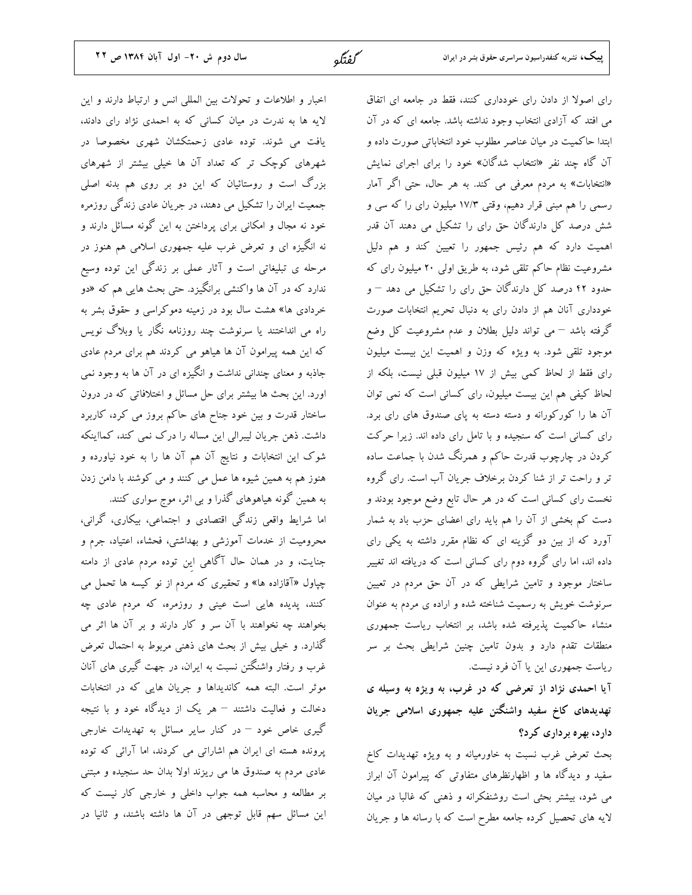رای اصولا از دادن رای خودداری کنند، فقط در جامعه ای اتفاق می افتد که آزادی انتخاب وجود نداشته باشد. جامعه ای که در آن ابتدا حاکمیت در میان عناصر مطلوب خود انتخاباتی صورت داده و آن گاه چند نفر «انتخاب شدگان» خود را برای اجرای نمایش «انتخابات» به مردم معرفی می کند. به هر حال، حتی اگر آمار رسمی را هم مبنی قرار دهیم، وقتی ۱۷/۳ میلیون رای را که سی و شش درصد کل دارندگان حق رای را تشکیل می دهند آن قدر اهمیت دارد که هم رئیس جمهور را تعیین کند و هم دلیل مشروعیت نظام حاکم تلقی شود، به طریق اولی ۲۰ میلیون رای که حدود ۴۲ درصد کل دارندگان حق رای را تشکیل می دهد – و خودداری آنان هم از دادن رای به دنبال تحریم انتخابات صورت گرفته باشد – می تواند دلیل بطلان و عدم مشروعیت کل وضع موجود تلقی شود. به ویژه که وزن و اهمیت این بیست میلیون رای فقط از لحاظ کمی بیش از ۱۷ میلیون قبلی نیست، بلکه از لحاظ کیفی هم این بیست میلیون، رای کسانی است که نمی توان آن ها را کورکورانه و دسته دسته به پای صندوق های رای برد. رای کسانی است که سنجیده و با تامل رای داده اند. زیرا حرکت کردن در چارچوب قدرت حاکم و همرنگ شدن با جماعت ساده تر و راحت تر از شنا کردن برخلاف جریان آب است. رای گروه نخست رای کسانی است که در هر حال تابع وضع موجود بودند و دست کم بخشی از آن را هم باید رای اعضای حزب باد به شمار آورد که از بین دو گزینه ای که نظام مقرر داشته به یکی رای داده اند، اما رای گروه دوم رای کسانی است که دریافته اند تغییر ساختار موجود و تامین شرایطی که در آن حق مردم در تعیین سرنوشت خویش به رسمیت شناخته شده و اراده ی مردم به عنوان منشاء حاکمیت پذیرفته شده باشد، بر انتخاب ریاست جمهوری منطقات تقدم دارد و بدون تامین چنین شرایطی بحث بر سر ریاست جمهوری این یا آن فرد نیست.

**آیا احمدی نژاد از تعرضی که در غرب، به ویژه به وسیله ی تهدیدهای کاخ سفید واشنگتن علیه جمهوری اسلامی جریان دارد، بهره برداری کرد؟**

بحث تعرض غرب نسبت به خاورمیانه و به ویژه تهدیدات کاخ سفید و دیدگاه ها و اظهارنظرهای متفاوتی که پیرامون آن ابراز می شود، بیشتر بحثی است روشنفکرانه و ذهنی که غالبا در میان لایه های تحصیل کرده جامعه مطرح است که با رسانه ها و جریان اخبار و اطلاعات و تحولات بین المللی انس و ارتباط دارند و این لایه ها به ندرت در میان کسانی که به احمدی نژاد رای دادند، یافت می شوند. توده عادی زحمتکشان شهری مخصوصا در شهرهای کوچک تر که تعداد آن ها خیلی بیشتر از شهرهای بزرگ است و روستائیان که این دو بر روی هم بدنه اصلی جمعیت ایران را تشکیل می دهند، در جریان عادی زندگی روزمره خود نه مجال و امکانی برای پرداختن به این گونه مسائل دارند و نه انگیزه ای و تعرض غرب علیه جمهوری اسلامی هم هنوز در مرحله ی تبلیغاتی است و آثار عملی بر زندگی این توده وسیع ندارد که در آن ها واکنشی برانگیزد. حتی بحث هایی هم که «دو خردادی ها» هشت سال بود در زمینه دموکراسی و حقوق بشر به راه می انداختند یا سرنوشت چند روزنامه نگار یا وبلاگ نویس که این همه پیرامون آن ها هیاهو می کردند هم برای مردم عادی جاذبه و معنای چندانی نداشت و انگیزه ای در آن ها به وجود نمی اورد. این بحث ها بیشتر برای حل مسائل و اختلافاتی که در درون ساختار قدرت و بین خود جناح های حاکم بروز می کرد، کاربرد داشت. ذهن جریان لیبرالی این مساله را درک نمی کند، کمااینکه شوک این انتخابات و نتایج آن هم آن ها را به خود نیاورده و هنوز هم به همین شیوه ها عمل می کنند و می کوشند با دامن زدن به همین گونه هیاهوهای گذرا و بی اثر، موج سواری کنند.

اما شرایط واقعی زندگی اقتصادی و اجتماعی، بیکاری، گرانی، محرومیت از خدمات آموزشی و بهداشتی، فحشاء، اعتیاد، جرم و جنایت، و در همان حال آگاهی این توده مردم عادی از دامنه چپاول «آقازاده ها» و تحقیری که مردم از نو کیسه ها تحمل می کنند، پدیده هایی است عینی و روزمره، که مردم عادی چه بخواهند چه نخواهند با آن سر و کار دارند و بر آن ها اثر می گذارد. و خیلی بیش از بحث های ذهنی مربوط به احتمال تعرض غرب و رفتار واشنگتن نسبت به ایران، در جهت گیری های آنان موثر است. البته همه کاندیداها و جریان هایی که در انتخابات دخالت و فعالیت داشتند – هر یک از دیدگاه خود و با نتیجه گیری خاص خود – در کنار سایر مسائل به تهدیدات خارجی پرونده هسته ای ایران هم اشاراتی می کردند، اما آرائی که توده عادی مردم به صندوق ها می ریزند اولا بدان حد سنجیده و مبتنی بر مطالعه و محاسبه همه جواب داخلی و خارجی کار نیست که این مسائل سهم قابل توجهی در آن ها داشته باشند، و ثانیا در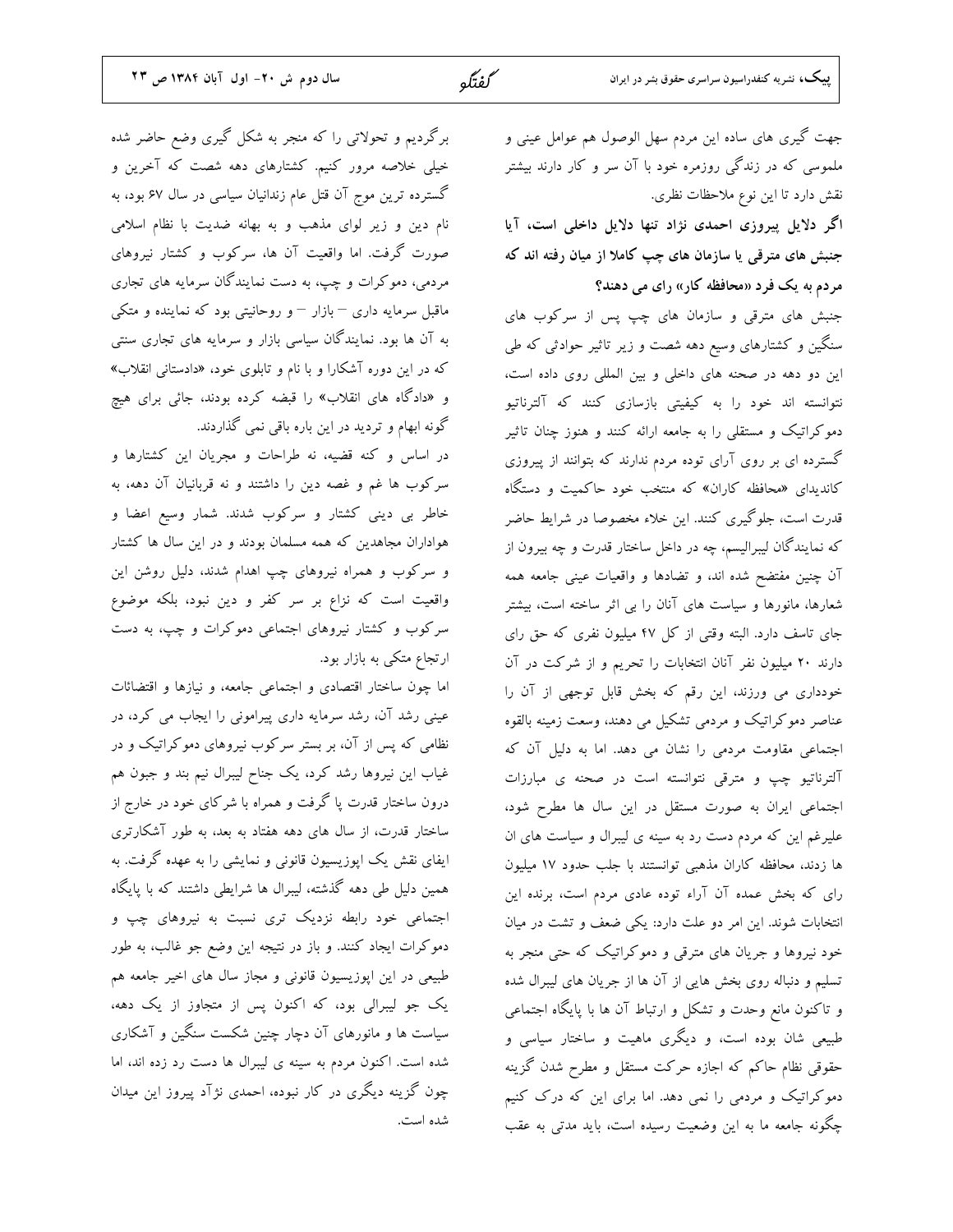جهت گیری های ساده این مردم سهل الوصول هم عوامل عینی و ملموسی که در زندگی روزمره خود با آن سر و کار دارند بیشتر نقش دارد تا این نوع ملاحظات نظری.

**اگر دلایل پیروزی احمدی نژاد تنها دلایل داخلی است، آیا جنبش های مترقی یا سازمان های چپ کاملا از میان رفته اند که مردم به یک فرد «محافظه کار» رای می دهند؟**

جنبش های مترقی و سازمان های چپ پس از سرکوب های سنگین و کشتارهای وسیع دهه شصت و زیر تاثیر حوادثی که طی این دو دهه در صحنه های داخلی و بین المللی روی داده است، نتوانسته اند خود را به کیفیتی بازسازی کنند که آلترناتیو دموکراتیک و مستقلی را به جامعه ارائه کنند و هنوز چنان تاثیر گسترده ای بر روی آرای توده مردم ندارند که بتوانند از پیروزی کاندیدای «محافظه کاران» که منتخب خود حاکمیت و دستگاه قدرت است، جلوگیری کنند. این خلاء مخصوصا در شرایط حاضر که نمایندگان لیبرالیسم، چه در داخل ساختار قدرت و چه بیرون از آن چنین مفتضح شده اند، و تضادها و واقعیات عینی جامعه همه شعارها، مانورها و سیاست های آنان را بی اثر ساخته است، بیشتر جای تاسف دارد. البته وقتی از کل ۴۷ میلیون نفری که حق رای دارند ۲۰ میلیون نفر آنان انتخابات را تحریم و از شرکت در آن خودداری می ورزند، این رقم که بخش قابل توجهی از آن را عناصر دموکراتیک و مردمی تشکیل می دهند، وسعت زمینه بالقوه اجتماعی مقاومت مردمی را نشان می دهد. اما به دلیل آن که آلترناتیو چپ و مترقی نتوانسته است در صحنه ی مبارزات اجتماعی ایران به صورت مستقل در این سال ها مطرح شود، علیرغم این که مردم دست رد به سینه ی لیبرال و سیاست های ان ها زدند، محافظه کاران مذهبی توانستند با جلب حدود ۱۷ میلیون رای که بخش عمده آن آراء توده عادی مردم است، برنده این انتخابات شوند. این امر دو علت دارد: یکی ضعف و تشت در میان خود نیروها و جریان های مترقی و دموکراتیک که حتی منجر به تسلیم و دنباله روی بخش هایی از آن ها از جریان های لیبرال شده و تاکنون مانع وحدت و تشکل و ارتباط آن ها با پایگاه اجتماعی طبیعی شان بوده است، و دیگری ماهیت و ساختار سیاسی و حقوقی نظام حاکم که اجازه حرکت مستقل و مطرح شدن گزینه دموکراتیک و مردمی را نمی دهد. اما برای این که درک کنیم چگونه جامعه ما به این وضعیت رسیده است، باید مدتی به عقب برگردیم و تحولاتی را که منجر به شکل گیری وضع حاضر شده خیلی خلاصه مرور کنیم. کشتارهای دهه شصت که آخرین و گسترده ترین موج آن قتل عام زندانیان سیاسی در سال ۶۷ بود، به نام دین و زیر لوای مذهب و به بهانه ضدیت با نظام اسلامی صورت گرفت. اما واقعیت آن ها، سرکوب و کشتار نیروهای مردمی، دموکرات و چپ، به دست نمایندگان سرمایه های تجاری ماقبل سرمایه داری – بازار – و روحانیتی بود که نماینده و متکی به آن ها بود. نمایندگان سیاسی بازار و سرمایه های تجاری سنتی که در این دوره آشکارا و با نام و تابلوی خود، «دادستانی انقلاب» و «دادگاه های انقلاب» را قبضه کرده بودند، جائی برای هیچ گونه ابهام و تردید در این باره باقی نمی گذاردند.

در اساس و کنه قضیه، نه طراحات و مجریان این کشتارها و سرکوب ها غم و غصه دین را داشتند و نه قربانیان آن دهه، به خاطر بی دینی کشتار و سرکوب شدند. شمار وسیع اعضا و هواداران مجاهدین که همه مسلمان بودند و در این سال ها کشتار و سرکوب و همراه نیروهای چپ اعدام شدند، دلیل روشن این واقعیت است که نزاع بر سر کفر و دین نبود، بلکه موضوع سرکوب و کشتار نیروهای اجتماعی دموکرات و چپ، به دست ارتجاع متکی به بازار بود.

اما چون ساختار اقتصادی و اجتماعی جامعه، و نیازها و اقتضائات عینی رشد آن، رشد سرمایه داری پیرامونی را ایجاب می کرد، در نظامی که پس از آن، بر بستر سرکوب نیروهای دموکراتیک و در غیاب این نیروها رشد کرد، یک جناح لیبرال نیم بند و جبون هم درون ساختار قدرت پا گرفت و همراه با شرکای خود در خارج از ساختار قدرت، از سال های دهه هفتاد به بعد، به طور آشکارتری ایفای نقش یک اپوزیسیون قانونی و نمایشی را به عهده گرفت. به همین دلیل طی دهه گذشته، لیبرال ها شرایطی داشتند که با پایگاه اجتماعی خود رابطه نزدیک تری نسبت به نیروهای چپ و دموکرات ایجاد کنند. و باز در نتیجه این وضع جو غالب، به طور طبیعی در این اپوزیسیون قانونی و مجاز سال های اخیر جامعه هم یک جو لیبرالی بود، که اکنون پس از متجاوز از یک دهه، سیاست ها و مانورهای آن دچار چنین شکست سنگین و آشکاری شده است. اکنون مردم به سینه ی لیبرال ها دست رد زده اند، اما چون گزینه دیگری در کار نبوده، احمدی نژآد پیروز این میدان شده است.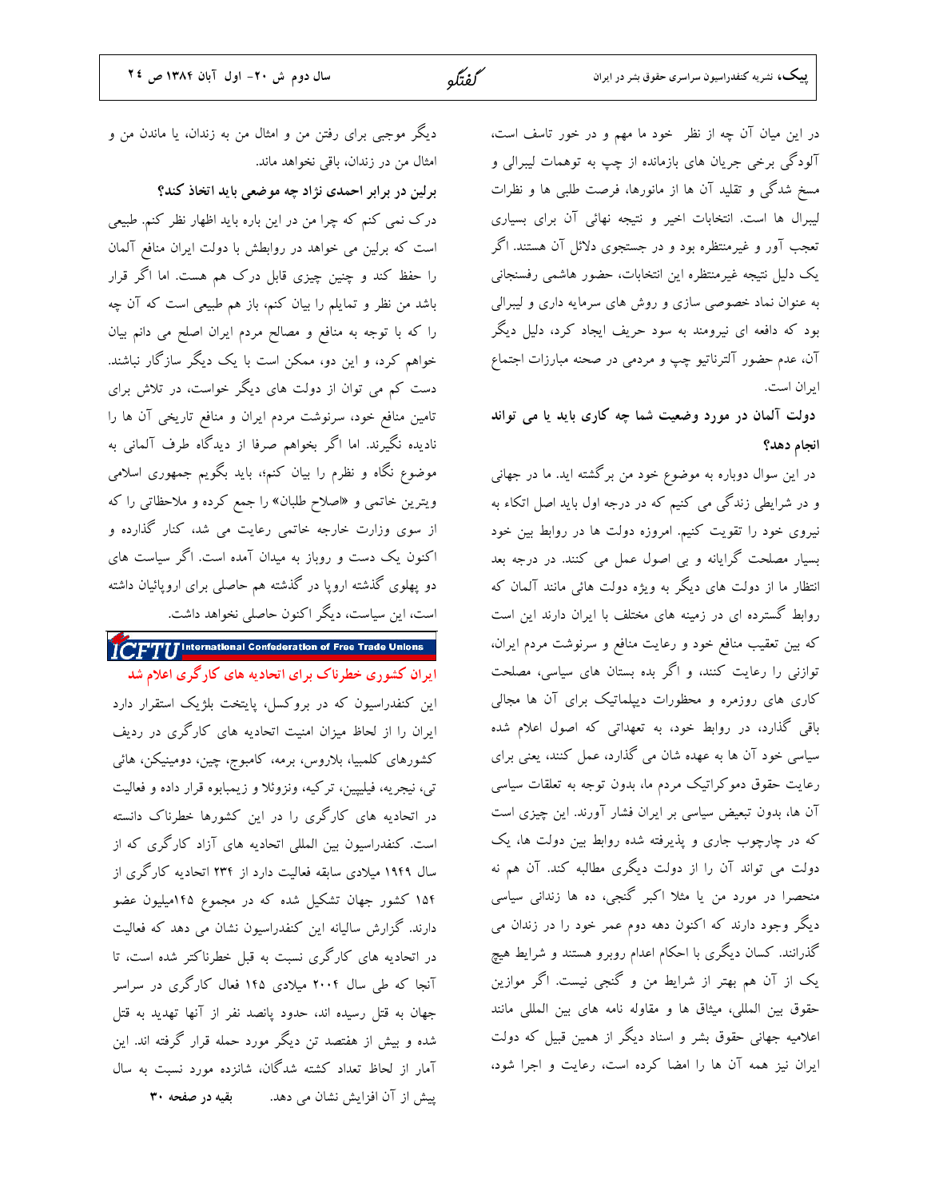در این میان آن چه از نظر خود ما مهم و در خور تاسف است، آلودگی برخی جریان های بازمانده از چپ به توهمات لیبرالی و مسخ شدگی و تقلید آن ها از مانورها، فرصت طلبی ها و نظرات لیبرال ها است. انتخابات اخیر و نتیجه نهائی آن برای بسیاری تعجب آور و غیرمنتظره بود و در جستجوی دلائل آن هستند. اگر یک دلیل نتیجه غیرمنتظره این انتخابات، حضور هاشمی رفسنجانی به عنوان نماد خصوصی سازی و روش های سرمایه داری و لیبرالی بود که دافعه ای نیرومند به سود حریف ایجاد کرد، دلیل دیگر آن، عدم حضور آلترناتیو چپ و مردمی در صحنه مبارزات اجتماع ایران است.

**دولت آلمان در مورد وضعیت شما چه کاری باید یا می تواند انجام دهد؟**

در این سوال دوباره به موضوع خود من برگشته اید. ما در جهانی و در شرایطی زندگی می کنیم که در درجه اول باید اصل اتکاء به نیروی خود را تقویت کنیم. امروزه دولت ها در روابط بین خود بسیار مصلحت گرایانه و بی اصول عمل می کنند. در درجه بعد انتظار ما از دولت های دیگر به ویژه دولت هائی مانند آلمان که روابط گسترده ای در زمینه های مختلف با ایران دارند این است که بین تعقیب منافع خود و رعایت منافع و سرنوشت مردم ایران، توازنی را رعایت کنند، و اگر بده بستان های سیاسی، مصلحت کاری های روزمره و محظورات دیپلماتیک برای آن ها مجالی باقی گذارد، در روابط خود، به تعهداتی که اصول اعلام شده سیاسی خود آن ها به عهده شان می گذارد، عمل کنند، یعنی برای رعایت حقوق دموکراتیک مردم ما، بدون توجه به تعلقات سیاسی آن ها، بدون تبعیض سیاسی بر ایران فشار آورند. این چیزی است که در چارچوب جاری و پذیرفته شده روابط بین دولت ها، یک دولت می تواند آن را از دولت دیگری مطالبه کند. آن هم نه منحصرا در مورد من یا مثلا اکبر گنجی، ده ها زندانی سیاسی دیگر وجود دارند که اکنون دهه دوم عمر خود را در زندان می گذرانند. کسان دیگری با احکام اعدام روبرو هستند و شرایط هیچ یک از آن هم بهتر از شرایط من و گنجی نیست. اگر موازین حقوق بین المللی، میثاق ها و مقاوله نامه های بین المللی مانند اعلامیه جهانی حقوق بشر و اسناد دیگر از همین قبیل که دولت ایران نیز همه آن ها را امضا کرده است، رعایت و اجرا شود، دیگر موجبی برای رفتن من و امثال من به زندان، یا ماندن من و امثال من در زندان، باقی نخواهد ماند.

**برلین در برابر احمدی نژاد چه موضعی باید اتخاذ کند؟**

درک نمی کنم که چرا من در این باره باید اظهار نظر کنم. طبیعی است که برلین می خواهد در روابطش با دولت ایران منافع آلمان را حفظ کند و چنین چیزی قابل درک هم هست. اما اگر قرار باشد من نظر و تمایلم را بیان کنم، باز هم طبیعی است که آن چه را که با توجه به منافع و مصالح مردم ایران اصلح می دانم بیان خواهم کرد، و این دو، ممکن است با یک دیگر سازگار نباشند. دست کم می توان از دولت های دیگر خواست، در تلاش برای تامین منافع خود، سرنوشت مردم ایران و منافع تاریخی آن ها را نادیده نگیرند. اما اگر بخواهم صرفا از دیدگاه طرف آلمانی به موضوع نگاه و نظرم را بیان کنم، باید بگویم جمهوری اسلامی ویترین خاتمی و «اصلاح طلبان» را جمع کرده و ملاحظاتی را که از سوی وزارت خارجه خاتمی رعایت می شد، کنار گذارده و اکنون یک دست و روباز به میدان آمده است. اگر سیاست های دو پهلوی گذشته اروپا در گذشته هم حاصلی برای اروپائیان داشته است، این سیاست، دیگر اکنون حاصلی نخواهد داشت.

ICFTU International Confederation of Free Trade Unions

**ایران کشوری خطرناک برای اتحادیه های کارگری اعلام شد**

این کنفدراسیون که در بروکسل، پایتخت بلژیک استقرار دارد ایران را از لحاظ میزان امنیت اتحادیه های کارگری در ردیف کشورهای کلمبیا، بلاروس، برمه، کامبوج، چین، دومینیکن، هائی تی، نیجریه، فیلیپین، ترکیه، ونزوئلا و زیمبابوه قرار داده و فعالیت در اتحادیه های کارگری را در این کشورها خطرناک دانسته است. کنفدراسیون بین المللی اتحادیه های آزاد کارگری که از سال ۱۹۴۹ میلادی سابقه فعالیت دارد از ۲۳۴ اتحادیه کارگری از ۱۵۴ کشور جهان تشکیل شده که در مجموع ۱۴۵میلیون عضو دارند. گزارش سالیانه این کنفدراسیون نشان می دهد که فعالیت در اتحادیه های کارگری نسبت به قبل خطرناکتر شده است، تا آنجا که طی سال ۲۰۰۴ میلادی ۱۴۵ فعال کارگری در سراسر جهان به قتل رسیده اند، حدود پانصد نفر از آنها تهدید به قتل شده و بیش از هفتصد تن دیگر مورد حمله قرار گرفته اند. این آمار از لحاظ تعداد کشته شدگان، شانزده مورد نسبت به سال پیش از آن افزایش نشان می دهد. **بقیه در صفحه ۳۰**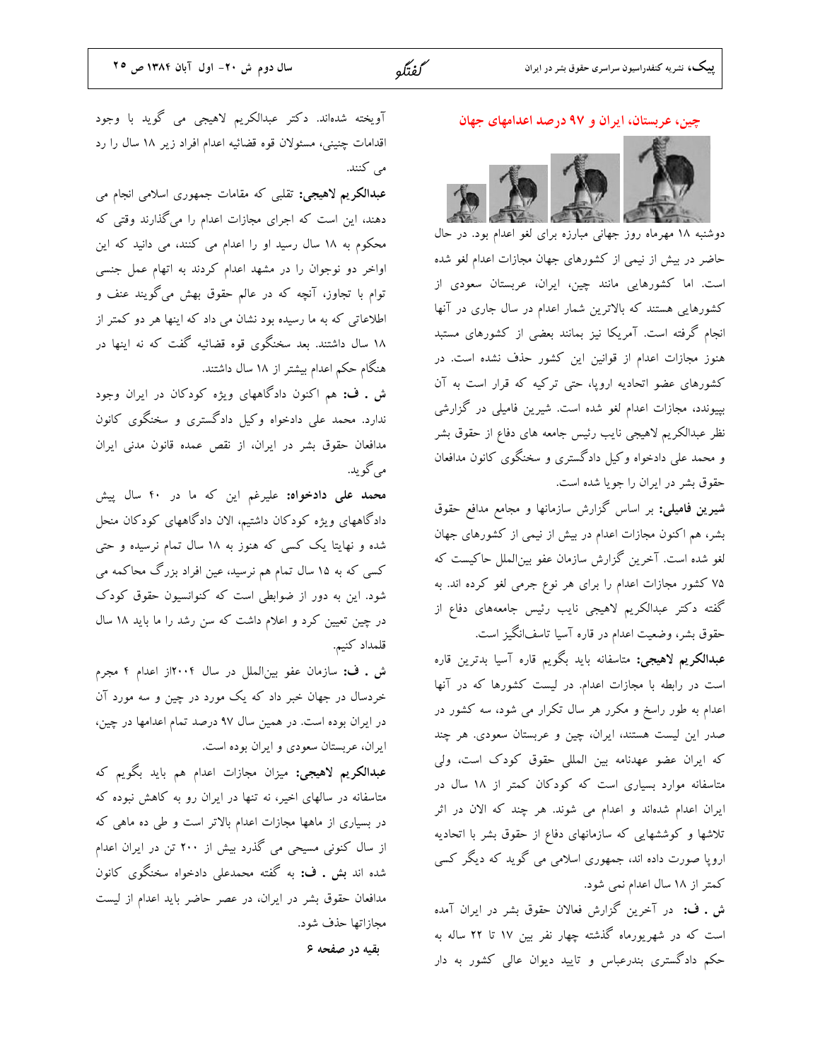## چین، عربستان، ایران و ۹۷ درصد اعدامهای جهان

دوشنبه ۱۸ مهرماه روز جهانی مبارزه برای لغو اعدام بود. در حال حاضر در بیش از نیمی از کشورهای جهان مجازات اعدام لغو شده است. اما کشورهایی مانند چین، ایران، عربستان سعودی از کشورهایی هستند که بالاترین شمار اعدام در سال جاری در آنها انجام گرفته است. آمریکا نیز بمانند بعضی از کشورهای مستبد هنوز مجازات اعدام از قوانین این کشور حذف نشده است. در کشورهای عضو اتحادیه اروپا، حتی ترکیه که قرار است به آن بپیوندد، مجازات اعدام لغو شده است. شیرین فامیلی در گزارشی نظر عبدالکریم لاهیجی نایب رئیس جامعه های دفاع از حقوق بشر و محمد علی دادخواه وکیل دادگستری و سخنگوی کانون مدافعان حقوق بشر در ایران را جویا شده است.

**شیرین فامیلی:** بر اساس گزارش سازمانها و مجامع مدافع حقوق بشر، هم اکنون مجازات اعدام در بیش از نیمی از کشورهای جهان لغو شده است. آخرین گزارش سازمان عفو بین‌الملل حاکیست که ۷۵ کشور مجازات اعدام را برای هر نوع جرمی لغو کرده اند. به گفته دکتر عبدالکریم لاهیجی نایب رئیس جامعه‌های دفاع از حقوق بشر، وضعیت اعدام در قاره آسیا تاسف‌انگیز است.

**عبدالکریم لاهیجی:** متاسفانه باید بگویم قاره آسیا بدترین قاره است در رابطه با مجازات اعدام. در لیست کشورها که در آنها اعدام به طور راسخ و مکرر هر سال تکرار می شود، سه کشور در صدر این لیست هستند، ایران، چین و عربستان سعودی. هر چند که ایران عضو عهدنامه بین المللی حقوق کودک است، ولی متاسفانه موارد بسیاری است که کودکان کمتر از ۱۸ سال در ایران اعدام شده‌اند و اعدام می شوند. هر چند که الان در اثر تلاشها و کوششهایی که سازمانهای دفاع از حقوق بشر با اتحادیه اروپا صورت داده اند، جمهوری اسلامی می گوید که دیگر کسی کمتر از ۱۸ سال اعدام نمی شود.

**ش . ف:** در آخرین گزارش فعالان حقوق بشر در ایران آمده است که در شهریورماه گذشته چهار نفر بین ۱۷ تا ۲۲ ساله به حکم دادگستری بندرعباس و تایید دیوان عالی کشور به دار آویخته شده‌اند. دکتر عبدالکریم لاهیجی می گوید با وجود اقدامات چنینی، مسئولان قوه قضائیه اعدام افراد زیر ۱۸ سال را رد می کنند.

**عبدالکریم لاهیجی:** تقلبی که مقامات جمهوری اسلامی انجام می دهند، این است که اجرای مجازات اعدام را می‌گذارند وقتی که محکوم به ۱۸ سال رسید او را اعدام می کنند، می دانید که این اواخر دو نوجوان را در مشهد اعدام کردند به اتهام عمل جنسی توام با تجاوز، آنچه که در عالم حقوق بهش می‌گویند عنف و اطلاعاتی که به ما رسیده بود نشان می داد که اینها هر دو کمتر از ۱۸ سال داشتند. بعد سخنگوی قوه قضائیه گفت که نه اینها در هنگام حکم اعدام بیشتر از ۱۸ سال داشتند.

**ش . ف:** هم اکنون دادگاههای ویژه کودکان در ایران وجود ندارد. محمد علی دادخواه وکیل دادگستری و سخنگوی کانون مدافعان حقوق بشر در ایران، از نقص عمده قانون مدنی ایران می‌گوید.

**محمد علی دادخواه:** علیرغم این که ما در ۴۰ سال پیش دادگاههای ویژه کودکان داشتیم، الان دادگاههای کودکان منحل شده و نهایتا یک کسی که هنوز به ۱۸ سال تمام نرسیده و حتی کسی که به ۱۵ سال تمام هم نرسید، عین افراد بزرگ محاکمه می شود. این به دور از ضوابطی است که کنوانسیون حقوق کودک در چین تعیین کرد و اعلام داشت که سن رشد را ما باید ۱۸ سال قلمداد کنیم.

**ش . ف:** سازمان عفو بین‌الملل در سال ۲۰۰۴از اعدام ۴ مجرم خردسال در جهان خبر داد که یک مورد در چین و سه مورد آن در ایران بوده است. در همین سال ۹۷ درصد تمام اعدامها در چین، ایران، عربستان سعودی و ایران بوده است.

**عبدالکریم لاهیجی:** میزان مجازات اعدام هم باید بگویم که متاسفانه در سالهای اخیر، نه تنها در ایران رو به کاهش نبوده که در بسیاری از ماهها مجازات اعدام بالاتر است و طی ده ماهی که از سال کنونی مسیحی می گذرد بیش از ۲۰۰ تن در ایران اعدام شده اند **بش . ف:** به گفته محمدعلی دادخواه سخنگوی کانون مدافعان حقوق بشر در ایران، در عصر حاضر باید اعدام از لیست مجازاتها حذف شود.

**بقیه در صفحه ۶**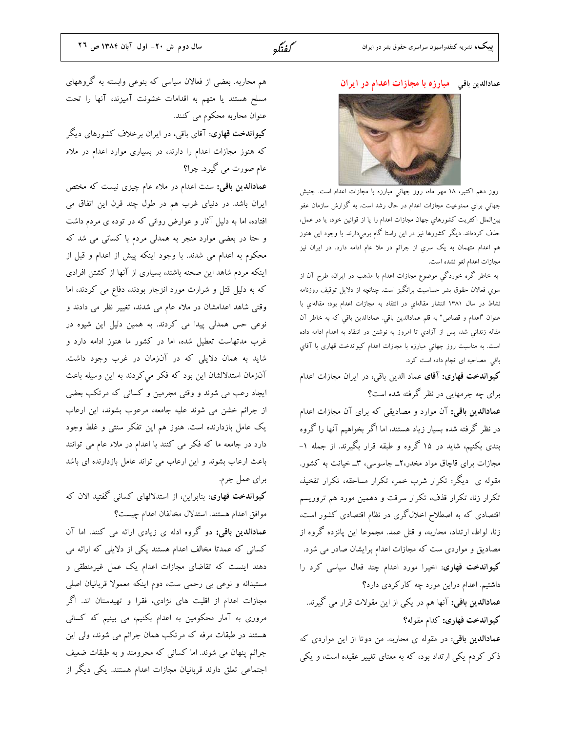عمادالدین باقی **مبارزه با مجازات اعدام در ایران**

روز دهم اکتبر، ۱۸ مهر ماه، روز جهاني مبارزه با مجازات اعدام است. جنبش جهاني براي ممنوعيت مجازات اعدام در حال رشد است. به گزارش سازمان عفو بين‌الملل اكثريت كشورهاي جهان مجازات اعدام را يا از قوانين خود، يا در عمل، حذف كرده‌اند. ديگر كشورها نيز در اين راستا گام برمي‌دارند. با وجود اين هنوز هم اعدام متهمان به يک سري از جرائم در ملا عام ادامه دارد. در ايران نيز مجازات اعدام لغو نشده است.

به خاطر گره خوردگي موضوع مجازات اعدام با مذهب در ايران، طرح آن از سوي فعالان حقوق بشر حساسيت برانگيز است. چنانچه از دلايل توقيف روزنامه نشاط در سال ۱۳۸۱ انتشار مقاله‌اي در انتقاد به مجازات اعدام بود: مقاله‌اي با عنوان "اعدام و قصاص" به قلم عمادالدين باقي. عمادالدين باقي كه به خاطر آن مقاله زنداني شد، پس از آزادي تا امروز به نوشتن در انتقاد به اعدام ادامه داده است. به مناسبت روز جهاني مبارزه با مجازات اعدام كيواندخت قهاري با آقاي باقي مصاحبه ای انجام داده است کرد.

**کیواندخت قهاری: آقای** عماد الدین باقی، در ایران مجازات اعدام برای چه جرمهایی در نظر گرفته شده است؟

**عمادالدین باقی:** آن موارد و مصادیقی که برای آن مجازات اعدام در نظر گرفته شده بسیار زیاد هستند، اما اگر بخواهیم آنها را گروه بندی بکنیم، شاید در ۱۵ گروه و طبقه قرار بگیرند. از جمله ۱- مجازات برای قاچاق مواد مخدر، ۲ـ جاسوسی، ۳ـ خیانت به کشور. مقوله ی دیگر: تکرار شرب خمر، تکرار مساحقه، تکرار تفخیذ، تکرار زنا، تکرار قذف، تکرار سرقت و دهمین مورد هم تروریسم اقتصادی که به اصطلاح اخلال‌گری در نظام اقتصادی کشور است، زنا، لواط، ارتداد، محاربه، و قتل عمد. مجموعا این پانزده گروه از مصادیق و مواردی ست که مجازات اعدام برایشان صادر می شود.

**کیواندخت قهاری**: اخیرا مورد اعدام چند فعال سیاسی کرد را داشتیم. اعدام دراین مورد چه کارکردی دارد؟

**عمادالدین باقی:** آنها هم در یکی از این مقولات قرار می گیرند.

**کیواندخت قهاری:** کدام مقوله؟

**عمادالدین باقی**: در مقوله ی محاربه. من دوتا از این مواردی که ذکر کردم یکی ارتداد بود، که به معنای تغییر عقیده است، و یکی هم محاربه. بعضی از فعالان سیاسی که بنوعی وابسته به گروههای مسلح هستند یا متهم به اقدامات خشونت آمیزند، آنها را تحت عنوان محاربه محکوم می کنند.

**کیواندخت قهاری**: آقای باقی، در ایران برخلاف کشورهای دیگر که هنوز مجازات اعدام را دارند، در بسیاری موارد اعدام در ملاء عام صورت می گیرد. چرا؟

**عمادالدین باقی:** سنت اعدام در ملاء عام چیزی نیست که مختص ایران باشد. در دنیای غرب هم در طول چند قرن این اتفاق می افتاده، اما به دلیل آثار و عوارض روانی که در توده ی مردم داشت و حتا در بعضی موارد منجر به همدلی مردم با کسانی می شد که محکوم به اعدام می شدند. با وجود اینکه پیش از اعدام و قبل از اینکه مردم شاهد این صحنه باشند، بسیاری از آنها از کشتن افرادی که به دلیل قتل و شرارت مورد انزجار بودند، دفاع می کردند، اما وقتی شاهد اعدامشان در ملاء عام می شدند، تغییر نظر می دادند و نوعی حس همدلی پیدا می کردند. به همین دلیل این شیوه در غرب مدتهاست تعطیل شده، اما در کشور ما هنوز ادامه دارد و شاید به همان دلایلی که در آنزمان در غرب وجود داشت. آنزمان استدلالشان این بود که فکر می‌کردند به این وسیله باعث ایجاد رعب می شوند و وقتی مجرمین و کسانی که مرتکب بعضی از جرائم خشن می شوند علیه جامعه، مرعوب بشوند، این ارعاب یک عامل بازدارنده است. هنوز هم این تفکر سنتی و غلط وجود دارد در جامعه ما که فکر می کنند با اعدام در ملاء عام می توانند باعث ارعاب بشوند و این ارعاب می تواند عامل بازدارنده ای باشد برای عمل جرم.

**کیواندخت قهاری**: بنابراین، از استدلالهای کسانی گفتید الان که موافق اعدام هستند. استدلال مخالفان اعدام چیست؟

**عمادالدین باقی:** دو گروه ادله ی زیادی ارائه می کنند. اما آن کسانی که عمدتا مخالف اعدام هستند یکی از دلایلی که ارائه می دهند اینست که تقاضای مجازات اعدام یک عمل غیرمنطقی و مستبدانه و نوعی بی رحمی ست، دوم اینکه معمولا قربانیان اصلی مجازات اعدام از اقلیت های نژادی، فقرا و تهیدستان اند. اگر مروری به آمار محکومین به اعدام بکنیم، می بینیم که کسانی هستند در طبقات مرفه که مرتکب همان جرائم می شوند، ولی این جرائم پنهان می شوند. اما کسانی که محرومند و به طبقات ضعیف اجتماعی تعلق دارند قربانیان مجازات اعدام هستند. یکی دیگر از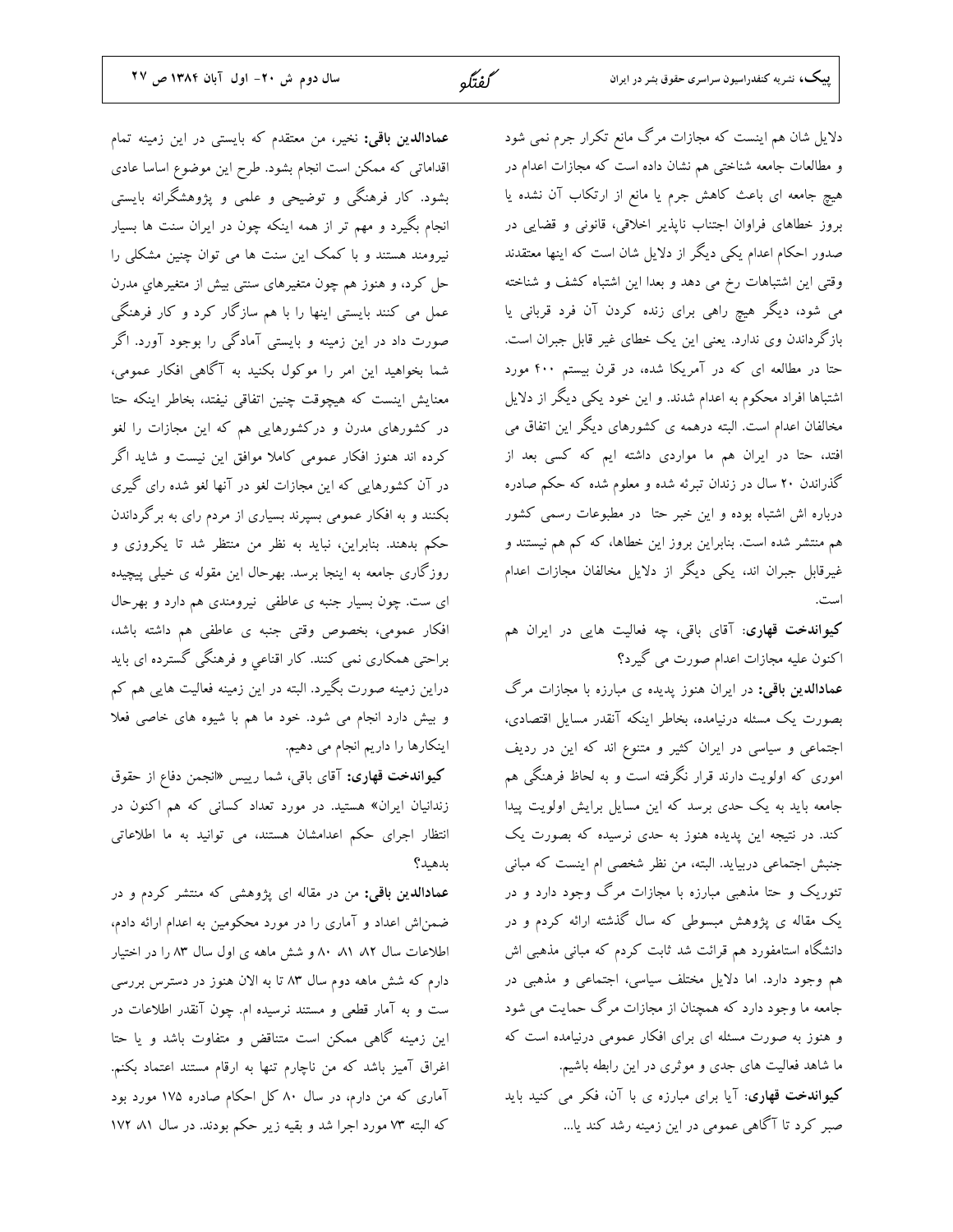دلایل شان هم اینست که مجازات مرگ مانع تکرار جرم نمی شود و مطالعات جامعه شناختی هم نشان داده است که مجازات اعدام در هیچ جامعه ای باعث کاهش جرم یا مانع از ارتکاب آن نشده یا بروز خطاهای فراوان اجتناب ناپذیر اخلاقی، قانونی و قضایی در صدور احکام اعدام یکی دیگر از دلایل شان است که اینها معتقدند وقتی این اشتباهات رخ می دهد و بعدا این اشتباه کشف و شناخته می شود، دیگر هیچ راهی برای زنده کردن آن فرد قربانی یا بازگرداندن وی ندارد. یعنی این یک خطای غیر قابل جبران است. حتا در مطالعه ای که در آمریکا شده، در قرن بیستم ۴۰۰ مورد اشتباها افراد محکوم به اعدام شدند. و این خود یکی دیگر از دلایل مخالفان اعدام است. البته درهمه ی کشورهای دیگر این اتفاق می افتد، حتا در ایران هم ما مواردی داشته ایم که کسی بعد از گذراندن ۲۰ سال در زندان تبرئه شده و معلوم شده که حکم صادره درباره اش اشتباه بوده و این خبر حتا در مطبوعات رسمی کشور هم منتشر شده است. بنابراین بروز این خطاها، که کم هم نیستند و غیرقابل جبران اند، یکی دیگر از دلایل مخالفان مجازات اعدام است.

**کیواندخت قهاری**: آقای باقی، چه فعالیت هایی در ایران هم اکنون علیه مجازات اعدام صورت می گیرد؟

**عمادالدین باقی:** در ایران هنوز پدیده ی مبارزه با مجازات مرگ بصورت یک مسئله درنیامده، بخاطر اینکه آنقدر مسایل اقتصادی، اجتماعی و سیاسی در ایران کثیر و متنوع اند که این در ردیف اموری که اولویت دارند قرار نگرفته است و به لحاظ فرهنگی هم جامعه باید به یک حدی برسد که این مسایل برایش اولویت پیدا کند. در نتیجه این پدیده هنوز به حدی نرسیده که بصورت یک جنبش اجتماعی دربیاید. البته، من نظر شخصی ام اینست که مبانی تئوریک و حتا مذهبی مبارزه با مجازات مرگ وجود دارد و در یک مقاله ی پژوهش مبسوطی که سال گذشته ارائه کردم و در دانشگاه استامفورد هم قرائت شد ثابت کردم که مبانی مذهبی اش هم وجود دارد. اما دلایل مختلف سیاسی، اجتماعی و مذهبی در جامعه ما وجود دارد که همچنان از مجازات مرگ حمایت می شود و هنوز به صورت مسئله ای برای افکار عمومی درنیامده است که ما شاهد فعالیت های جدی و موثری در این رابطه باشیم.

**کیواندخت قهاری**: آیا برای مبارزه ی با آن، فکر می کنید باید صبر کرد تا آگاهی عمومی در این زمینه رشد کند یا...

**عمادالدین باقی:** نخیر، من معتقدم که بایستی در این زمینه تمام اقداماتی که ممکن است انجام بشود. طرح این موضوع اساسا عادی بشود. کار فرهنگی و توضیحی و علمی و پژوهشگرانه بایستی انجام بگیرد و مهم تر از همه اینکه چون در ایران سنت ها بسیار نیرومند هستند و با کمک این سنت ها می توان چنین مشکلی را حل کرد، و هنوز هم چون متغیرهای سنتی بیش از متغیرهاي مدرن عمل می کنند بایستی اینها را با هم سازگار کرد و کار فرهنگی صورت داد در این زمینه و بایستی آمادگی را بوجود آورد. اگر شما بخواهید این امر را موکول بکنید به آگاهی افکار عمومی، معنایش اینست که هیچوقت چنین اتفاقی نیفتد، بخاطر اینکه حتا در کشورهای مدرن و درکشورهایی هم که این مجازات را لغو کرده اند هنوز افکار عمومی کاملا موافق این نیست و شاید اگر در آن کشورهایی که این مجازات لغو شده در آنها رای گیری بکنند و به افکار عمومی بسپرند بسیاری از مردم رای به برگرداندن حکم بدهند. بنابراین، نباید به نظر من منتظر شد تا یکروزی و روزگاری جامعه به اینجا برسد. بهرحال این مقوله ی خیلی پیچیده ای ست. چون بسیار جنبه ی عاطفی نیرومندی هم دارد و بهرحال افکار عمومی، بخصوص وقتی جنبه ی عاطفی هم داشته باشد، براحتی همکاری نمی کنند. کار اقناعي و فرهنگی گسترده ای باید دراین زمینه صورت بگیرد. البته در این زمینه فعالیت هایی هم کم و بیش دارد انجام می شود. خود ما هم با شیوه های خاصی فعلا اینکارها را داریم انجام می دهیم.

**کیواندخت قهاری:** آقای باقی، شما رییس «انجمن دفاع از حقوق زندانیان ایران» هستید. در مورد تعداد کسانی که هم اکنون در انتظار اجرای حکم اعدامشان هستند، می توانید به ما اطلاعاتی بدهید؟

**عمادالدین باقی:** من در مقاله ای پژوهشی که منتشر کردم و در ضمن‌اش اعداد و آماری را در مورد محکومین به اعدام ارائه دادم، اطلاعات سال ۸۲، ۸۱، ۸۰ و شش ماهه ی اول سال ۸۳ را در اختیار دارم که شش ماهه دوم سال ۸۳ تا به الان هنوز در دسترس بررسی ست و به آمار قطعی و مستند نرسیده ام. چون آنقدر اطلاعات در این زمینه گاهی ممکن است متناقض و متفاوت باشد و یا حتا اغراق آمیز باشد که من ناچارم تنها به ارقام مستند اعتماد بکنم. آماری که من دارم، در سال ۸۰ کل احکام صادره ۱۷۵ مورد بود که البته ۷۳ مورد اجرا شد و بقیه زیر حکم بودند. در سال ۸۱، ۱۷۲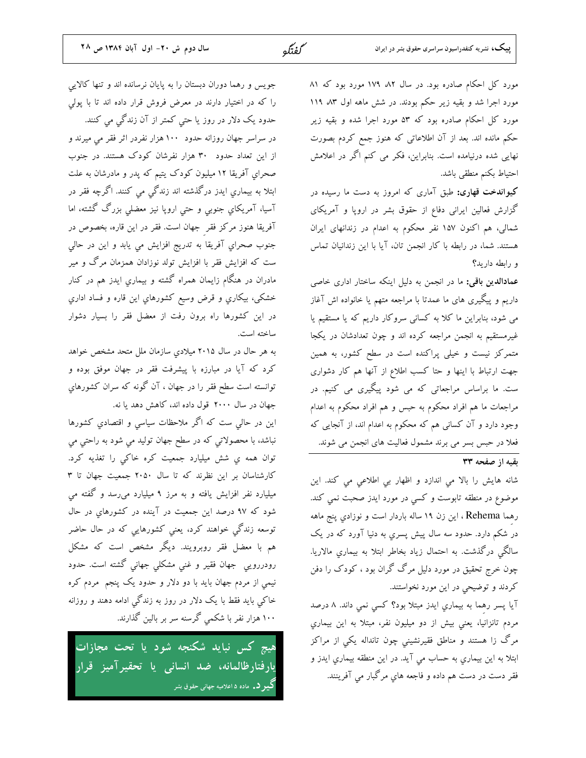مورد کل احکام صادره بود. در سال ۸۲، ۱۷۹ مورد بود که ۸۱ مورد اجرا شد و بقیه زیر حکم بودند. در شش ماهه اول ۸۳، ۱۱۹ مورد کل احکام صادره بود که ۵۳ مورد اجرا شده و بقیه زیر حکم مانده اند. بعد از آن اطلاعاتی که هنوز جمع کردم بصورت نهایی شده درنیامده است. بنابراین، فکر می کنم اگر در اعلامش احتیاط بکنم منطقی باشد.

**کیواندخت قهاری:** طبق آماری که امروز به دست ما رسیده در گزارش فعالین ایرانی دفاع از حقوق بشر در اروپا و آمریکای شمالی، هم اکنون ۱۵۷ نفر محکوم به اعدام در زندانهای ایران هستند. شما، در رابطه با کار انجمن تان، آیا با این زندانیان تماس و رابطه دارید؟

**عمادالدین باقی:** ما در انجمن به دلیل اینکه ساختار اداری خاصی داریم و پیگیری های ما عمدتا با مراجعه متهم یا خانواده اش آغاز می شود، بنابراین ما کلا به کسانی سروکار داریم که یا مستقیم یا غیرمستقیم به انجمن مراجعه کرده اند و چون تعدادشان در یکجا متمرکز نیست و خیلی پراکنده است در سطح کشور، به همین جهت ارتباط با اینها و حتا کسب اطلاع از آنها هم کار دشواری ست. ما براساس مراجعاتی که می شود پیگیری می کنیم. در مراجعات ما هم افراد محکوم به حبس و هم افراد محکوم به اعدام وجود دارد و آن کسانی هم که محکوم به اعدام اند، از آنجایی که فعلا در حبس بسر می برند مشمول فعالیت های انجمن می شوند.

**بقیه از صفحه ۳۳**

شانه هایش را بالا می اندازد و اظهار بی اطلاعی می کند. این موضوع در منطقه تابوست و کسی در مورد ایدز صحبت نمی کند. رهما Rehema ، این زن ۱۹ ساله باردار است و نوزادی پنج ماهه در شکم دارد. حدود سه سال پیش پسری به دنیا آورد که در یک سالگی درگذشت. به احتمال زیاد بخاطر ابتلا به بیماری مالاریا. چون خرج تحقیق در مورد دلیل مرگ گران بود ، کودک را دفن کردند و توضیحی در این مورد نخواستند.

آیا پسر رهما به بیماری ایدز مبتلا بود؟ کسی نمی داند. ۸ درصد مردم تانزانیا، یعنی بیش از دو میلیون نفر، مبتلا به این بیماری مرگ زا هستند و مناطق فقیرنشینی چون تانداله یکی از مراکز ابتلا به این بیماری به حساب می آید. در این منطقه بیماری ایدز و فقر دست در دست هم داده و فاجعه های مرگبار می آفرینند.

جویس و رهما دوران دبستان را به پایان نرسانده اند و تنها کالایی را که در اختیار دارند در معرض فروش قرار داده اند تا با پولی حدود یک دلار در روز یا حتی کمتر از آن زندگی می کنند.

در سراسر جهان روزانه حدود ۱۰۰ هزار نفردر اثر فقر می میرند و از این تعداد حدود ۳۰ هزار نفرشان کودک هستند. در جنوب صحرای آفریقا ۱۲ میلیون کودک یتیم که پدر و مادرشان به علت ابتلا به بیماری ایدز درگذشته اند زندگی می کنند. اگرچه فقر در آسیا، آمریکای جنوبی و حتی اروپا نیز معضلی بزرگ گشته، اما آفریقا هنوز مرکز فقر جهان است. فقر در این قاره، بخصوص در جنوب صحرای آفریقا به تدریج افزایش می یابد و این در حالی ست که افزایش فقر با افزایش تولد نوزادان همزمان مرگ و میر مادران در هنگام زایمان همراه گشته و بیماری ایدز هم در کنار خشکی، بیکاری و قرض وسیع کشورهای این قاره و فساد اداری در این کشورها راه برون رفت از معضل فقر را بسیار دشوار ساخته است.

به هر حال در سال ۲۰۱۵ میلادی سازمان ملل متحد مشخص خواهد کرد که آیا در مبارزه با پیشرفت فقر در جهان موفق بوده و توانسته است سطح فقر را در جهان ، آن گونه که سران کشورهای جهان در سال ۲۰۰۰ قول داده اند، کاهش دهد یا نه.

این در حالی ست که اگر ملاحظات سیاسی و اقتصادی کشورها نباشد، با محصولاتی که در سطح جهان تولید می شود به راحتی می توان همه ی شش میلیارد جمعیت کره خاکی را تغذیه کرد. کارشناسان بر این نظرند که تا سال ۲۰۵۰ جمعیت جهان تا ۳ میلیارد نفر افزایش یافته و به مرز ۹ میلیارد می‌رسد و گفته می شود که ۹۷ درصد این جمعیت در آینده در کشورهای در حال توسعه زندگی خواهند کرد، یعنی کشورهایی که در حال حاضر هم با معضل فقر روبرویند. دیگر مشخص است که مشکل رودررویی جهان فقیر و غنی مشکلی جهانی گشته است. حدود نیمی از مردم جهان باید با دو دلار و حدود یک پنجم مردم کره خاکی باید فقط با یک دلار در روز به زندگی ادامه دهند و روزانه ۱۰۰ هزار نفر با شکمی گرسنه سر بر بالین گذارند.

**هیچ کس نباید شکنجه شود یا تحت مجازات یارفتارظالمانه، ضد انسانی یا تحقیرآمیز قرار گیرد.** ماده ۵ اعلامیه جهانی حقوق بشر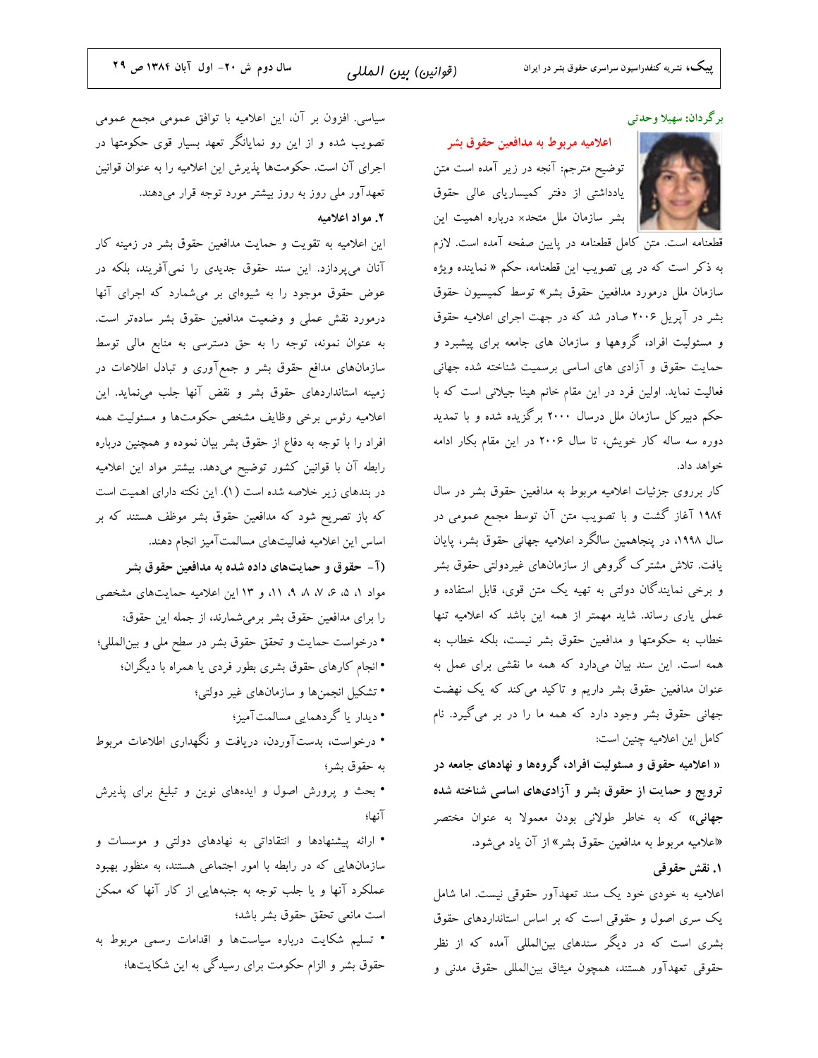برگردان: سهیلا وحدتی

## اعلامیه مربوط به مدافعین حقوق بشر

توضیح مترجم: آنچه در زیر آمده است متن یادداشتی از دفتر کمیساریای عالی حقوق بشر سازمان ملل متحد× درباره اهمیت این قطعنامه است. متن کامل قطعنامه در پایین صفحه آمده است. لازم به ذکر است که در پی تصویب این قطعنامه، حکم « نماینده ویژه سازمان ملل درمورد مدافعین حقوق بشر» توسط کمیسیون حقوق بشر در آپریل ۲۰۰۶ صادر شد که در جهت اجرای اعلامیه حقوق و مسئولیت افراد، گروهها و سازمان های جامعه برای پیشبرد و حمایت حقوق و آزادی های اساسی برسمیت شناخته شده جهانی فعالیت نماید. اولین فرد در این مقام خانم هینا جیلانی است که با حکم دبیرکل سازمان ملل درسال ۲۰۰۰ برگزیده شده و با تمدید دوره سه ساله کار خویش، تا سال ۲۰۰۶ در این مقام بکار ادامه خواهد داد.

کار برروی جزئیات اعلامیه مربوط به مدافعین حقوق بشر در سال ۱۹۸۴ آغاز گشت و با تصویب متن آن توسط مجمع عمومی در سال ۱۹۹۸، در پنجاهمین سالگرد اعلامیه جهانی حقوق بشر، پایان یافت. تلاش مشترک گروهی از سازمان‌های غیردولتی حقوق بشر و برخی نمایندگان دولتی به تهیه یک متن قوی، قابل استفاده و عملی یاری رساند. شاید مهمتر از همه این باشد که اعلامیه تنها خطاب به حکومتها و مدافعین حقوق بشر نیست، بلکه خطاب به همه است. این سند بیان می‌دارد که همه ما نقشی برای عمل به عنوان مدافعین حقوق بشر داریم و تاکید می کند که یک نهضت جهانی حقوق بشر وجود دارد که همه ما را در بر می گیرد. نام کامل این اعلامیه چنین است:

**« اعلامیه حقوق و مسئولیت افراد، گروهها و نهادهای جامعه در ترویج و حمایت از حقوق بشر و آزادی‌های اساسی شناخته شده جهانی»** که به خاطر طولانی بودن معمولا به عنوان مختصر «اعلامیه مربوط به مدافعین حقوق بشر» از آن یاد می‌شود.

### ۱. نقش حقوقی

اعلامیه به خودی خود یک سند تعهدآور حقوقی نیست. اما شامل یک سری اصول و حقوقی است که بر اساس استانداردهای حقوق بشری است که در دیگر سندهای بین‌المللی آمده که از نظر حقوقی تعهدآور هستند، همچون میثاق بین‌المللی حقوق مدنی و سیاسی. افزون بر آن، این اعلامیه با توافق عمومی مجمع عمومی تصویب شده و از این رو نمایانگر تعهد بسیار قوی حکومتها در اجرای آن است. حکومت‌ها پذیرش این اعلامیه را به عنوان قوانین تعهدآور ملی روز به روز بیشتر مورد توجه قرار می‌دهند.

### ۲. مواد اعلامیه

این اعلامیه به تقویت و حمایت مدافعین حقوق بشر در زمینه کار آنان می‌پردازد. این سند حقوق جدیدی را نمی‌آفریند، بلکه در عوض حقوق موجود را به شیوه‌ای بر می‌شمارد که اجرای آنها درمورد نقش عملی و وضعیت مدافعین حقوق بشر ساده‌تر است. به عنوان نمونه، توجه را به حق دسترسی به منابع مالی توسط سازمان‌های مدافع حقوق بشر و جمع‌آوری و تبادل اطلاعات در زمینه استانداردهای حقوق بشر و نقض آنها جلب می‌نماید. این اعلامیه رئوس برخی وظایف مشخص حکومت‌ها و مسئولیت همه افراد را با توجه به دفاع از حقوق بشر بیان نموده و همچنین درباره رابطه آن با قوانین کشور توضیح می‌دهد. بیشتر مواد این اعلامیه در بندهای زیر خلاصه شده است (۱). این نکته دارای اهمیت است که باز تصریح شود که مدافعین حقوق بشر موظف هستند که بر اساس این اعلامیه فعالیت‌های مسالمت‌آمیز انجام دهند.

**(آ– حقوق و حمایت‌های داده شده به مدافعین حقوق بشر**

مواد ۱، ۵، ۶، ۷، ۸، ۹، ۱۱، و ۱۳ این اعلامیه حمایت‌های مشخصی را برای مدافعین حقوق بشر برمی‌شمارند، از جمله این حقوق:

- درخواست حمایت و تحقق حقوق بشر در سطح ملی و بین‌المللی؛
- انجام کارهای حقوق بشری بطور فردی یا همراه با دیگران؛
- تشکیل انجمن‌ها و سازمان‌های غیر دولتی؛
- دیدار یا گردهمایی مسالمت‌آمیز؛
- درخواست، بدست‌آوردن، دریافت و نگهداری اطلاعات مربوط به حقوق بشر؛
- بحث و پرورش اصول و ایده‌های نوین و تبلیغ برای پذیرش آنها؛
- ارائه پیشنهادها و انتقاداتی به نهادهای دولتی و موسسات و سازمان‌هایی که در رابطه با امور اجتماعی هستند، به منظور بهبود عملکرد آنها و یا جلب توجه به جنبه‌هایی از کار آنها که ممکن است مانعی تحقق حقوق بشر باشد؛
- تسلیم شکایت درباره سیاست‌ها و اقدامات رسمی مربوط به حقوق بشر و الزام حکومت برای رسیدگی به این شکایت‌ها؛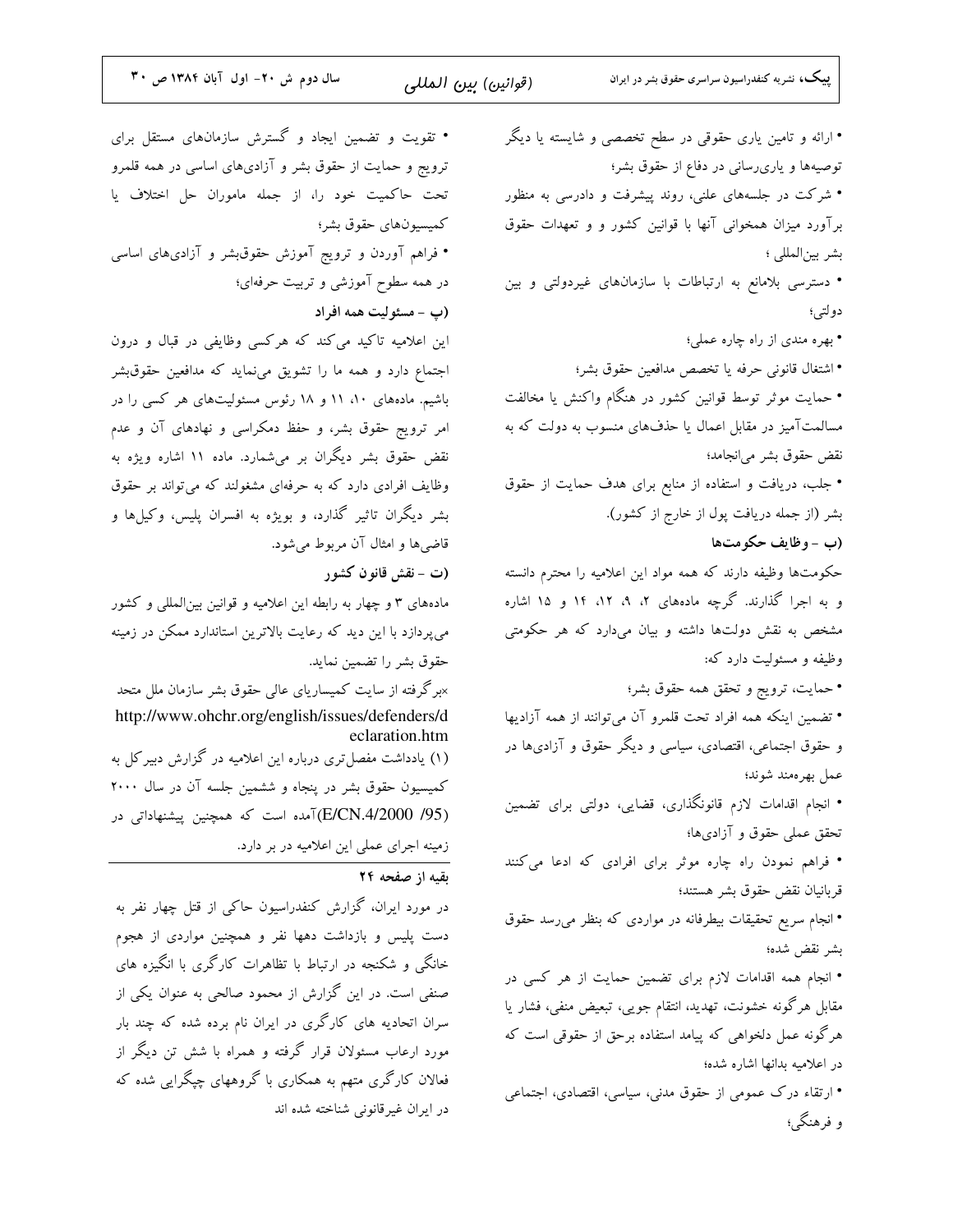• ارائه و تامین یاری حقوقی در سطح تخصصی و شایسته یا دیگر توصیه‌ها و یاری‌رسانی در دفاع از حقوق بشر؛

• شرکت در جلسه‌های علنی، روند پیشرفت و دادرسی به منظور برآورد میزان همخوانی آنها با قوانین کشور و و تعهدات حقوق بشر بین‌المللی ؛

• دسترسی بلامانع به ارتباطات با سازمان‌های غیردولتی و بین دولتی؛

• بهره مندی از راه چاره عملی؛

• اشتغال قانونی حرفه یا تخصص مدافعین حقوق بشر؛

• حمایت موثر توسط قوانین کشور در هنگام واکنش یا مخالفت مسالمت‌آمیز در مقابل اعمال یا حذف‌های منسوب به دولت که به نقض حقوق بشر می‌انجامد؛

• جلب، دریافت و استفاده از منابع برای هدف حمایت از حقوق بشر (از جمله دریافت پول از خارج از کشور).

**(ب - وظایف حکومت‌ها**

حکومت‌ها وظیفه دارند که همه مواد این اعلامیه را محترم دانسته و به اجرا گذارند. گرچه ماده‌های ۲، ۹، ۱۲، ۱۴ و ۱۵ اشاره مشخص به نقش دولت‌ها داشته و بیان می‌دارد که هر حکومتی وظیفه و مسئولیت دارد که:

• حمایت، ترویج و تحقق همه حقوق بشر؛

• تضمین اینکه همه افراد تحت قلمرو آن می‌توانند از همه آزادیها و حقوق اجتماعی، اقتصادی، سیاسی و دیگر حقوق و آزادی‌ها در عمل بهره‌مند شوند؛

• انجام اقدامات لازم قانونگذاری، قضایی، دولتی برای تضمین تحقق عملی حقوق و آزادی‌ها؛

• فراهم نمودن راه چاره موثر برای افرادی که ادعا می‌کنند قربانیان نقض حقوق بشر هستند؛

• انجام سریع تحقیقات بیطرفانه در مواردی که بنظر می‌رسد حقوق بشر نقض شده؛

• انجام همه اقدامات لازم برای تضمین حمایت از هر کسی در مقابل هرگونه خشونت، تهدید، انتقام جویی، تبعیض منفی، فشار یا هرگونه عمل دلخواهی که پیامد استفاده برحق از حقوقی است که در اعلامیه بدانها اشاره شده؛

• ارتقاء درک عمومی از حقوق مدنی، سیاسی، اقتصادی، اجتماعی و فرهنگی؛

• تقویت و تضمین ایجاد و گسترش سازمان‌های مستقل برای ترویج و حمایت از حقوق بشر و آزادی‌های اساسی در همه قلمرو تحت حاکمیت خود را، از جمله ماموران حل اختلاف یا کمیسیون‌های حقوق بشر؛

• فراهم آوردن و ترویج آموزش حقوق‌بشر و آزادی‌های اساسی در همه سطوح آموزشی و تربیت حرفه‌ای؛

**(پ - مسئولیت همه افراد**

این اعلامیه تاکید می‌کند که هرکسی وظایفی در قبال و درون اجتماع دارد و همه ما را تشویق می‌نماید که مدافعین حقوق‌بشر باشیم. ماده‌های ۱۰، ۱۱ و ۱۸ رئوس مسئولیت‌های هر کسی را در امر ترویج حقوق بشر، و حفظ دمکراسی و نهادهای آن و عدم نقض حقوق بشر دیگران بر می‌شمارد. ماده ۱۱ اشاره ویژه به وظایف افرادی دارد که به حرفه‌ای مشغولند که می‌تواند بر حقوق بشر دیگران تاثیر گذارد، و بویژه به افسران پلیس، وکیل‌ها و قاضی‌ها و امثال آن مربوط می‌شود.

**(ت - نقش قانون کشور**

ماده‌های ۳ و چهار به رابطه این اعلامیه و قوانین بین‌المللی و کشور می‌پردازد با این دید که رعایت بالاترین استاندارد ممکن در زمینه حقوق بشر را تضمین نماید.

×برگرفته از سایت کمیساریای عالی حقوق بشر سازمان ملل متحد
http://www.ohchr.org/english/issues/defenders/declaration.htm

(۱) یادداشت مفصل‌تری درباره این اعلامیه در گزارش دبیرکل به کمیسیون حقوق بشر در پنجاه و ششمین جلسه آن در سال ۲۰۰۰ (E/CN.4/2000 /95)آمده است که همچنین پیشنهاداتی در زمینه اجرای عملی این اعلامیه در بر دارد.

---

**بقیه از صفحه ۲۴**

در مورد ایران، گزارش کنفدراسیون حاکی از قتل چهار نفر به دست پلیس و بازداشت دهها نفر و همچنین مواردی از هجوم خانگی و شکنجه در ارتباط با تظاهرات کارگری با انگیزه های صنفی است. در این گزارش از محمود صالحی به عنوان یکی از سران اتحادیه های کارگری در ایران نام برده شده که چند بار مورد ارعاب مسئولان قرار گرفته و همراه با شش تن دیگر از فعالان کارگری متهم به همکاری با گروههای چپگرایی شده که در ایران غیرقانونی شناخته شده اند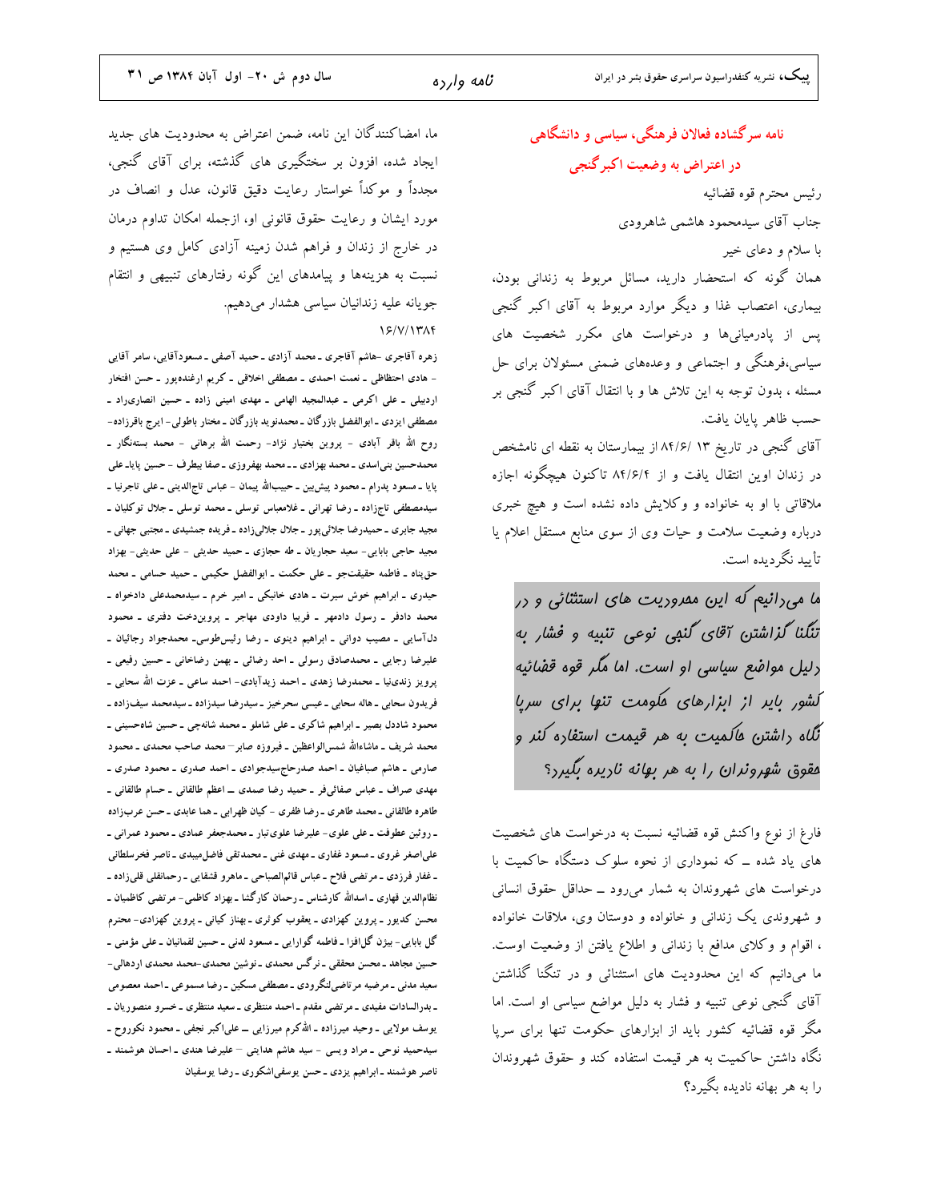## نامه سرگشاده فعالان فرهنگی، سیاسی و دانشگاهی در اعتراض به وضعیت اکبرگنجی

رئیس محترم قوه قضائیه

جناب آقای سیدمحمود هاشمی شاهرودی

با سلام و دعای خیر

همان گونه که استحضار دارید، مسائل مربوط به زندانی بودن، بیماری، اعتصاب غذا و دیگر موارد مربوط به آقای اکبر گنجی پس از پادرمیانی‌ها و درخواست های مکرر شخصیت های سیاسی،فرهنگی و اجتماعی و وعده‌های ضمنی مسئولان برای حل مسئله ، بدون توجه به این تلاش ها و با انتقال آقای اکبر گنجی بر حسب ظاهر پایان یافت.

آقای گنجی در تاریخ ۱۳ /۸۴/۶ از بیمارستان به نقطه ای نامشخص در زندان اوین انتقال یافت و از ۸۴/۶/۴ تاکنون هیچگونه اجازه ملاقاتی با او به خانواده و وکلایش داده نشده است و هیچ خبری درباره وضعیت سلامت و حیات وی از سوی منابع مستقل اعلام یا تأیید نگردیده است.

> *ما می‌دانیم که این محدودیت های استثنائی و در تنگنا گذاشتن آقای گنجی نوعی تنبیه و فشار به دلیل مواضع سیاسی او است. اما مگر قوه قضائیه کشور باید از ابزارهای حکومت تنها برای سرپا نگاه داشتن حاکمیت به هر قیمت استفاده کند و حقوق شهروندان را به هر بهانه نادیده بگیرد؟*

فارغ از نوع واکنش قوه قضائیه نسبت به درخواست های شخصیت های یاد شده ــ که نموداری از نحوه سلوک دستگاه حاکمیت با درخواست های شهروندان به شمار می‌رود ــ حداقل حقوق انسانی و شهروندی یک زندانی و خانواده و دوستان وی، ملاقات خانواده ، اقوام و وکلای مدافع با زندانی و اطلاع یافتن از وضعیت اوست. ما می‌دانیم که این محدودیت های استثنائی و در تنگنا گذاشتن آقای گنجی نوعی تنبیه و فشار به دلیل مواضع سیاسی او است. اما مگر قوه قضائیه کشور باید از ابزارهای حکومت تنها برای سرپا نگاه داشتن حاکمیت به هر قیمت استفاده کند و حقوق شهروندان را به هر بهانه نادیده بگیرد؟

ما، امضاکنندگان این نامه، ضمن اعتراض به محدودیت های جدید ایجاد شده، افزون بر سختگیری های گذشته، برای آقای گنجی، مجدداً و موکداً خواستار رعایت دقیق قانون، عدل و انصاف در مورد ایشان و رعایت حقوق قانونی او، ازجمله امکان تداوم درمان در خارج از زندان و فراهم شدن زمینه آزادی کامل وی هستیم و نسبت به هزینه‌ها و پیامدهای این گونه رفتارهای تنبیهی و انتقام جویانه علیه زندانیان سیاسی هشدار می‌دهیم.

۱۶/۷/۱۳۸۴

زهره آقاجری -هاشم آقاجری ـ محمد آزادی ـ حمید آصفی ـ مسعودآقایی، سامر آقایی - هادی احتظاظی ـ نعمت احمدی ـ مصطفی اخلاقی ـ کریم ارغنده‌پور ـ حسن افتخار اردبیلی ـ علی اکرمی ـ عبدالمجید الهامی ـ مهدی امینی زاده ـ حسین انصاری‌راد ـ مصطفی ایزدی ـ ابوالفضل بازرگان ـ محمدنوید بازرگان ـ مختار باطولی ـ ایرج باقرزاده- روح الله باقر آبادی - پروین بختیار نژاد- رحمت الله برهانی - محمد بسته‌نگار ـ محمدحسین بنی‌اسدی ـ محمد بهزادی ـ ـ محمد بهفروزی ـ صفا بیطرف ـ حسین پایا- علی پایا ـ مسعود پدرام ـ محمود پیش‌بین ـ حبیب‌الله پیمان - عباس تاج‌الدینی ـ علی تاجرنیا ـ سیدمصطفی تاج‌زاده ـ رضا تهرانی ـ غلامعباس توسلی ـ محمد توسلی ـ جلال توکلیان ـ مجید جابری ـ حمیدرضا جلائی‌پور ـ جلال جلالی‌زاده ـ فریده جمشیدی ـ مجتبی جهانی ـ مجید حاجی بابایی- سعید حجاریان ـ طه حجازی ـ حمید حدیثی - علی حدیثی- بهزاد حق‌پناه ـ فاطمه حقیقت‌جو ـ علی حکمت ـ ابوالفضل حکیمی ـ حمید حسامی ـ محمد حیدری ـ ابراهیم خوش سیرت ـ هادی خانیکی ـ امیر خرم ـ سیدمحمدعلی دادخواه ـ محمد دادفر ـ رسول دادمهر ـ فریبا داودی مهاجر ـ پروین‌دخت دفتری ـ محمود دل‌آسایی ـ مصیب دوانی ـ ابراهیم دینوی ـ رضا رئیس‌طوسی- محمدجواد رجائیان ـ علیرضا رجایی ـ محمدصادق رسولی ـ احد رضائی ـ بهمن رضاخانی ـ حسین رفیعی ـ پرویز زندی‌نیا ـ محمدرضا زهدی ـ احمد زیدآبادی- احمد ساعی ـ عزت الله سحابی ـ فریدون سحابی ـ هاله سحابی ـ عیسی سحرخیز ـ سیدرضا سیدزاده ـ سیدمحمد سیف‌زاده ـ محمود شاددل بصیر ـ ابراهیم شاکری ـ علی شاملو ـ محمد شانه‌چی ـ حسین شاه‌حسینی ـ محمد شریف ـ ماشاءالله شمس‌الواعظین ـ فیروزه صابر– محمد صاحب محمدی ـ محمود صارمی ـ هاشم صباغیان ـ احمد صدرحاج‌سیدجوادی ـ احمد صدری ـ محمود صدری ـ مهدی صراف ـ عباس صفائی‌فر ـ حمید رضا صمدی ـ اعظم طالقانی ـ حسام طالقانی ـ طاهره طالقانی ـ محمد طاهری ـ رضا ظفری ـ کیان ظهرابی ـ هما عابدی ـ حسن عرب‌زاده ـ روئین عطوفت ـ علی علوی- علیرضا علوی‌تبار ـ محمدجعفر عمادی ـ محمود عمرانی ـ علی‌اصغر غروی ـ مسعود غفاری ـ مهدی غنی ـ محمدتقی فاضل‌میبدی ـ ناصر فخرسلطانی ـ غفار فرزدی ـ مرتضی فلاح ـ عباس قائم‌الصباحی ـ ماهرو قشقایی ـ رحمانقلی قلی‌زاده ـ نظام‌الدین قهاری ـ اسدالله کارشناس ـ رحمان کارگشا ـ بهزاد کاظمی- مرتضی کاظمیان ـ محسن کدیور ـ پروین کهزادی ـ یعقوب کوثری ـ بهناز کیانی ـ پروین کهزادی- محترم گل بابایی- بیژن گل‌افزا ـ فاطمه گوارایی ـ مسعود لدنی ـ حسین لقمانیان ـ علی مؤمنی ـ حسین مجاهد ـ محسن محققی ـ نرگس محمدی ـ نوشین محمدی-محمد محمدی اردهالی- سعید مدنی ـ مرضیه مرتاضی‌لنگرودی ـ مصطفی مسکین ـ رضا مسموعی ـ احمد معصومی ـ بدرالسادات مفیدی ـ مرتضی مقدم ـ احمد منتظری ـ سعید منتظری ـ خسرو منصوریان ـ یوسف مولایی ـ وحید میرزاده ـ الله‌کرم میرزایی ــ علی‌اکبر نجفی ـ محمود نکوروح ـ سیدحمید نوحی ــ مراد ویسی – سید هاشم هدایتی – علیرضا هندی ـ احسان هوشمند ـ ناصر هوشمند ـ ابراهیم یزدی ـ حسن یوسفی‌اشکوری ـ رضا یوسفیان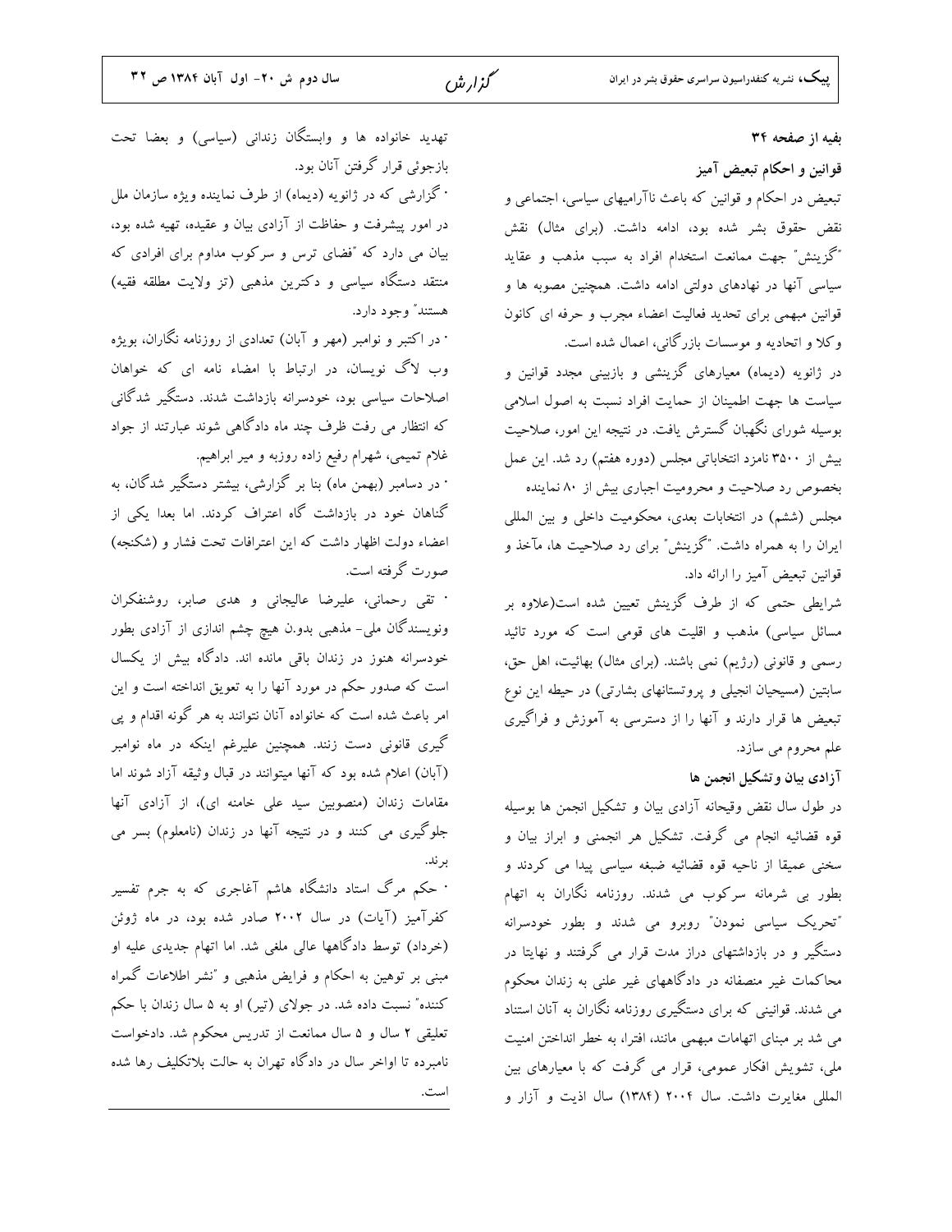بقیه از صفحه ۳۴

### قوانین و احکام تبعیض آمیز

تبعیض در احکام و قوانین که باعث ناآرامیهای سیاسی، اجتماعی و نقض حقوق بشر شده بود، ادامه داشت. (برای مثال) نقش "گزینش" جهت ممانعت استخدام افراد به سبب مذهب و عقاید سیاسی آنها در نهادهای دولتی ادامه داشت. همچنین مصوبه ها و قوانین مبهمی برای تحدید فعالیت اعضاء مجرب و حرفه ای کانون وکلا و اتحادیه و موسسات بازرگانی، اعمال شده است.

در ژانویه (دیماه) معیارهای گزینشی و بازبینی مجدد قوانین و سیاست ها جهت اطمینان از حمایت افراد نسبت به اصول اسلامی بوسیله شورای نگهبان گسترش یافت. در نتیجه این امور، صلاحیت بیش از ۳۵۰۰ نامزد انتخاباتی مجلس (دوره هفتم) رد شد. این عمل بخصوص رد صلاحیت و محرومیت اجباری بیش از ۸۰ نماینده مجلس (ششم) در انتخابات بعدی، محکومیت داخلی و بین المللی ایران را به همراه داشت. "گزینش" برای رد صلاحیت ها، مآخذ و قوانین تبعیض آمیز را ارائه داد.

شرایطی حتمی که از طرف گزینش تعیین شده است(علاوه بر مسائل سیاسی) مذهب و اقلیت های قومی است که مورد تائید رسمی و قانونی (رژیم) نمی باشند. (برای مثال) بهائیت، اهل حق، سابتین (مسیحیان انجیلی و پروتستانهای بشارتی) در حیطه این نوع تبعیض ها قرار دارند و آنها را از دسترسی به آموزش و فراگیری علم محروم می سازد.

### آزادی بیان وتشکیل انجمن ها

در طول سال نقض وقیحانه آزادی بیان و تشکیل انجمن ها بوسیله قوه قضائیه انجام می گرفت. تشکیل هر انجمنی و ابراز بیان و سخنی عمیقا از ناحیه قوه قضائیه ضبغه سیاسی پیدا می کردند و بطور بی شرمانه سرکوب می شدند. روزنامه نگاران به اتهام "تحریک سیاسی نمودن" روبرو می شدند و بطور خودسرانه دستگیر و در بازداشتهای دراز مدت قرار می گرفتند و نهایتا در محاکمات غیر منصفانه در دادگاههای غیر علنی به زندان محکوم می شدند. قوانینی که برای دستگیری روزنامه نگاران به آنان استناد می شد بر مبنای اتهامات مبهمی مانند، افترا، به خطر انداختن امنیت ملی، تشویش افکار عمومی، قرار می گرفت که با معیارهای بین المللی مغایرت داشت. سال ۲۰۰۴ (۱۳۸۴) سال اذیت و آزار و تهدید خانواده ها و وابستگان زندانی (سیاسی) و بعضا تحت بازجوئی قرار گرفتن آنان بود.

- گزارشی که در ژانویه (دیماه) از طرف نماینده ویژه سازمان ملل در امور پیشرفت و حفاظت از آزادی بیان و عقیده، تهیه شده بود، بیان می دارد که "فضای ترس و سرکوب مداوم برای افرادی که منتقد دستگاه سیاسی و دکترین مذهبی (تز ولایت مطلقه فقیه) هستند" وجود دارد.
- در اکتبر و نوامبر (مهر و آبان) تعدادی از روزنامه نگاران، بویژه وب لاگ نویسان، در ارتباط با امضاء نامه ای که خواهان اصلاحات سیاسی بود، خودسرانه بازداشت شدند. دستگیر شدگانی که انتظار می رفت ظرف چند ماه دادگاهی شوند عبارتند از جواد غلام تمیمی، شهرام رفیع زاده روزبه و میر ابراهیم.
- در دسامبر (بهمن ماه) بنا بر گزارشی، بیشتر دستگیر شدگان، به گناهان خود در بازداشت گاه اعتراف کردند. اما بعدا یکی از اعضاء دولت اظهار داشت که این اعترافات تحت فشار و (شکنجه) صورت گرفته است.
- تقی رحمانی، علیرضا عالیجانی و هدی صابر، روشنفکران ونویسندگان ملی- مذهبی بدو.ن هیچ چشم اندازی از آزادی بطور خودسرانه هنوز در زندان باقی مانده اند. دادگاه بیش از یکسال است که صدور حکم در مورد آنها را به تعویق انداخته است و این امر باعث شده است که خانواده آنان نتوانند به هر گونه اقدام و پی گیری قانونی دست زنند. همچنین علیرغم اینکه در ماه نوامبر (آبان) اعلام شده بود که آنها میتوانند در قبال وثیقه آزاد شوند اما مقامات زندان (منصوبین سید علی خامنه ای)، از آزادی آنها جلوگیری می کنند و در نتیجه آنها در زندان (نامعلوم) بسر می برند.
- حکم مرگ استاد دانشگاه هاشم آغاجری که به جرم تفسیر کفرآمیز (آیات) در سال ۲۰۰۲ صادر شده بود، در ماه ژوئن (خرداد) توسط دادگاهها عالی ملغی شد. اما اتهام جدیدی علیه او مبنی بر توهین به احکام و فرایض مذهبی و "نشر اطلاعات گمراه کننده" نسبت داده شد. در جولای (تیر) او به ۵ سال زندان با حکم تعلیقی ۲ سال و ۵ سال ممانعت از تدریس محکوم شد. دادخواست نامبرده تا اواخر سال در دادگاه تهران به حالت بلاتکلیف رها شده است.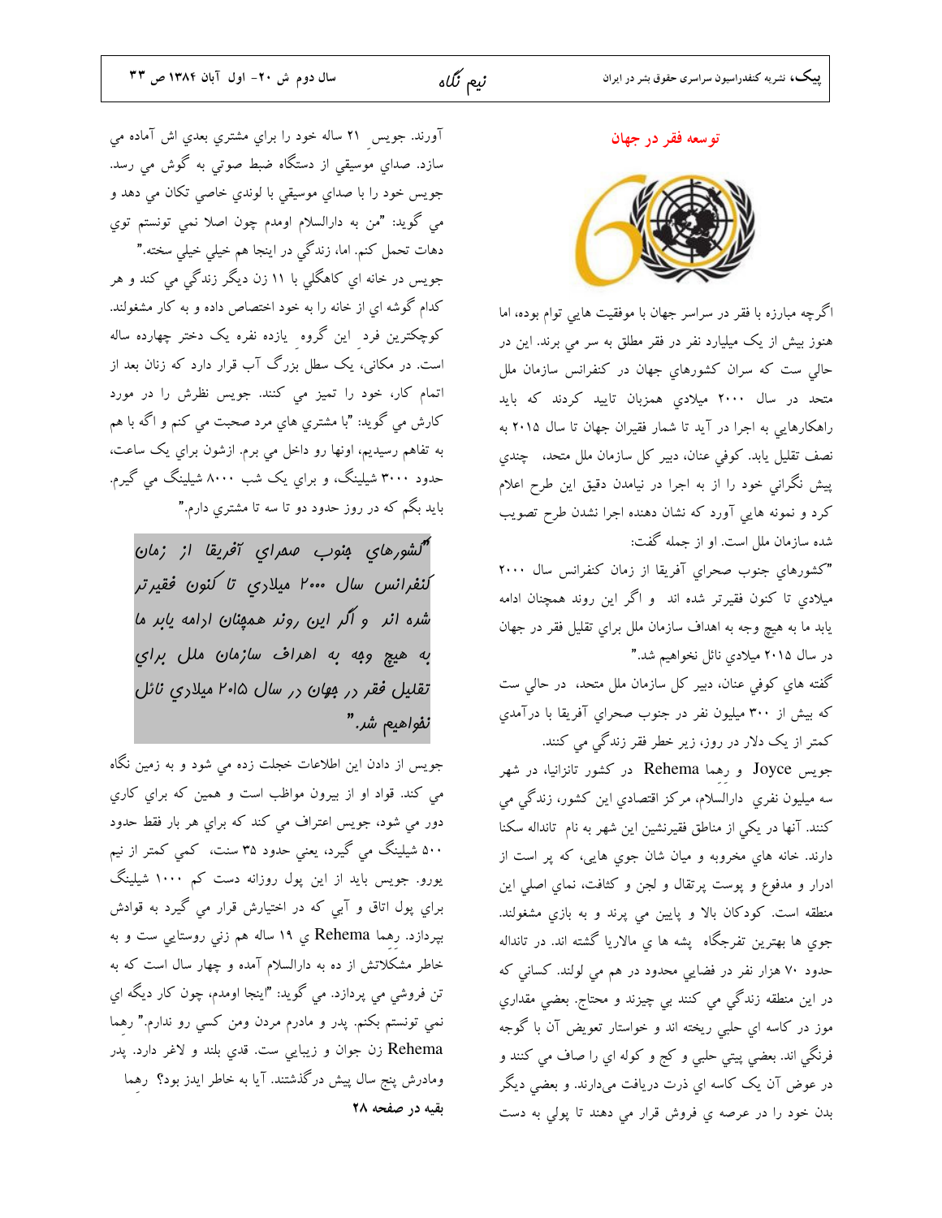## توسعه فقر در جهان

اگرچه مبارزه با فقر در سراسر جهان با موفقيت هايي توام بوده، اما هنوز بيش از يک ميليارد نفر در فقر مطلق به سر مي برند. اين در حالي ست که سران کشورهاي جهان در کنفرانس سازمان ملل متحد در سال ۲۰۰۰ ميلادي همزبان تاييد کردند که بايد راهکارهايي به اجرا در آيد تا شمار فقيران جهان تا سال ۲۰۱۵ به نصف تقليل يابد. کوفي عنان، دبير کل سازمان ملل متحد، چندي پيش نگراني خود را از به اجرا در نيامدن دقيق اين طرح اعلام کرد و نمونه هايي آورد که نشان دهنده اجرا نشدن طرح تصويب شده سازمان ملل است. او از جمله گفت:

"کشورهاي جنوب صحراي آفريقا از زمان کنفرانس سال ۲۰۰۰ ميلادي تا کنون فقيرتر شده اند و اگر اين روند همچنان ادامه يابد ما به هيچ وجه به اهداف سازمان ملل براي تقليل فقر در جهان در سال ۲۰۱۵ ميلادي نائل نخواهيم شد."

گفته هاي کوفي عنان، دبير کل سازمان ملل متحد، در حالي ست که بيش از ۳۰۰ ميليون نفر در جنوب صحراي آفريقا با درآمدي کمتر از يک دلار در روز، زير خطر فقر زندگي مي کنند.

جويس Joyce و رِهما Rehema در کشور تانزانيا، در شهر سه ميليون نفري دارالسّلام، مرکز اقتصادي اين کشور، زندگي مي کنند. آنها در يکي از مناطق فقيرنشين اين شهر به نام تانداله سکنا دارند. خانه هاي مخروبه و ميان شان جوي هايي، که پر است از ادرار و مدفوع و پوست پرتقال و لجن و کثافت، نماي اصلي اين منطقه است. کودکان بالا و پايين مي پرند و به بازي مشغولند. جوي ها بهترين تفرجگاه پشه ها ي مالاريا گشته اند. در تانداله حدود ۷۰ هزار نفر در فضايي محدود در هم مي لولند. کساني که در اين منطقه زندگي مي کنند بي چيزند و محتاج. بعضي مقداري موز در کاسه اي حلبي ريخته اند و خواستار تعويض آن با گوجه فرنگي اند. بعضي پيتي حلبي و کج و کوله اي را صاف مي کنند و در عوض آن يک کاسه اي ذرت دريافت مي‌دارند. و بعضي ديگر بدن خود را در عرصه ي فروش قرار مي دهند تا پولي به دست آورند. جويس ِ ۲۱ ساله خود را براي مشتري بعدي اش آماده مي سازد. صداي موسيقي از دستگاه ضبط صوتي به گوش مي رسد. جويس خود را با صداي موسيقي با لوندي خاصي تکان مي دهد و مي گويد: "من به دارالسلام اومدم چون اصلا نمي تونستم توي دهات تحمل کنم. اما، زندگي در اينجا هم خيلي خيلي سخته."

جويس در خانه اي کاهگلي با ۱۱ زن ديگر زندگي مي کند و هر کدام گوشه اي از خانه را به خود اختصاص داده و به کار مشغولند. کوچکترين فردِ اين گروهِ يازده نفره يک دختر چهارده ساله است. در مکاني، يک سطل بزرگ آب قرار دارد که زنان بعد از اتمام کار، خود را تميز مي کنند. جويس نظرش را در مورد کارش مي گويد: "با مشتري هاي مرد صحبت مي کنم و اگه با هم به تفاهم رسيديم، اونها رو داخل مي برم. ازشون براي يک ساعت، حدود ۳۰۰۰ شيلينگ، و براي يک شب ۸۰۰۰ شيلينگ مي گيرم. بايد بگم که در روز حدود دو تا سه تا مشتري دارم."

> *"کشورهاي جنوب صحراي آفريقا از زمان کنفرانس سال ۲۰۰۰ ميلادي تا کنون فقيرتر شده اند و اگر اين روند همچنان ادامه يابد ما به هيچ وجه به اهداف سازمان ملل براي تقليل فقر در جهان در سال ۲۰۱۵ ميلادي نائل نخواهيم شد."*

جويس از دادن اين اطلاعات خجلت زده مي شود و به زمين نگاه مي کند. قواد او از بيرون مواظب است و همين که براي کاري دور مي شود، جويس اعتراف مي کند که براي هر بار فقط حدود ۵۰۰ شيلينگ مي گيرد، يعني حدود ۳۵ سنت، کمي کمتر از نيم يورو. جويس بايد از اين پول روزانه دست کم ۱۰۰۰ شيلينگ براي پول اتاق و آبي که در اختيارش قرار مي گيرد به قوادش بپردازد. رِهما Rehema ي ۱۹ ساله هم زني روستايي ست و به خاطر مشکلاتش از ده به دارالسلام آمده و چهار سال است که به تن فروشي مي پردازد. مي گويد: "اينجا اومدم، چون کار ديگه اي نمي تونستم بکنم. پدر و مادرم مردن ومن کسي رو ندارم." رِهما Rehema زن جوان و زيبايي ست. قدي بلند و لاغر دارد. پدر ومادرش پنج سال پيش درگذشتند. آيا به خاطر ايدز بود؟ رِهما

**بقيه در صفحه ۲۸**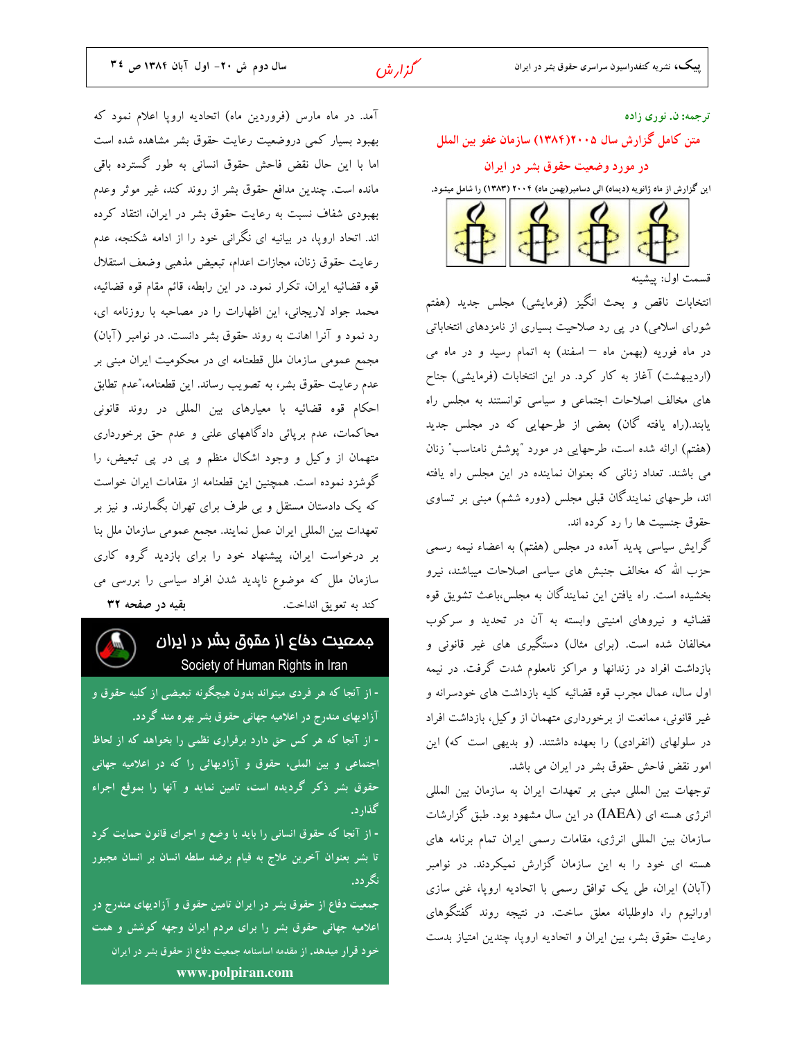ترجمه: ن. نوری زاده

## متن کامل گزارش سال ۲۰۰۵(۱۳۸۴) سازمان عفو بین الملل در مورد وضعیت حقوق بشر در ایران

این گزارش از ماه ژانویه (دیماه) الی دسامبر(بهمن ماه) ۲۰۰۴ (۱۳۸۳) را شامل میشود.

قسمت اول: پیشینه

انتخابات ناقص و بحث انگیز (فرمایشی) مجلس جدید (هفتم شورای اسلامی) در پی رد صلاحیت بسیاری از نامزدهای انتخاباتی در ماه فوریه (بهمن ماه – اسفند) به اتمام رسید و در ماه می (اردیبهشت) آغاز به کار کرد. در این انتخابات (فرمایشی) جناح های مخالف اصلاحات اجتماعی و سیاسی توانستند به مجلس راه یابند.(راه یافته گان) بعضی از طرحهایی که در مجلس جدید (هفتم) ارائه شده است، طرحهایی در مورد "پوشش نامناسب" زنان می باشند. تعداد زنانی که بعنوان نماینده در این مجلس راه یافته اند، طرحهای نمایندگان قبلی مجلس (دوره ششم) مبنی بر تساوی حقوق جنسیت ها را رد کرده اند.

گرایش سیاسی پدید آمده در مجلس (هفتم) به اعضاء نیمه رسمی حزب الله که مخالف جنبش های سیاسی اصلاحات میباشند، نیرو بخشیده است. راه یافتن این نمایندگان به مجلس،باعث تشویق قوه قضائیه و نیروهای امنیتی وابسته به آن در تحدید و سرکوب مخالفان شده است. (برای مثال) دستگیری های غیر قانونی و بازداشت افراد در زندانها و مراکز نامعلوم شدت گرفت. در نیمه اول سال، عمال مجرب قوه قضائیه کلیه بازداشت های خودسرانه و غیر قانونی، ممانعت از برخورداری متهمان از وکیل، بازداشت افراد در سلولهای (انفرادی) را بعهده داشتند. (و بدیهی است که) این امور نقض فاحش حقوق بشر در ایران می باشد.

توجهات بین المللی مبنی بر تعهدات ایران به سازمان بین المللی انرژی هسته ای (IAEA) در این سال مشهود بود. طبق گزارشات سازمان بین المللی انرژی، مقامات رسمی ایران تمام برنامه های هسته ای خود را به این سازمان گزارش نمیکردند. در نوامبر (آبان) ایران، طی یک توافق رسمی با اتحادیه اروپا، غنی سازی اورانیوم را، داوطلبانه معلق ساخت. در نتیجه روند گفتگوهای رعایت حقوق بشر، بین ایران و اتحادیه اروپا، چندین امتیاز بدست آمد. در ماه مارس (فروردین ماه) اتحادیه اروپا اعلام نمود که بهبود بسیار کمی دروضعیت رعایت حقوق بشر مشاهده شده است اما با این حال نقض فاحش حقوق انسانی به طور گسترده باقی مانده است. چندین مدافع حقوق بشر از روند کند، غیر موثر وعدم بهبودی شفاف نسبت به رعایت حقوق بشر در ایران، انتقاد کرده اند. اتحاد اروپا، در بیانیه ای نگرانی خود را از ادامه شکنجه، عدم رعایت حقوق زنان، مجازات اعدام، تبعیض مذهبی وضعف استقلال قوه قضائیه ایران، تکرار نمود. در این رابطه، قائم مقام قوه قضائیه، محمد جواد لاریجانی، این اظهارات را در مصاحبه با روزنامه ای، رد نمود و آنرا اهانت به روند حقوق بشر دانست. در نوامبر (آبان) مجمع عمومی سازمان ملل قطعنامه ای در محکومیت ایران مبنی بر عدم رعایت حقوق بشر، به تصویب رساند. این قطعنامه،"عدم تطابق احکام قوه قضائیه با معیارهای بین المللی در روند قانونی محاکمات، عدم برپائی دادگاههای علنی و عدم حق برخورداری متهمان از وکیل و وجود اشکال منظم و پی در پی تبعیض، را گوشزد نموده است. همچنین این قطعنامه از مقامات ایران خواست که یک دادستان مستقل و بی طرف برای تهران بگمارند. و نیز بر تعهدات بین المللی ایران عمل نمایند. مجمع عمومی سازمان ملل بنا بر درخواست ایران، پیشنهاد خود را برای بازدید گروه کاری سازمان ملل که موضوع ناپدید شدن افراد سیاسی را بررسی می کند به تعویق انداخت.

**بقیه در صفحه ۳۲**

---

**جمعیت دفاع از حقوق بشر در ایران**

Society of Human Rights in Iran

- از آنجا که هر فردی میتواند بدون هیچگونه تبعیضی از کلیه حقوق و آزادیهای مندرج در اعلامیه جهانی حقوق بشر بهره مند گردد.
- از آنجا که هر کس حق دارد برقراری نظمی را بخواهد که از لحاظ اجتماعی و بین المللی، حقوق و آزادیهائی را که در اعلامیه جهانی حقوق بشر ذکر گردیده است، تامین نماید و آنها را بموقع اجراء گذارد.
- از آنجا که حقوق انسانی را باید با وضع و اجرای قانون حمایت کرد تا بشر بعنوان آخرین علاج به قیام برضد سلطه انسان بر انسان مجبور نگردد.

جمعیت دفاع از حقوق بشر در ایران تامین حقوق و آزادیهای مندرج در اعلامیه جهانی حقوق بشر را برای مردم ایران وجهه کوشش و همت خود قرار میدهد. از مقدمه اساسنامه جمعیت دفاع از حقوق بشر در ایران

**www.polpiran.com**